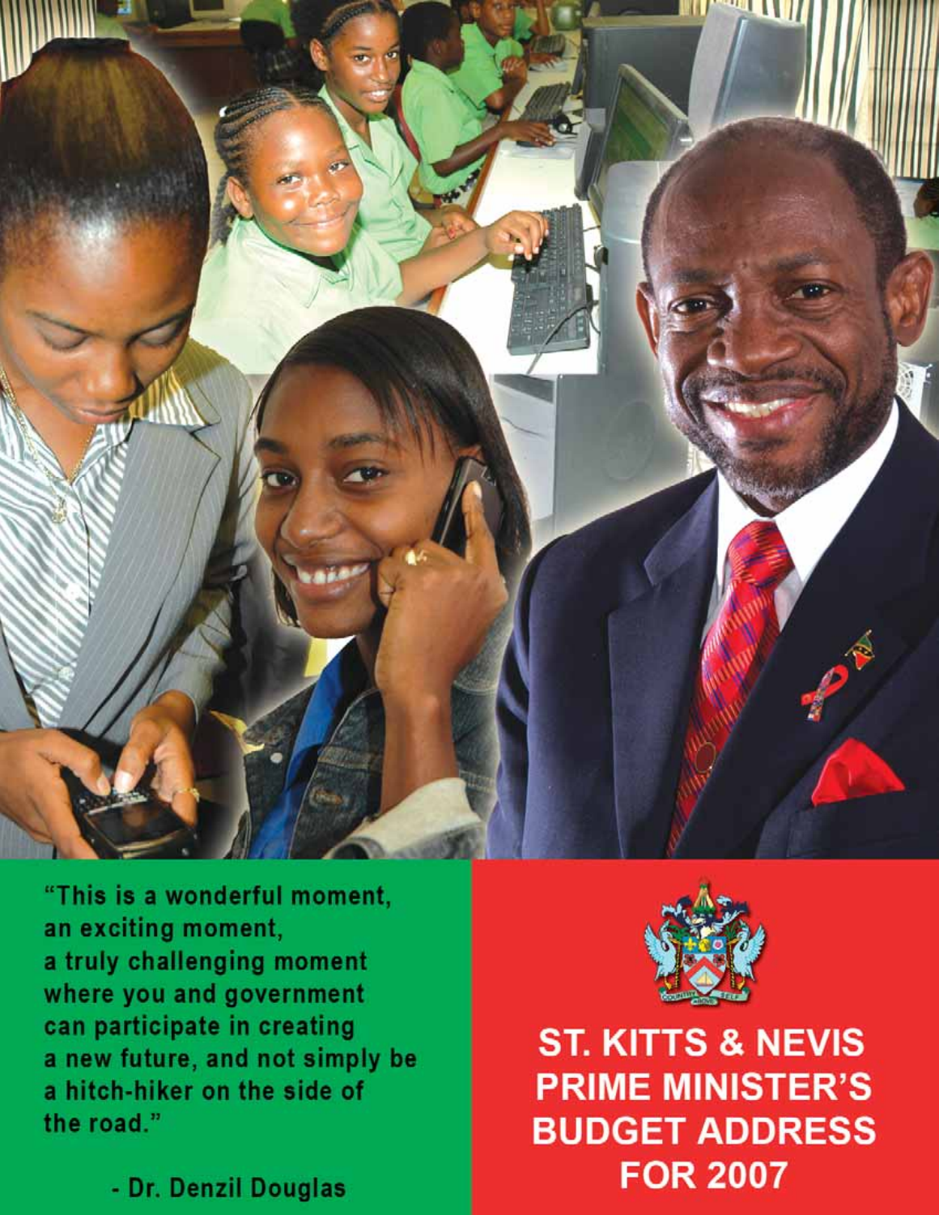"This is a wonderful moment,
an exciting moment,
a truly challenging moment
where you and government
can participate in creating
a new future, and not simply be
a hitch-hiker on the side of
the road."

- Dr. Denzil Douglas

# ST. KITTS & NEVIS PRIME MINISTER'S BUDGET ADDRESS FOR 2007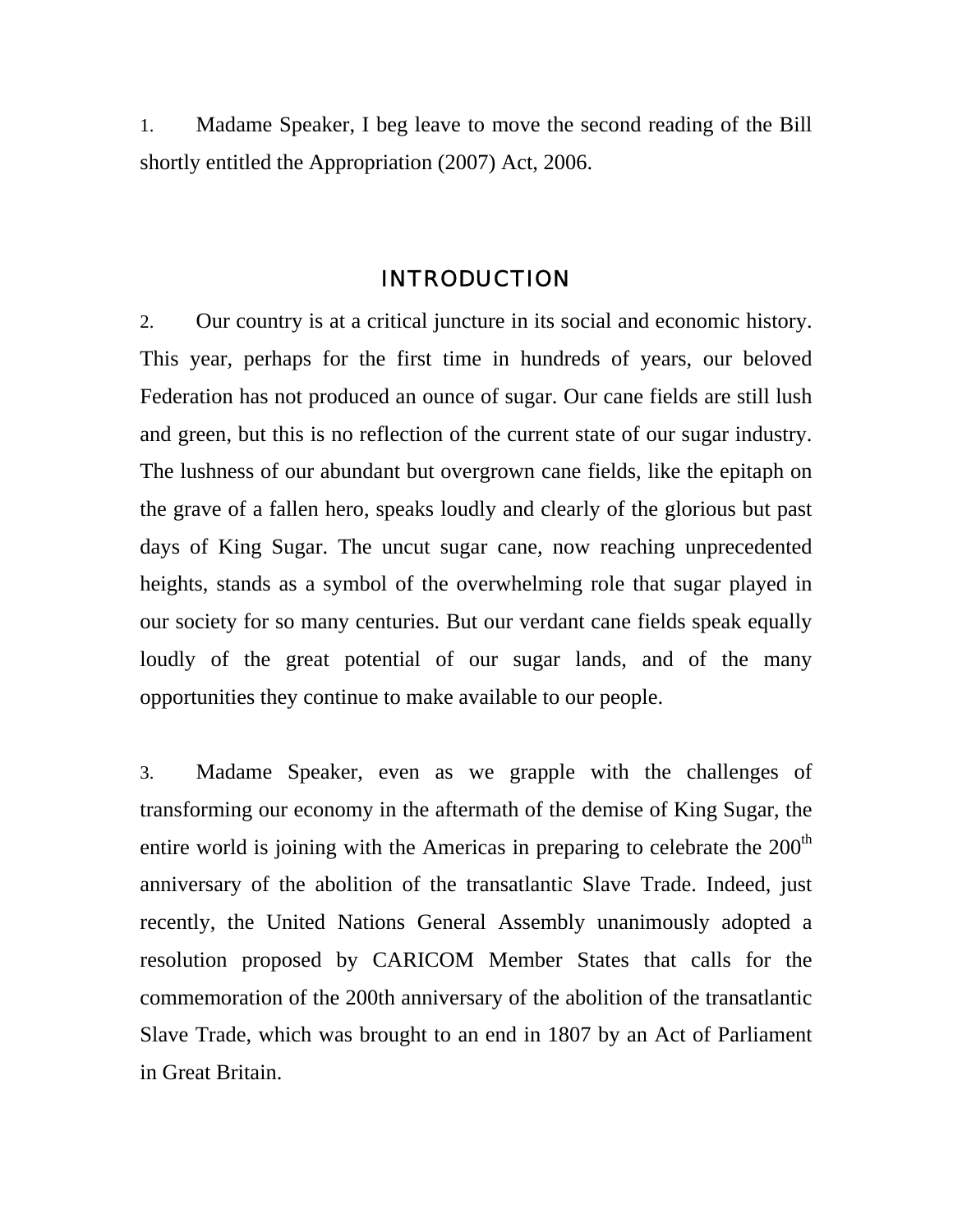1. Madame Speaker, I beg leave to move the second reading of the Bill shortly entitled the Appropriation (2007) Act, 2006.

## INTRODUCTION

2. Our country is at a critical juncture in its social and economic history. This year, perhaps for the first time in hundreds of years, our beloved Federation has not produced an ounce of sugar. Our cane fields are still lush and green, but this is no reflection of the current state of our sugar industry. The lushness of our abundant but overgrown cane fields, like the epitaph on the grave of a fallen hero, speaks loudly and clearly of the glorious but past days of King Sugar. The uncut sugar cane, now reaching unprecedented heights, stands as a symbol of the overwhelming role that sugar played in our society for so many centuries. But our verdant cane fields speak equally loudly of the great potential of our sugar lands, and of the many opportunities they continue to make available to our people.

3. Madame Speaker, even as we grapple with the challenges of transforming our economy in the aftermath of the demise of King Sugar, the entire world is joining with the Americas in preparing to celebrate the 200th anniversary of the abolition of the transatlantic Slave Trade. Indeed, just recently, the United Nations General Assembly unanimously adopted a resolution proposed by CARICOM Member States that calls for the commemoration of the 200th anniversary of the abolition of the transatlantic Slave Trade, which was brought to an end in 1807 by an Act of Parliament in Great Britain.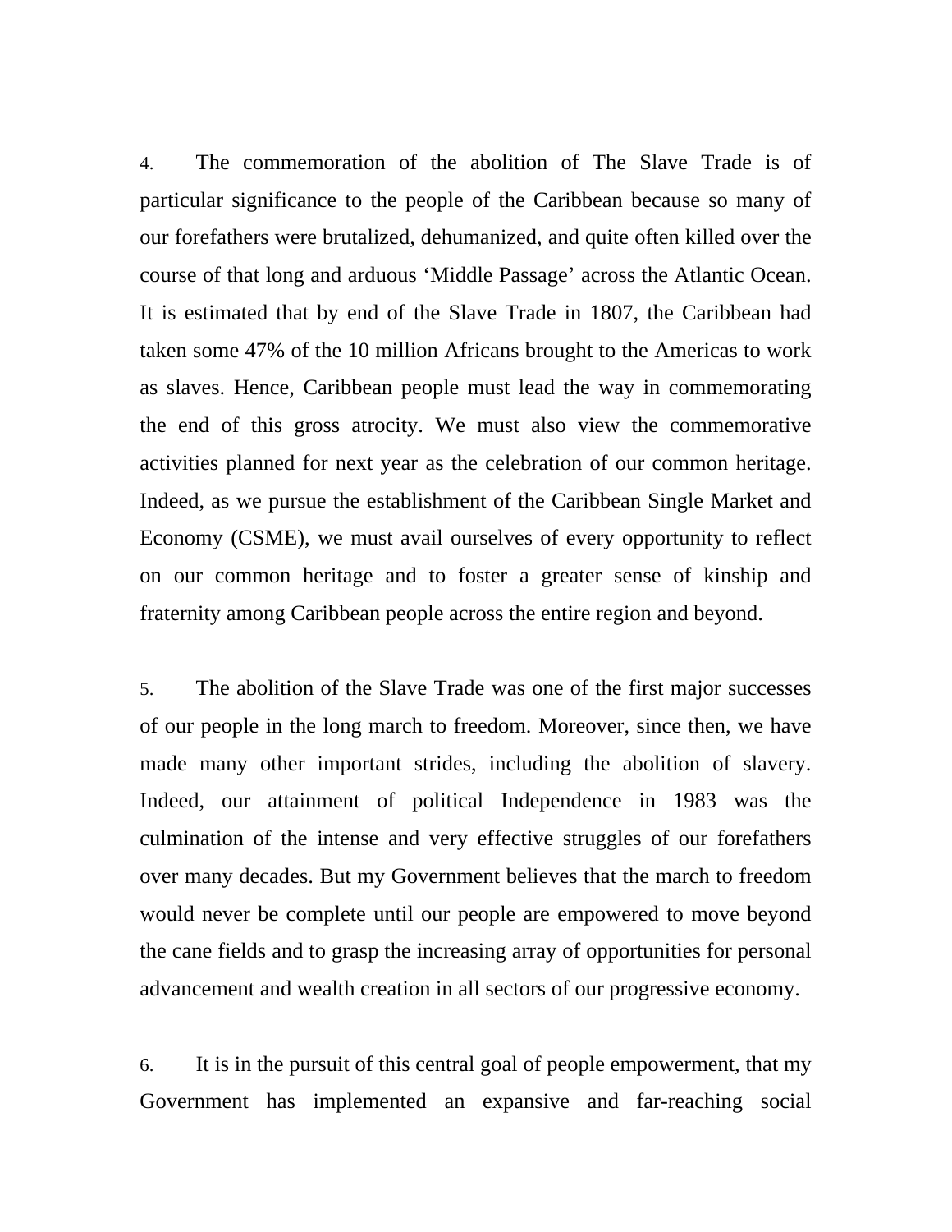4. The commemoration of the abolition of The Slave Trade is of particular significance to the people of the Caribbean because so many of our forefathers were brutalized, dehumanized, and quite often killed over the course of that long and arduous 'Middle Passage' across the Atlantic Ocean. It is estimated that by end of the Slave Trade in 1807, the Caribbean had taken some 47% of the 10 million Africans brought to the Americas to work as slaves. Hence, Caribbean people must lead the way in commemorating the end of this gross atrocity. We must also view the commemorative activities planned for next year as the celebration of our common heritage. Indeed, as we pursue the establishment of the Caribbean Single Market and Economy (CSME), we must avail ourselves of every opportunity to reflect on our common heritage and to foster a greater sense of kinship and fraternity among Caribbean people across the entire region and beyond.

5. The abolition of the Slave Trade was one of the first major successes of our people in the long march to freedom. Moreover, since then, we have made many other important strides, including the abolition of slavery. Indeed, our attainment of political Independence in 1983 was the culmination of the intense and very effective struggles of our forefathers over many decades. But my Government believes that the march to freedom would never be complete until our people are empowered to move beyond the cane fields and to grasp the increasing array of opportunities for personal advancement and wealth creation in all sectors of our progressive economy.

6. It is in the pursuit of this central goal of people empowerment, that my Government has implemented an expansive and far-reaching social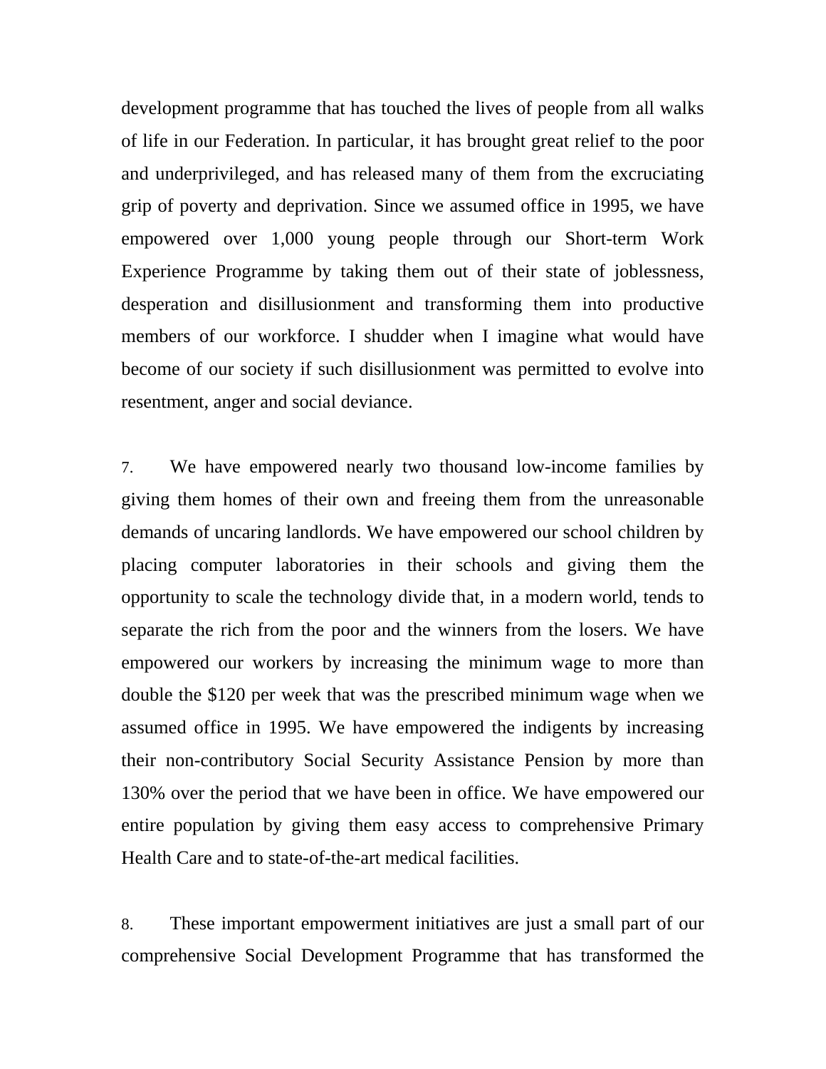development programme that has touched the lives of people from all walks of life in our Federation. In particular, it has brought great relief to the poor and underprivileged, and has released many of them from the excruciating grip of poverty and deprivation. Since we assumed office in 1995, we have empowered over 1,000 young people through our Short-term Work Experience Programme by taking them out of their state of joblessness, desperation and disillusionment and transforming them into productive members of our workforce. I shudder when I imagine what would have become of our society if such disillusionment was permitted to evolve into resentment, anger and social deviance.

7. We have empowered nearly two thousand low-income families by giving them homes of their own and freeing them from the unreasonable demands of uncaring landlords. We have empowered our school children by placing computer laboratories in their schools and giving them the opportunity to scale the technology divide that, in a modern world, tends to separate the rich from the poor and the winners from the losers. We have empowered our workers by increasing the minimum wage to more than double the $120 per week that was the prescribed minimum wage when we assumed office in 1995. We have empowered the indigents by increasing their non-contributory Social Security Assistance Pension by more than 130% over the period that we have been in office. We have empowered our entire population by giving them easy access to comprehensive Primary Health Care and to state-of-the-art medical facilities.

8. These important empowerment initiatives are just a small part of our comprehensive Social Development Programme that has transformed the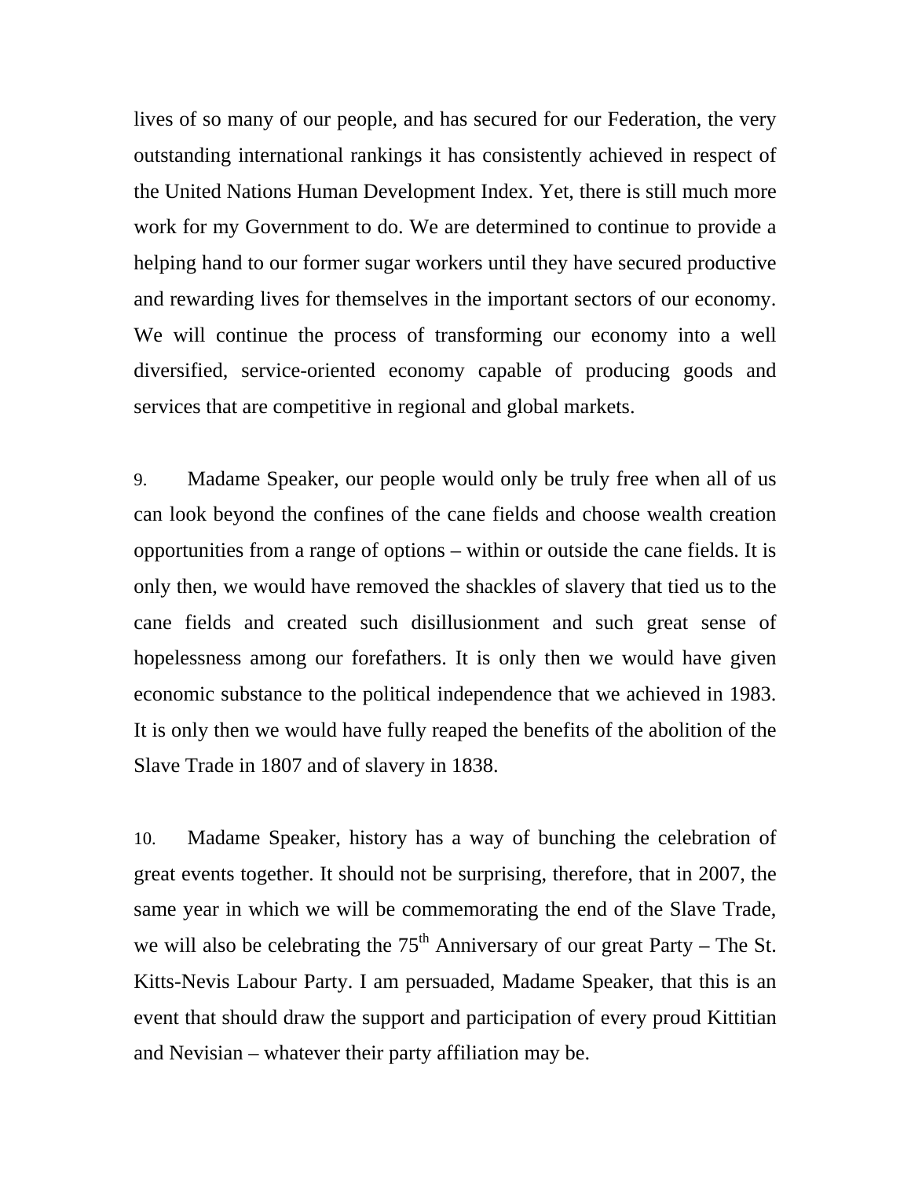lives of so many of our people, and has secured for our Federation, the very outstanding international rankings it has consistently achieved in respect of the United Nations Human Development Index. Yet, there is still much more work for my Government to do. We are determined to continue to provide a helping hand to our former sugar workers until they have secured productive and rewarding lives for themselves in the important sectors of our economy. We will continue the process of transforming our economy into a well diversified, service-oriented economy capable of producing goods and services that are competitive in regional and global markets.

9. Madame Speaker, our people would only be truly free when all of us can look beyond the confines of the cane fields and choose wealth creation opportunities from a range of options – within or outside the cane fields. It is only then, we would have removed the shackles of slavery that tied us to the cane fields and created such disillusionment and such great sense of hopelessness among our forefathers. It is only then we would have given economic substance to the political independence that we achieved in 1983. It is only then we would have fully reaped the benefits of the abolition of the Slave Trade in 1807 and of slavery in 1838.

10. Madame Speaker, history has a way of bunching the celebration of great events together. It should not be surprising, therefore, that in 2007, the same year in which we will be commemorating the end of the Slave Trade, we will also be celebrating the 75th Anniversary of our great Party – The St. Kitts-Nevis Labour Party. I am persuaded, Madame Speaker, that this is an event that should draw the support and participation of every proud Kittitian and Nevisian – whatever their party affiliation may be.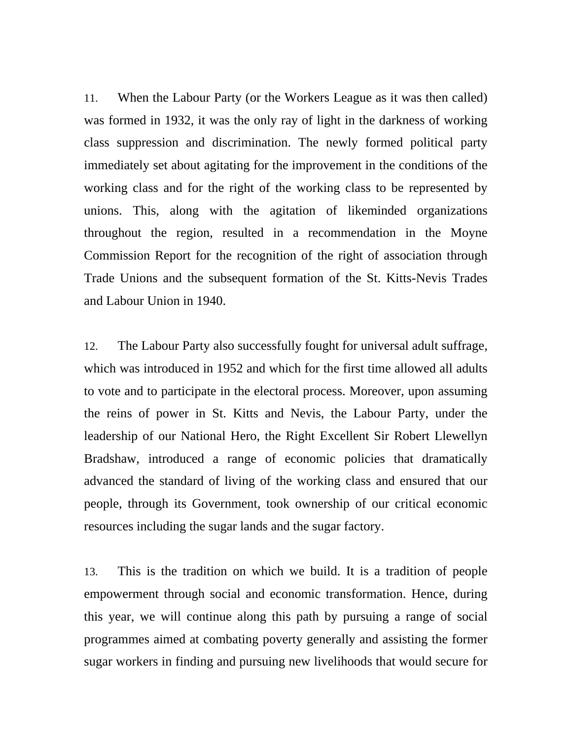11. When the Labour Party (or the Workers League as it was then called) was formed in 1932, it was the only ray of light in the darkness of working class suppression and discrimination. The newly formed political party immediately set about agitating for the improvement in the conditions of the working class and for the right of the working class to be represented by unions. This, along with the agitation of likeminded organizations throughout the region, resulted in a recommendation in the Moyne Commission Report for the recognition of the right of association through Trade Unions and the subsequent formation of the St. Kitts-Nevis Trades and Labour Union in 1940.

12. The Labour Party also successfully fought for universal adult suffrage, which was introduced in 1952 and which for the first time allowed all adults to vote and to participate in the electoral process. Moreover, upon assuming the reins of power in St. Kitts and Nevis, the Labour Party, under the leadership of our National Hero, the Right Excellent Sir Robert Llewellyn Bradshaw, introduced a range of economic policies that dramatically advanced the standard of living of the working class and ensured that our people, through its Government, took ownership of our critical economic resources including the sugar lands and the sugar factory.

13. This is the tradition on which we build. It is a tradition of people empowerment through social and economic transformation. Hence, during this year, we will continue along this path by pursuing a range of social programmes aimed at combating poverty generally and assisting the former sugar workers in finding and pursuing new livelihoods that would secure for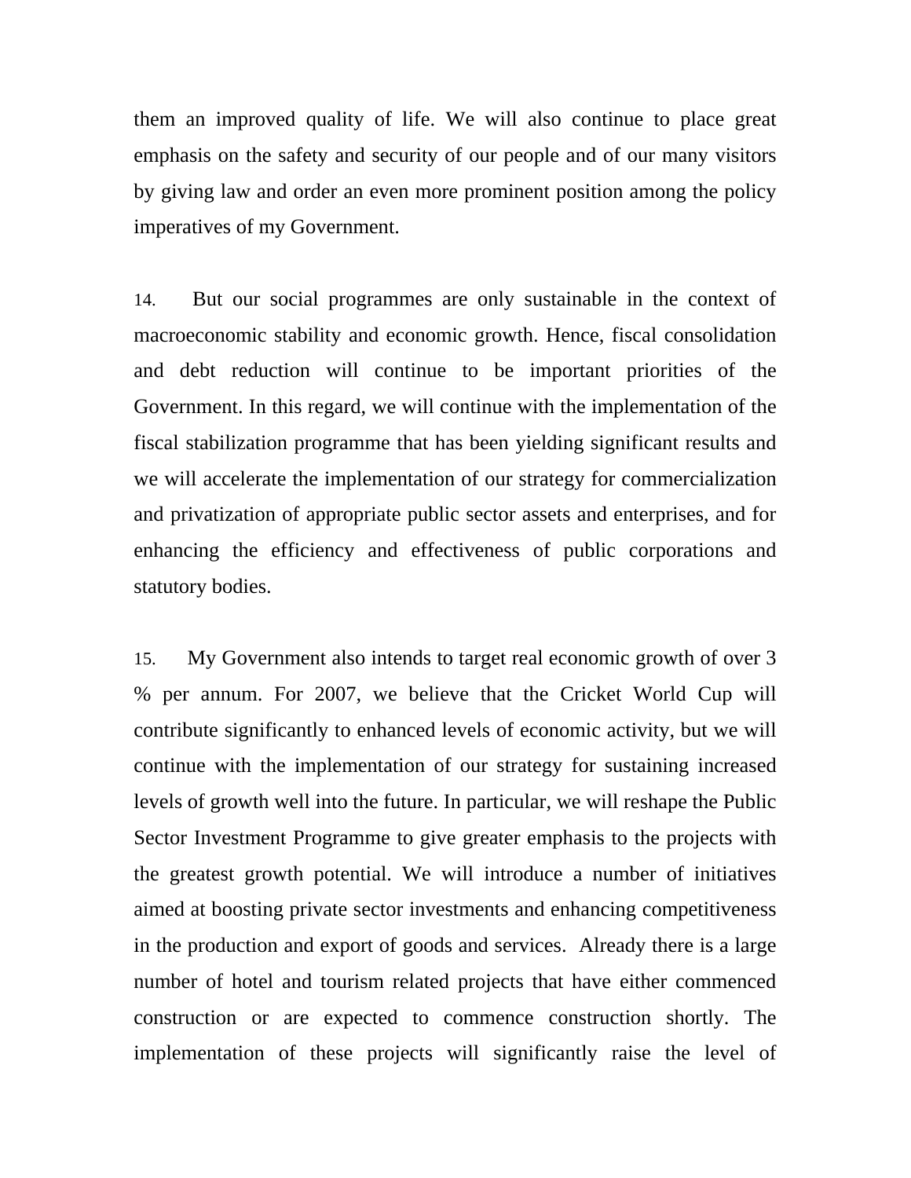them an improved quality of life. We will also continue to place great emphasis on the safety and security of our people and of our many visitors by giving law and order an even more prominent position among the policy imperatives of my Government.

14. But our social programmes are only sustainable in the context of macroeconomic stability and economic growth. Hence, fiscal consolidation and debt reduction will continue to be important priorities of the Government. In this regard, we will continue with the implementation of the fiscal stabilization programme that has been yielding significant results and we will accelerate the implementation of our strategy for commercialization and privatization of appropriate public sector assets and enterprises, and for enhancing the efficiency and effectiveness of public corporations and statutory bodies.

15. My Government also intends to target real economic growth of over 3 % per annum. For 2007, we believe that the Cricket World Cup will contribute significantly to enhanced levels of economic activity, but we will continue with the implementation of our strategy for sustaining increased levels of growth well into the future. In particular, we will reshape the Public Sector Investment Programme to give greater emphasis to the projects with the greatest growth potential. We will introduce a number of initiatives aimed at boosting private sector investments and enhancing competitiveness in the production and export of goods and services. Already there is a large number of hotel and tourism related projects that have either commenced construction or are expected to commence construction shortly. The implementation of these projects will significantly raise the level of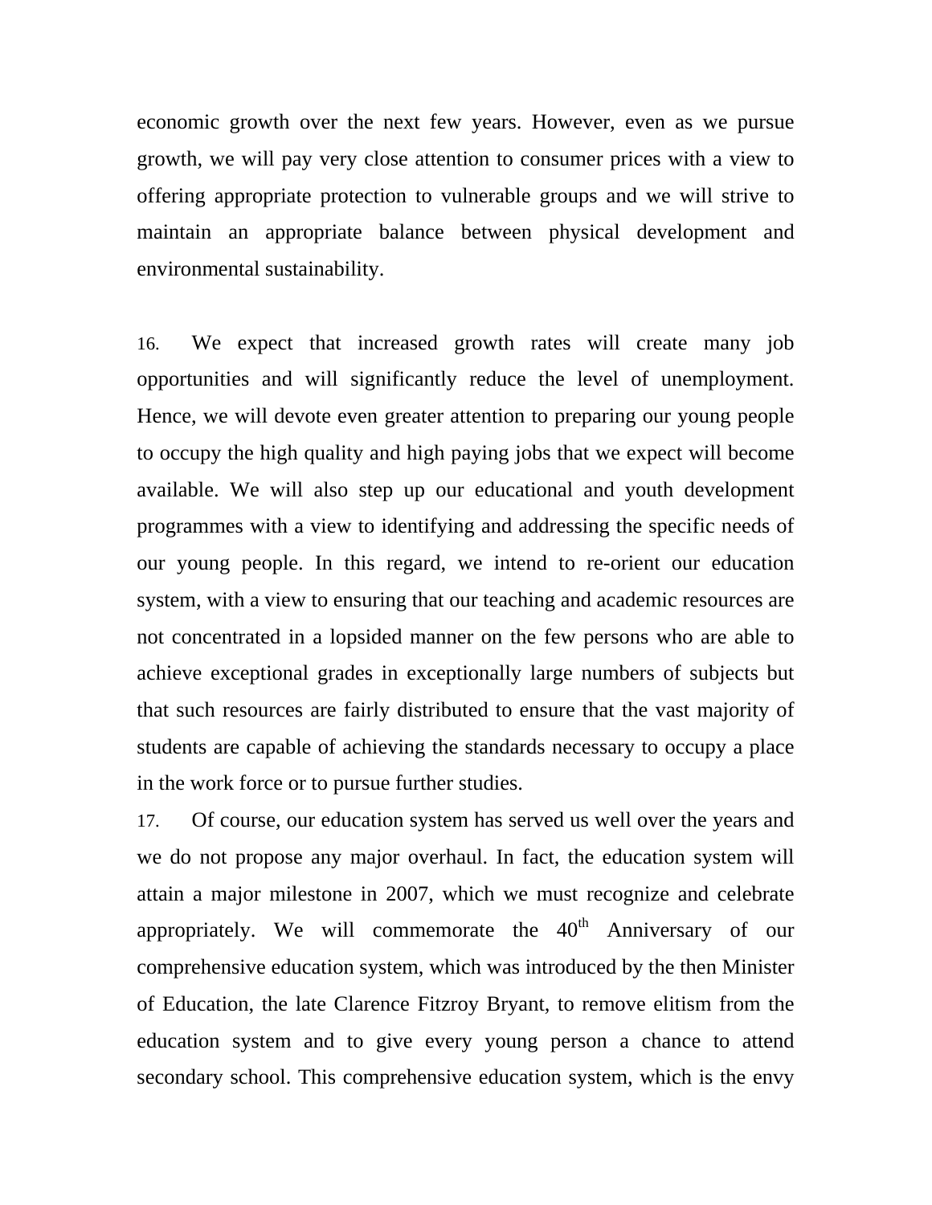economic growth over the next few years. However, even as we pursue growth, we will pay very close attention to consumer prices with a view to offering appropriate protection to vulnerable groups and we will strive to maintain an appropriate balance between physical development and environmental sustainability.

16. We expect that increased growth rates will create many job opportunities and will significantly reduce the level of unemployment. Hence, we will devote even greater attention to preparing our young people to occupy the high quality and high paying jobs that we expect will become available. We will also step up our educational and youth development programmes with a view to identifying and addressing the specific needs of our young people. In this regard, we intend to re-orient our education system, with a view to ensuring that our teaching and academic resources are not concentrated in a lopsided manner on the few persons who are able to achieve exceptional grades in exceptionally large numbers of subjects but that such resources are fairly distributed to ensure that the vast majority of students are capable of achieving the standards necessary to occupy a place in the work force or to pursue further studies.

17. Of course, our education system has served us well over the years and we do not propose any major overhaul. In fact, the education system will attain a major milestone in 2007, which we must recognize and celebrate appropriately. We will commemorate the 40th Anniversary of our comprehensive education system, which was introduced by the then Minister of Education, the late Clarence Fitzroy Bryant, to remove elitism from the education system and to give every young person a chance to attend secondary school. This comprehensive education system, which is the envy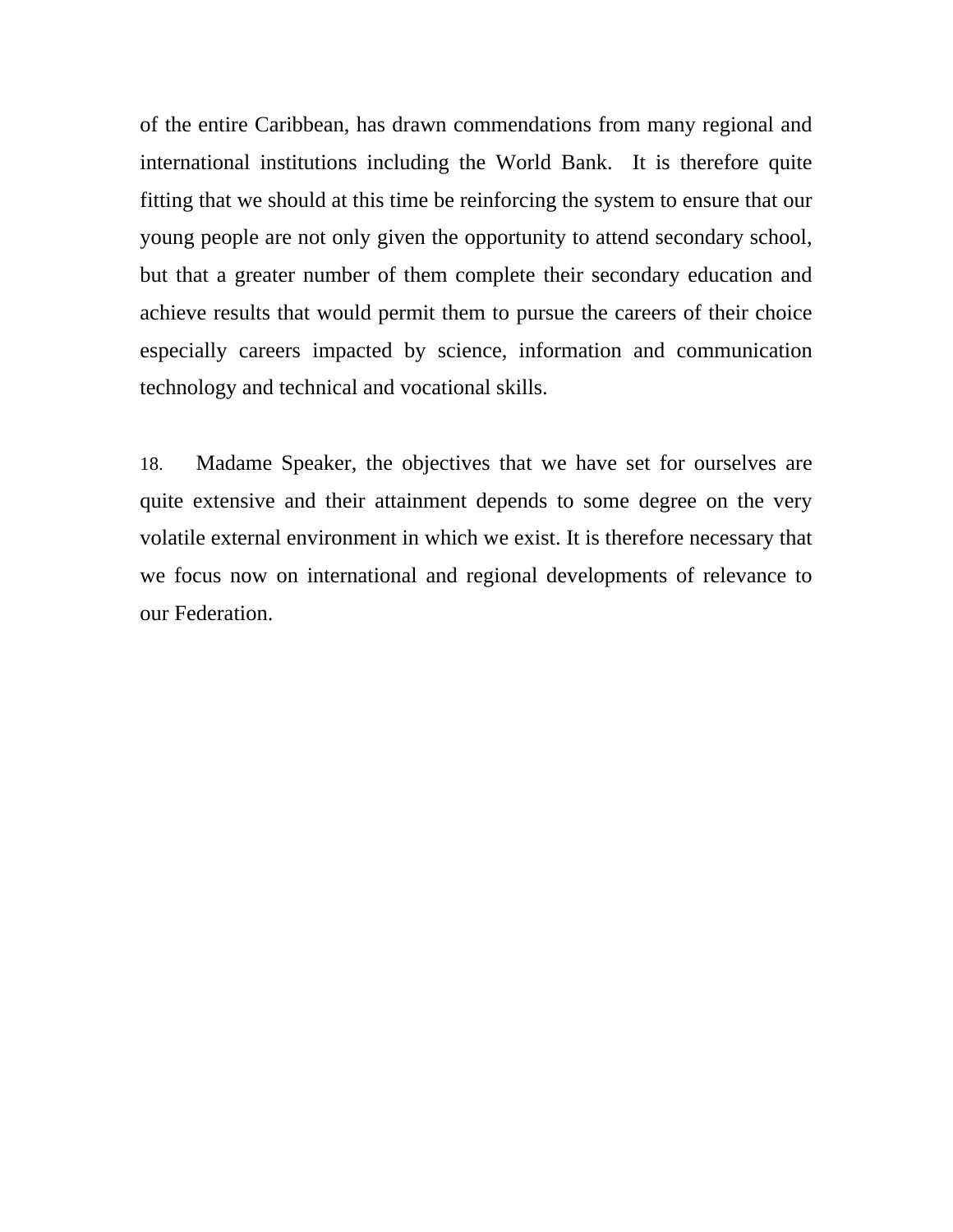of the entire Caribbean, has drawn commendations from many regional and international institutions including the World Bank. It is therefore quite fitting that we should at this time be reinforcing the system to ensure that our young people are not only given the opportunity to attend secondary school, but that a greater number of them complete their secondary education and achieve results that would permit them to pursue the careers of their choice especially careers impacted by science, information and communication technology and technical and vocational skills.

18. Madame Speaker, the objectives that we have set for ourselves are quite extensive and their attainment depends to some degree on the very volatile external environment in which we exist. It is therefore necessary that we focus now on international and regional developments of relevance to our Federation.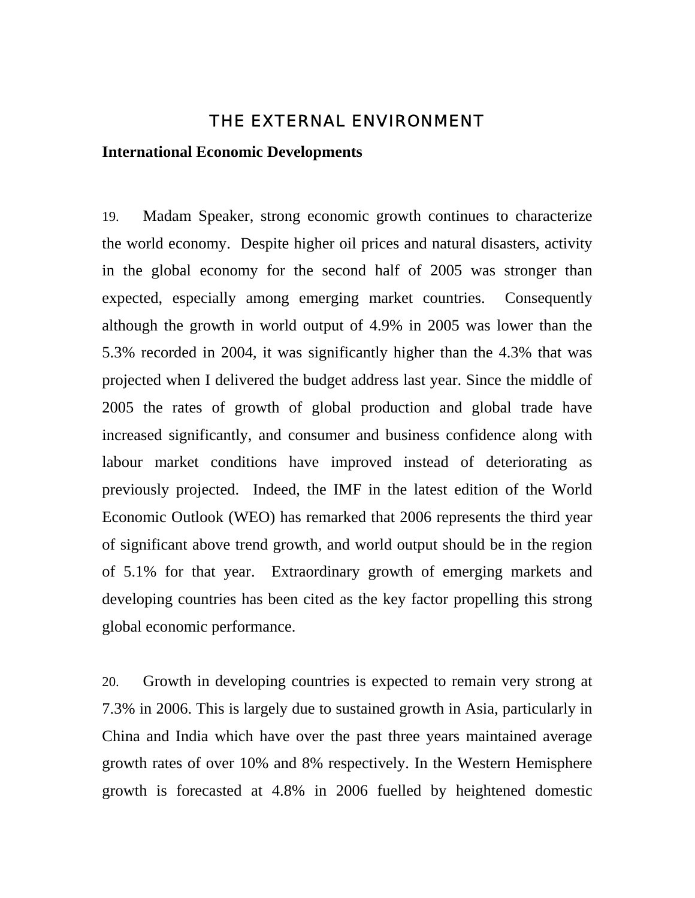# THE EXTERNAL ENVIRONMENT

**International Economic Developments**

19. Madam Speaker, strong economic growth continues to characterize the world economy. Despite higher oil prices and natural disasters, activity in the global economy for the second half of 2005 was stronger than expected, especially among emerging market countries. Consequently although the growth in world output of 4.9% in 2005 was lower than the 5.3% recorded in 2004, it was significantly higher than the 4.3% that was projected when I delivered the budget address last year. Since the middle of 2005 the rates of growth of global production and global trade have increased significantly, and consumer and business confidence along with labour market conditions have improved instead of deteriorating as previously projected. Indeed, the IMF in the latest edition of the World Economic Outlook (WEO) has remarked that 2006 represents the third year of significant above trend growth, and world output should be in the region of 5.1% for that year. Extraordinary growth of emerging markets and developing countries has been cited as the key factor propelling this strong global economic performance.

20. Growth in developing countries is expected to remain very strong at 7.3% in 2006. This is largely due to sustained growth in Asia, particularly in China and India which have over the past three years maintained average growth rates of over 10% and 8% respectively. In the Western Hemisphere growth is forecasted at 4.8% in 2006 fuelled by heightened domestic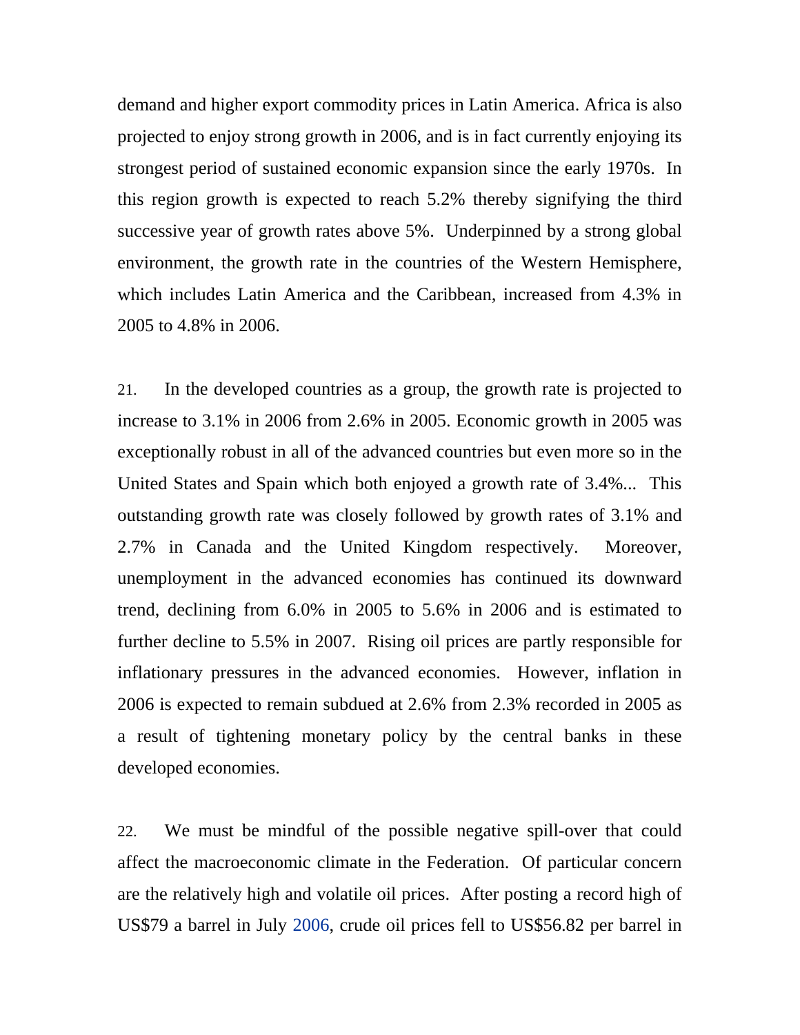demand and higher export commodity prices in Latin America. Africa is also projected to enjoy strong growth in 2006, and is in fact currently enjoying its strongest period of sustained economic expansion since the early 1970s. In this region growth is expected to reach 5.2% thereby signifying the third successive year of growth rates above 5%. Underpinned by a strong global environment, the growth rate in the countries of the Western Hemisphere, which includes Latin America and the Caribbean, increased from 4.3% in 2005 to 4.8% in 2006.

21. In the developed countries as a group, the growth rate is projected to increase to 3.1% in 2006 from 2.6% in 2005. Economic growth in 2005 was exceptionally robust in all of the advanced countries but even more so in the United States and Spain which both enjoyed a growth rate of 3.4%... This outstanding growth rate was closely followed by growth rates of 3.1% and 2.7% in Canada and the United Kingdom respectively. Moreover, unemployment in the advanced economies has continued its downward trend, declining from 6.0% in 2005 to 5.6% in 2006 and is estimated to further decline to 5.5% in 2007. Rising oil prices are partly responsible for inflationary pressures in the advanced economies. However, inflation in 2006 is expected to remain subdued at 2.6% from 2.3% recorded in 2005 as a result of tightening monetary policy by the central banks in these developed economies.

22. We must be mindful of the possible negative spill-over that could affect the macroeconomic climate in the Federation. Of particular concern are the relatively high and volatile oil prices. After posting a record high of US$79 a barrel in July 2006, crude oil prices fell to US$56.82 per barrel in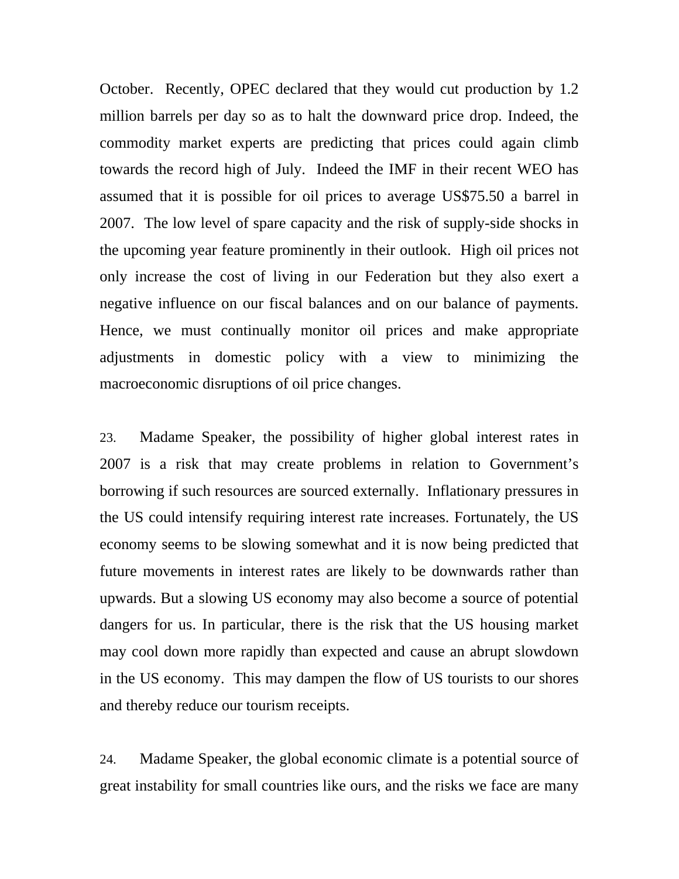October. Recently, OPEC declared that they would cut production by 1.2 million barrels per day so as to halt the downward price drop. Indeed, the commodity market experts are predicting that prices could again climb towards the record high of July. Indeed the IMF in their recent WEO has assumed that it is possible for oil prices to average US$75.50 a barrel in 2007. The low level of spare capacity and the risk of supply-side shocks in the upcoming year feature prominently in their outlook. High oil prices not only increase the cost of living in our Federation but they also exert a negative influence on our fiscal balances and on our balance of payments. Hence, we must continually monitor oil prices and make appropriate adjustments in domestic policy with a view to minimizing the macroeconomic disruptions of oil price changes.

23. Madame Speaker, the possibility of higher global interest rates in 2007 is a risk that may create problems in relation to Government's borrowing if such resources are sourced externally. Inflationary pressures in the US could intensify requiring interest rate increases. Fortunately, the US economy seems to be slowing somewhat and it is now being predicted that future movements in interest rates are likely to be downwards rather than upwards. But a slowing US economy may also become a source of potential dangers for us. In particular, there is the risk that the US housing market may cool down more rapidly than expected and cause an abrupt slowdown in the US economy. This may dampen the flow of US tourists to our shores and thereby reduce our tourism receipts.

24. Madame Speaker, the global economic climate is a potential source of great instability for small countries like ours, and the risks we face are many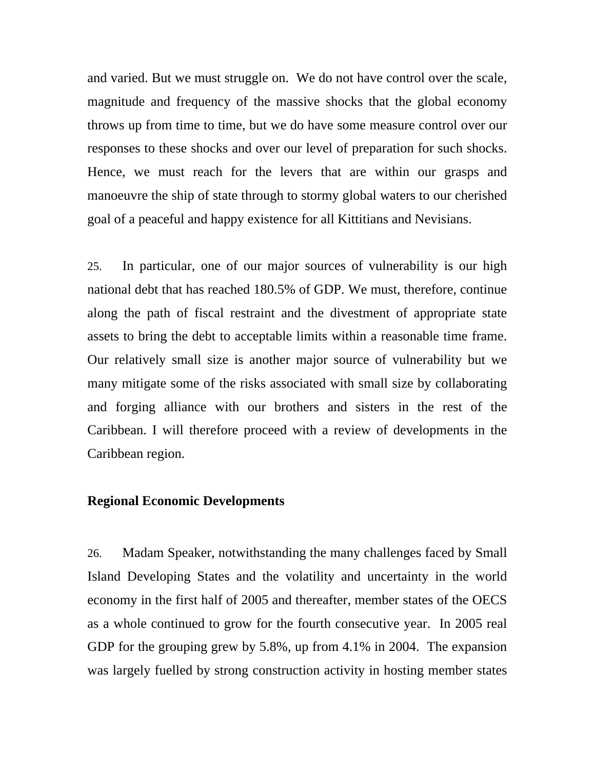and varied. But we must struggle on. We do not have control over the scale, magnitude and frequency of the massive shocks that the global economy throws up from time to time, but we do have some measure control over our responses to these shocks and over our level of preparation for such shocks. Hence, we must reach for the levers that are within our grasps and manoeuvre the ship of state through to stormy global waters to our cherished goal of a peaceful and happy existence for all Kittitians and Nevisians.

25. In particular, one of our major sources of vulnerability is our high national debt that has reached 180.5% of GDP. We must, therefore, continue along the path of fiscal restraint and the divestment of appropriate state assets to bring the debt to acceptable limits within a reasonable time frame. Our relatively small size is another major source of vulnerability but we many mitigate some of the risks associated with small size by collaborating and forging alliance with our brothers and sisters in the rest of the Caribbean. I will therefore proceed with a review of developments in the Caribbean region.

**Regional Economic Developments**

26. Madam Speaker, notwithstanding the many challenges faced by Small Island Developing States and the volatility and uncertainty in the world economy in the first half of 2005 and thereafter, member states of the OECS as a whole continued to grow for the fourth consecutive year. In 2005 real GDP for the grouping grew by 5.8%, up from 4.1% in 2004. The expansion was largely fuelled by strong construction activity in hosting member states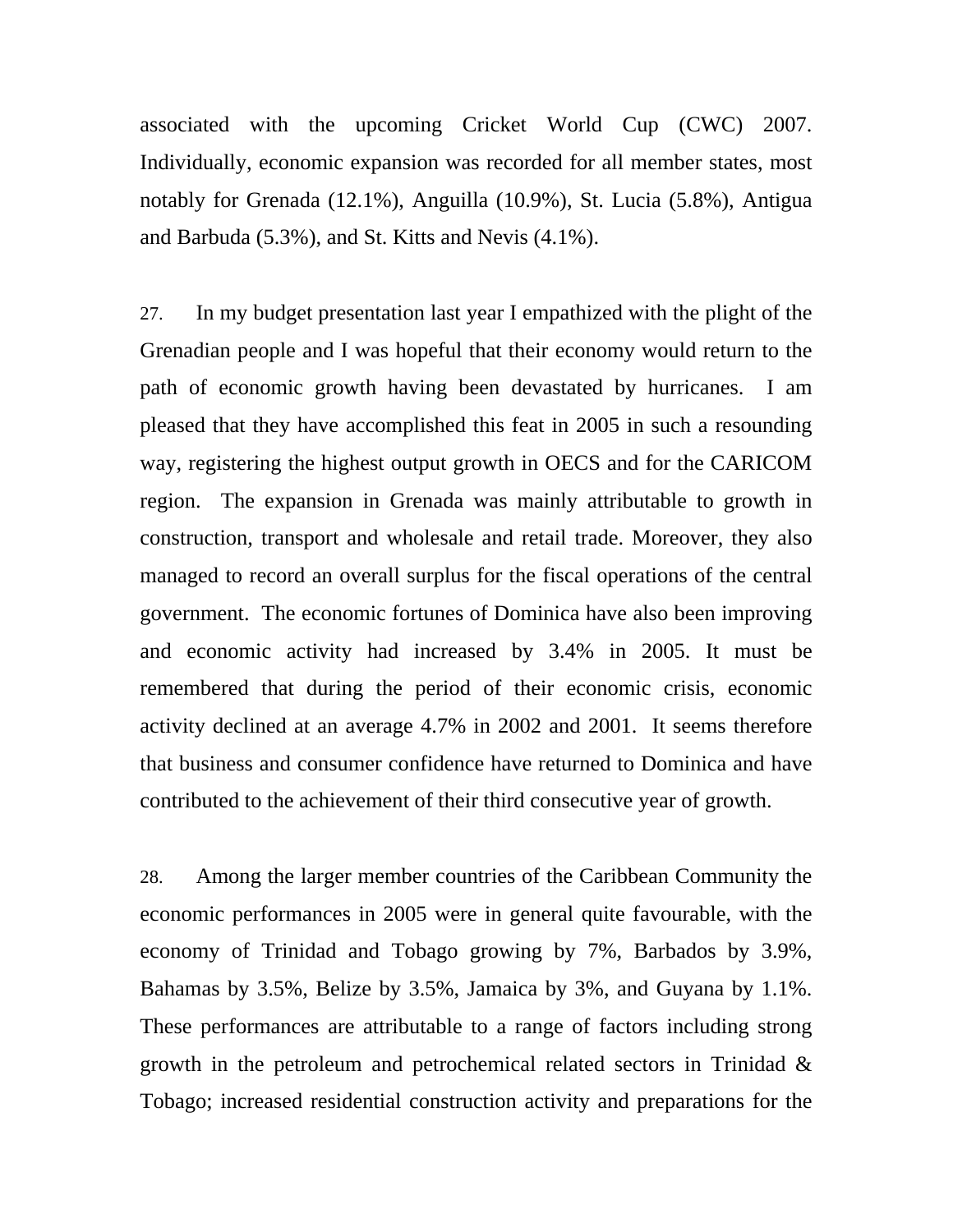associated with the upcoming Cricket World Cup (CWC) 2007. Individually, economic expansion was recorded for all member states, most notably for Grenada (12.1%), Anguilla (10.9%), St. Lucia (5.8%), Antigua and Barbuda (5.3%), and St. Kitts and Nevis (4.1%).

27. In my budget presentation last year I empathized with the plight of the Grenadian people and I was hopeful that their economy would return to the path of economic growth having been devastated by hurricanes. I am pleased that they have accomplished this feat in 2005 in such a resounding way, registering the highest output growth in OECS and for the CARICOM region. The expansion in Grenada was mainly attributable to growth in construction, transport and wholesale and retail trade. Moreover, they also managed to record an overall surplus for the fiscal operations of the central government. The economic fortunes of Dominica have also been improving and economic activity had increased by 3.4% in 2005. It must be remembered that during the period of their economic crisis, economic activity declined at an average 4.7% in 2002 and 2001. It seems therefore that business and consumer confidence have returned to Dominica and have contributed to the achievement of their third consecutive year of growth.

28. Among the larger member countries of the Caribbean Community the economic performances in 2005 were in general quite favourable, with the economy of Trinidad and Tobago growing by 7%, Barbados by 3.9%, Bahamas by 3.5%, Belize by 3.5%, Jamaica by 3%, and Guyana by 1.1%. These performances are attributable to a range of factors including strong growth in the petroleum and petrochemical related sectors in Trinidad & Tobago; increased residential construction activity and preparations for the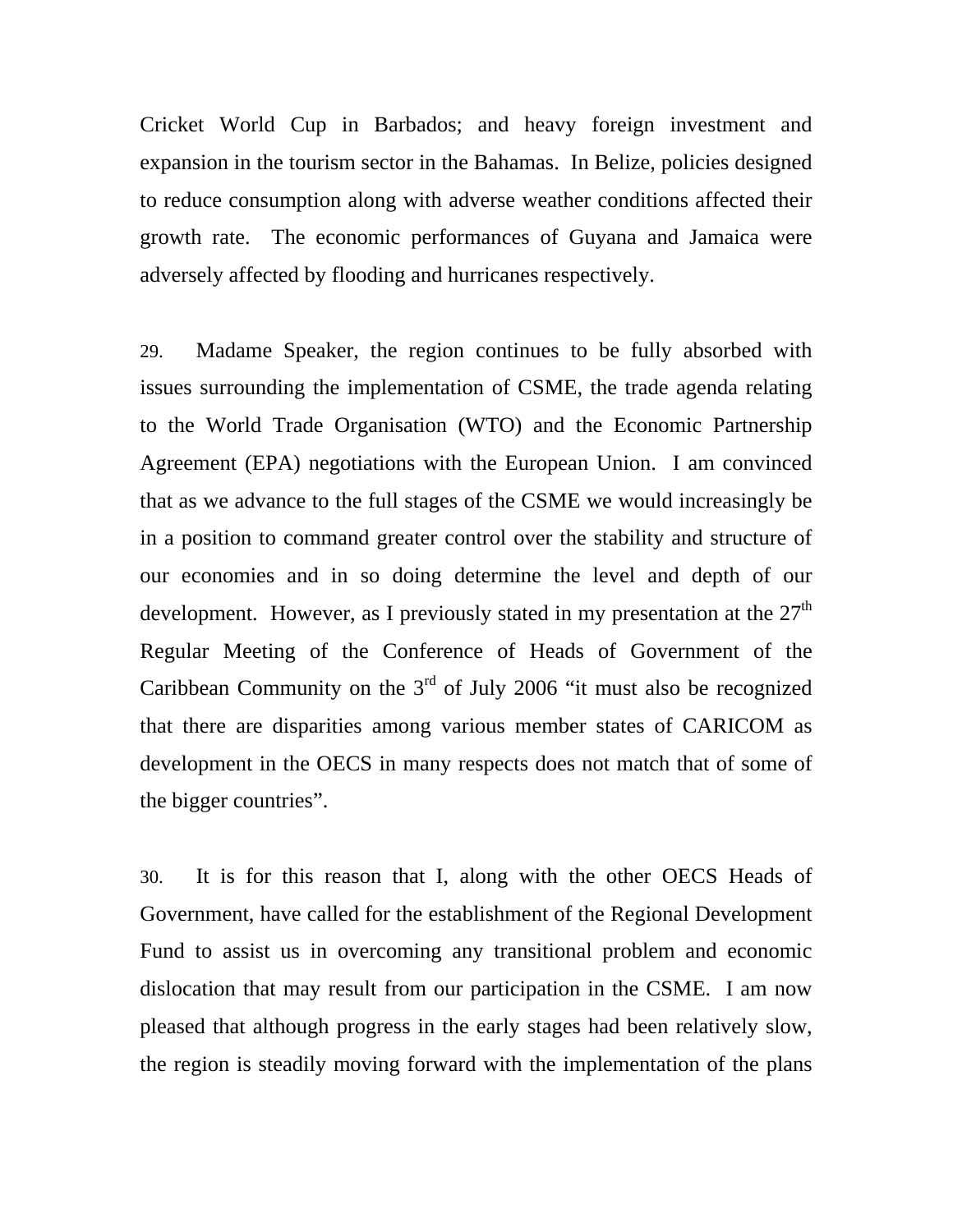Cricket World Cup in Barbados; and heavy foreign investment and expansion in the tourism sector in the Bahamas. In Belize, policies designed to reduce consumption along with adverse weather conditions affected their growth rate. The economic performances of Guyana and Jamaica were adversely affected by flooding and hurricanes respectively.

29. Madame Speaker, the region continues to be fully absorbed with issues surrounding the implementation of CSME, the trade agenda relating to the World Trade Organisation (WTO) and the Economic Partnership Agreement (EPA) negotiations with the European Union. I am convinced that as we advance to the full stages of the CSME we would increasingly be in a position to command greater control over the stability and structure of our economies and in so doing determine the level and depth of our development. However, as I previously stated in my presentation at the 27th Regular Meeting of the Conference of Heads of Government of the Caribbean Community on the 3rd of July 2006 "it must also be recognized that there are disparities among various member states of CARICOM as development in the OECS in many respects does not match that of some of the bigger countries".

30. It is for this reason that I, along with the other OECS Heads of Government, have called for the establishment of the Regional Development Fund to assist us in overcoming any transitional problem and economic dislocation that may result from our participation in the CSME. I am now pleased that although progress in the early stages had been relatively slow, the region is steadily moving forward with the implementation of the plans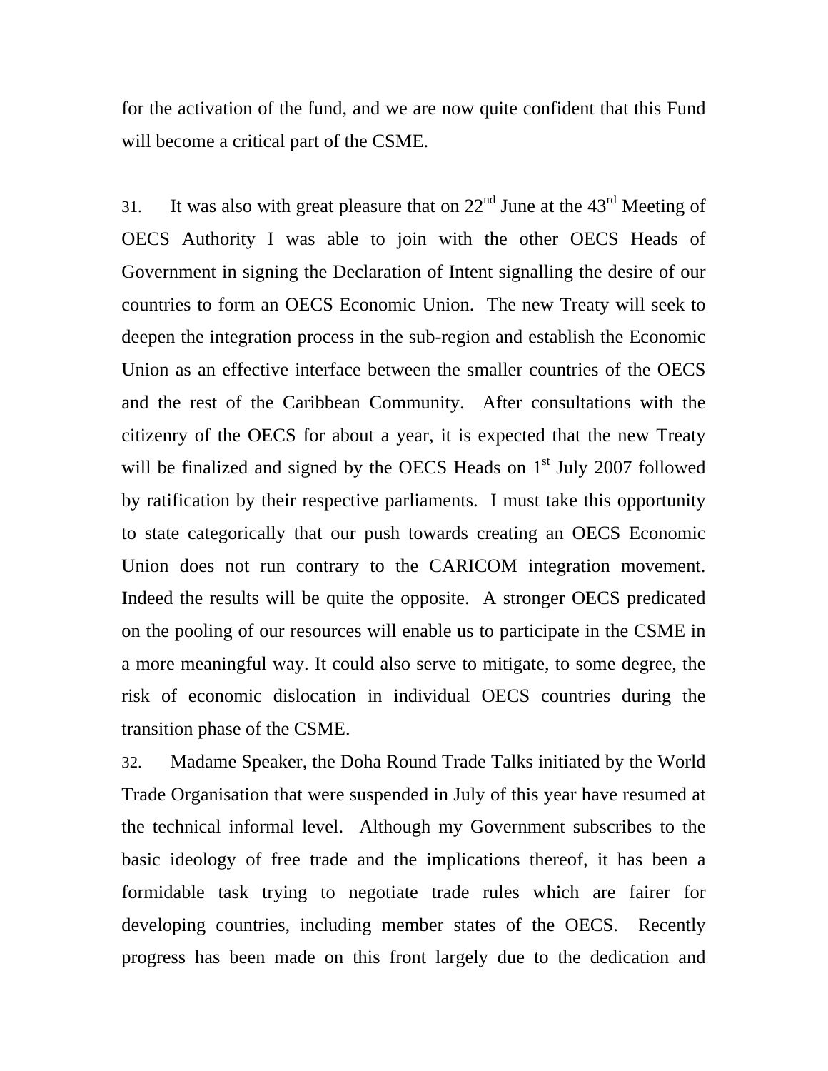for the activation of the fund, and we are now quite confident that this Fund will become a critical part of the CSME.

31. It was also with great pleasure that on 22nd June at the 43rd Meeting of OECS Authority I was able to join with the other OECS Heads of Government in signing the Declaration of Intent signalling the desire of our countries to form an OECS Economic Union. The new Treaty will seek to deepen the integration process in the sub-region and establish the Economic Union as an effective interface between the smaller countries of the OECS and the rest of the Caribbean Community. After consultations with the citizenry of the OECS for about a year, it is expected that the new Treaty will be finalized and signed by the OECS Heads on 1st July 2007 followed by ratification by their respective parliaments. I must take this opportunity to state categorically that our push towards creating an OECS Economic Union does not run contrary to the CARICOM integration movement. Indeed the results will be quite the opposite. A stronger OECS predicated on the pooling of our resources will enable us to participate in the CSME in a more meaningful way. It could also serve to mitigate, to some degree, the risk of economic dislocation in individual OECS countries during the transition phase of the CSME.

32. Madame Speaker, the Doha Round Trade Talks initiated by the World Trade Organisation that were suspended in July of this year have resumed at the technical informal level. Although my Government subscribes to the basic ideology of free trade and the implications thereof, it has been a formidable task trying to negotiate trade rules which are fairer for developing countries, including member states of the OECS. Recently progress has been made on this front largely due to the dedication and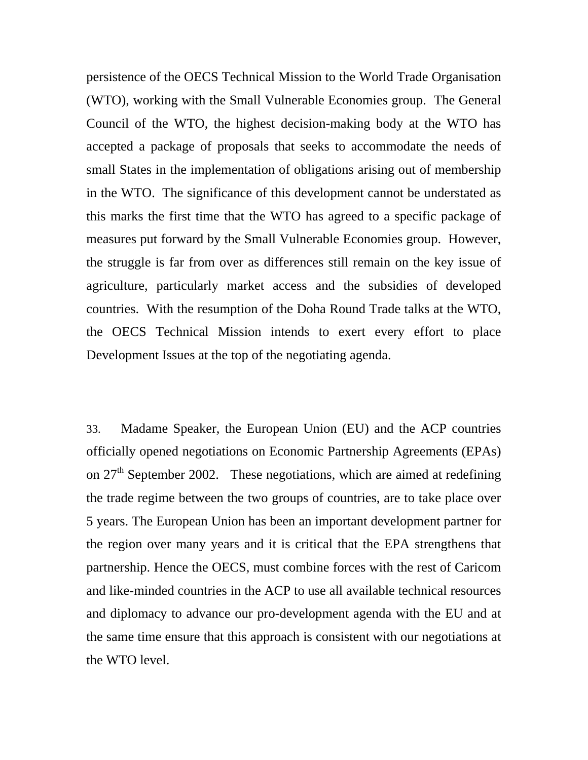persistence of the OECS Technical Mission to the World Trade Organisation (WTO), working with the Small Vulnerable Economies group. The General Council of the WTO, the highest decision-making body at the WTO has accepted a package of proposals that seeks to accommodate the needs of small States in the implementation of obligations arising out of membership in the WTO. The significance of this development cannot be understated as this marks the first time that the WTO has agreed to a specific package of measures put forward by the Small Vulnerable Economies group. However, the struggle is far from over as differences still remain on the key issue of agriculture, particularly market access and the subsidies of developed countries. With the resumption of the Doha Round Trade talks at the WTO, the OECS Technical Mission intends to exert every effort to place Development Issues at the top of the negotiating agenda.

33. Madame Speaker, the European Union (EU) and the ACP countries officially opened negotiations on Economic Partnership Agreements (EPAs) on 27th September 2002. These negotiations, which are aimed at redefining the trade regime between the two groups of countries, are to take place over 5 years. The European Union has been an important development partner for the region over many years and it is critical that the EPA strengthens that partnership. Hence the OECS, must combine forces with the rest of Caricom and like-minded countries in the ACP to use all available technical resources and diplomacy to advance our pro-development agenda with the EU and at the same time ensure that this approach is consistent with our negotiations at the WTO level.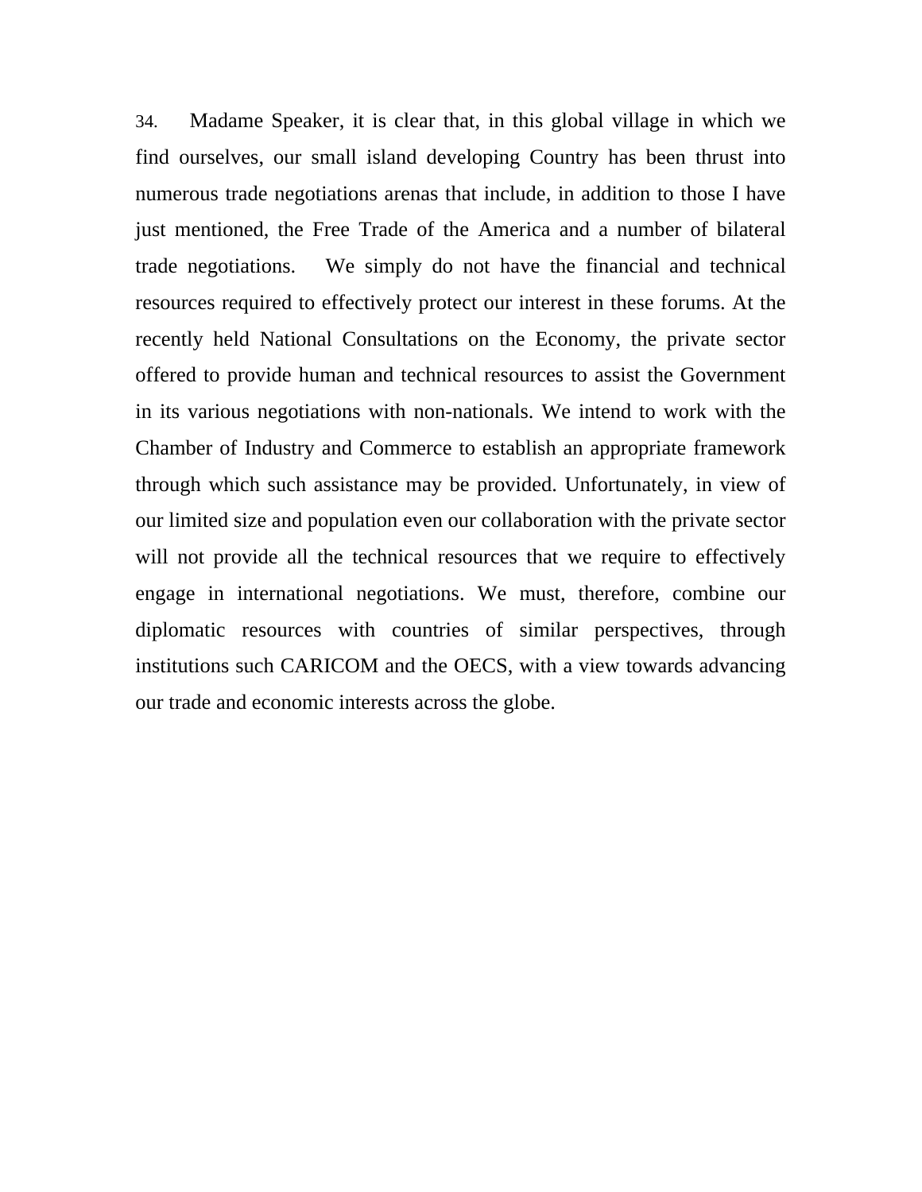34. Madame Speaker, it is clear that, in this global village in which we find ourselves, our small island developing Country has been thrust into numerous trade negotiations arenas that include, in addition to those I have just mentioned, the Free Trade of the America and a number of bilateral trade negotiations. We simply do not have the financial and technical resources required to effectively protect our interest in these forums. At the recently held National Consultations on the Economy, the private sector offered to provide human and technical resources to assist the Government in its various negotiations with non-nationals. We intend to work with the Chamber of Industry and Commerce to establish an appropriate framework through which such assistance may be provided. Unfortunately, in view of our limited size and population even our collaboration with the private sector will not provide all the technical resources that we require to effectively engage in international negotiations. We must, therefore, combine our diplomatic resources with countries of similar perspectives, through institutions such CARICOM and the OECS, with a view towards advancing our trade and economic interests across the globe.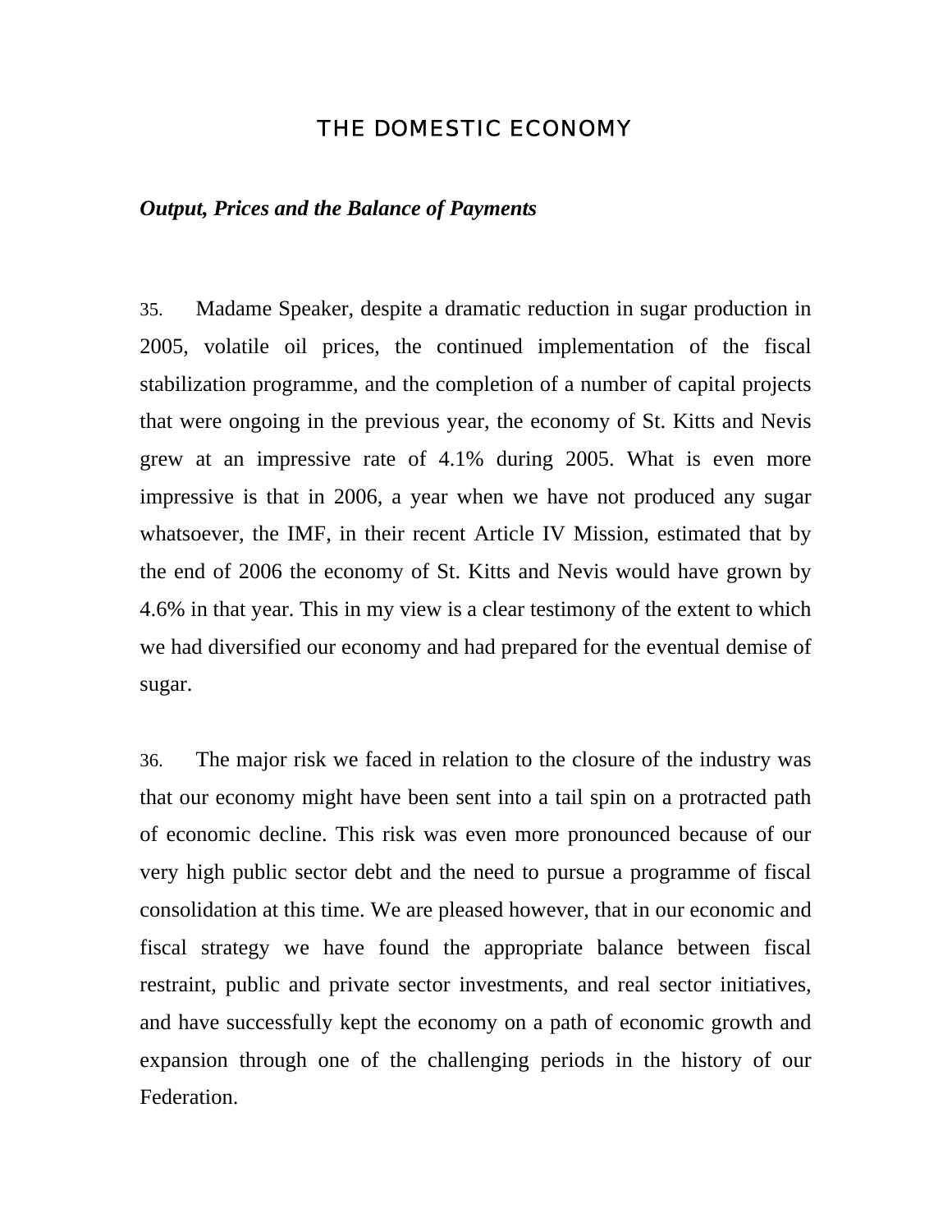# THE DOMESTIC ECONOMY

***Output, Prices and the Balance of Payments***

35. Madame Speaker, despite a dramatic reduction in sugar production in 2005, volatile oil prices, the continued implementation of the fiscal stabilization programme, and the completion of a number of capital projects that were ongoing in the previous year, the economy of St. Kitts and Nevis grew at an impressive rate of 4.1% during 2005. What is even more impressive is that in 2006, a year when we have not produced any sugar whatsoever, the IMF, in their recent Article IV Mission, estimated that by the end of 2006 the economy of St. Kitts and Nevis would have grown by 4.6% in that year. This in my view is a clear testimony of the extent to which we had diversified our economy and had prepared for the eventual demise of sugar.

36. The major risk we faced in relation to the closure of the industry was that our economy might have been sent into a tail spin on a protracted path of economic decline. This risk was even more pronounced because of our very high public sector debt and the need to pursue a programme of fiscal consolidation at this time. We are pleased however, that in our economic and fiscal strategy we have found the appropriate balance between fiscal restraint, public and private sector investments, and real sector initiatives, and have successfully kept the economy on a path of economic growth and expansion through one of the challenging periods in the history of our Federation.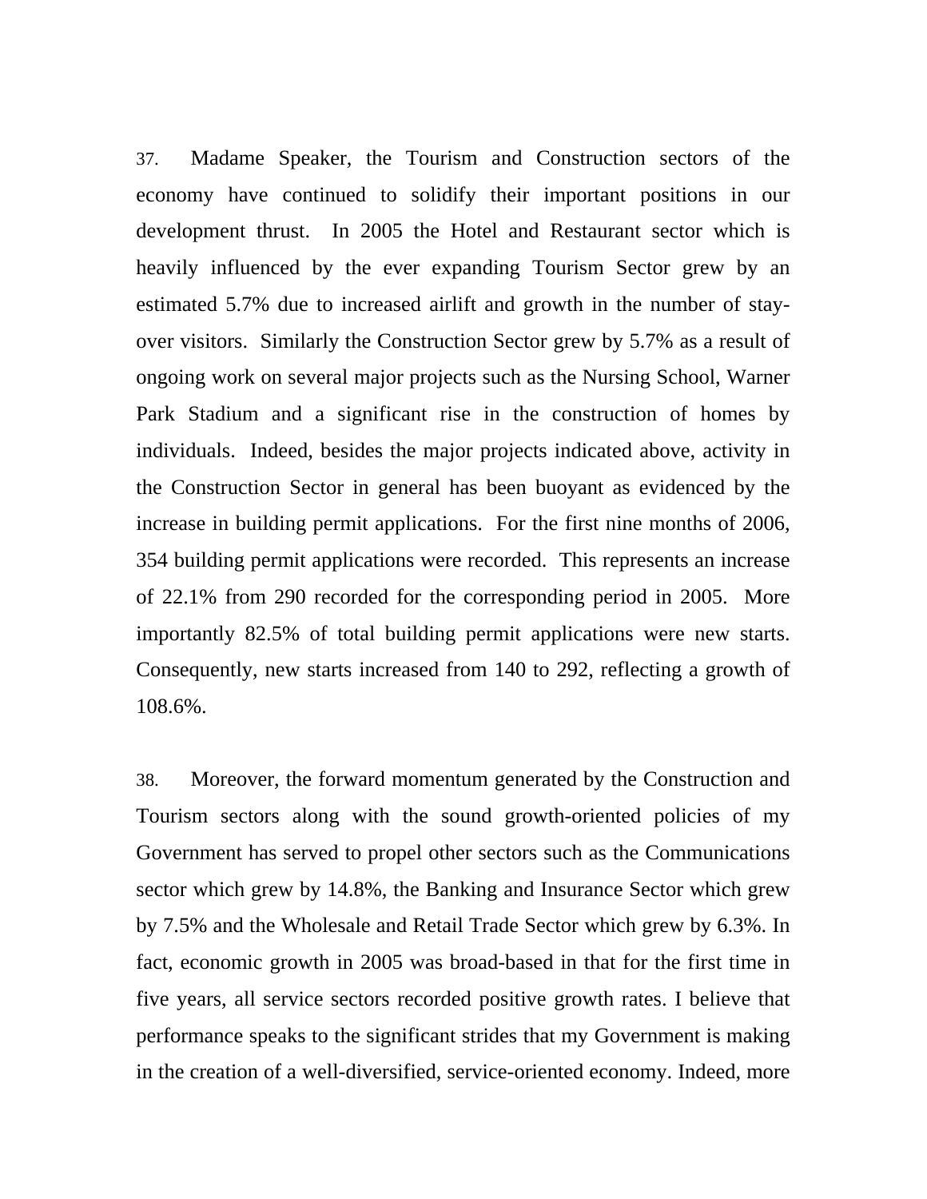37. Madame Speaker, the Tourism and Construction sectors of the economy have continued to solidify their important positions in our development thrust. In 2005 the Hotel and Restaurant sector which is heavily influenced by the ever expanding Tourism Sector grew by an estimated 5.7% due to increased airlift and growth in the number of stay-over visitors. Similarly the Construction Sector grew by 5.7% as a result of ongoing work on several major projects such as the Nursing School, Warner Park Stadium and a significant rise in the construction of homes by individuals. Indeed, besides the major projects indicated above, activity in the Construction Sector in general has been buoyant as evidenced by the increase in building permit applications. For the first nine months of 2006, 354 building permit applications were recorded. This represents an increase of 22.1% from 290 recorded for the corresponding period in 2005. More importantly 82.5% of total building permit applications were new starts. Consequently, new starts increased from 140 to 292, reflecting a growth of 108.6%.

38. Moreover, the forward momentum generated by the Construction and Tourism sectors along with the sound growth-oriented policies of my Government has served to propel other sectors such as the Communications sector which grew by 14.8%, the Banking and Insurance Sector which grew by 7.5% and the Wholesale and Retail Trade Sector which grew by 6.3%. In fact, economic growth in 2005 was broad-based in that for the first time in five years, all service sectors recorded positive growth rates. I believe that performance speaks to the significant strides that my Government is making in the creation of a well-diversified, service-oriented economy. Indeed, more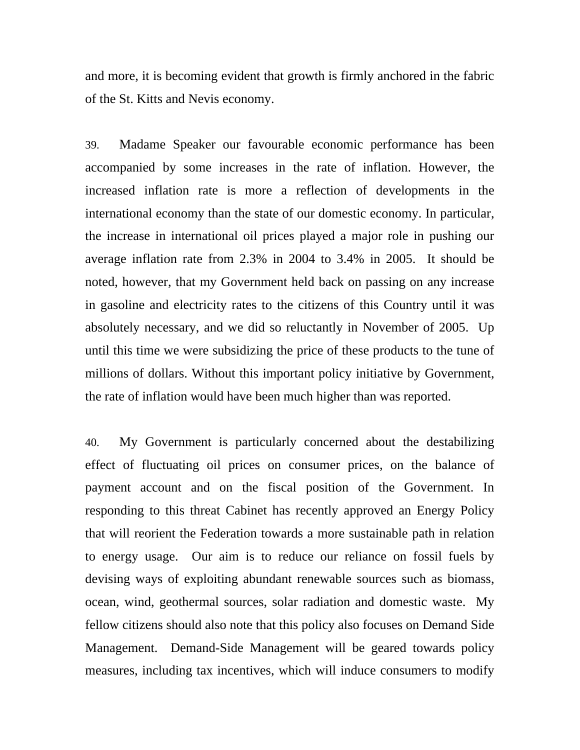and more, it is becoming evident that growth is firmly anchored in the fabric of the St. Kitts and Nevis economy.

39. Madame Speaker our favourable economic performance has been accompanied by some increases in the rate of inflation. However, the increased inflation rate is more a reflection of developments in the international economy than the state of our domestic economy. In particular, the increase in international oil prices played a major role in pushing our average inflation rate from 2.3% in 2004 to 3.4% in 2005. It should be noted, however, that my Government held back on passing on any increase in gasoline and electricity rates to the citizens of this Country until it was absolutely necessary, and we did so reluctantly in November of 2005. Up until this time we were subsidizing the price of these products to the tune of millions of dollars. Without this important policy initiative by Government, the rate of inflation would have been much higher than was reported.

40. My Government is particularly concerned about the destabilizing effect of fluctuating oil prices on consumer prices, on the balance of payment account and on the fiscal position of the Government. In responding to this threat Cabinet has recently approved an Energy Policy that will reorient the Federation towards a more sustainable path in relation to energy usage. Our aim is to reduce our reliance on fossil fuels by devising ways of exploiting abundant renewable sources such as biomass, ocean, wind, geothermal sources, solar radiation and domestic waste. My fellow citizens should also note that this policy also focuses on Demand Side Management. Demand-Side Management will be geared towards policy measures, including tax incentives, which will induce consumers to modify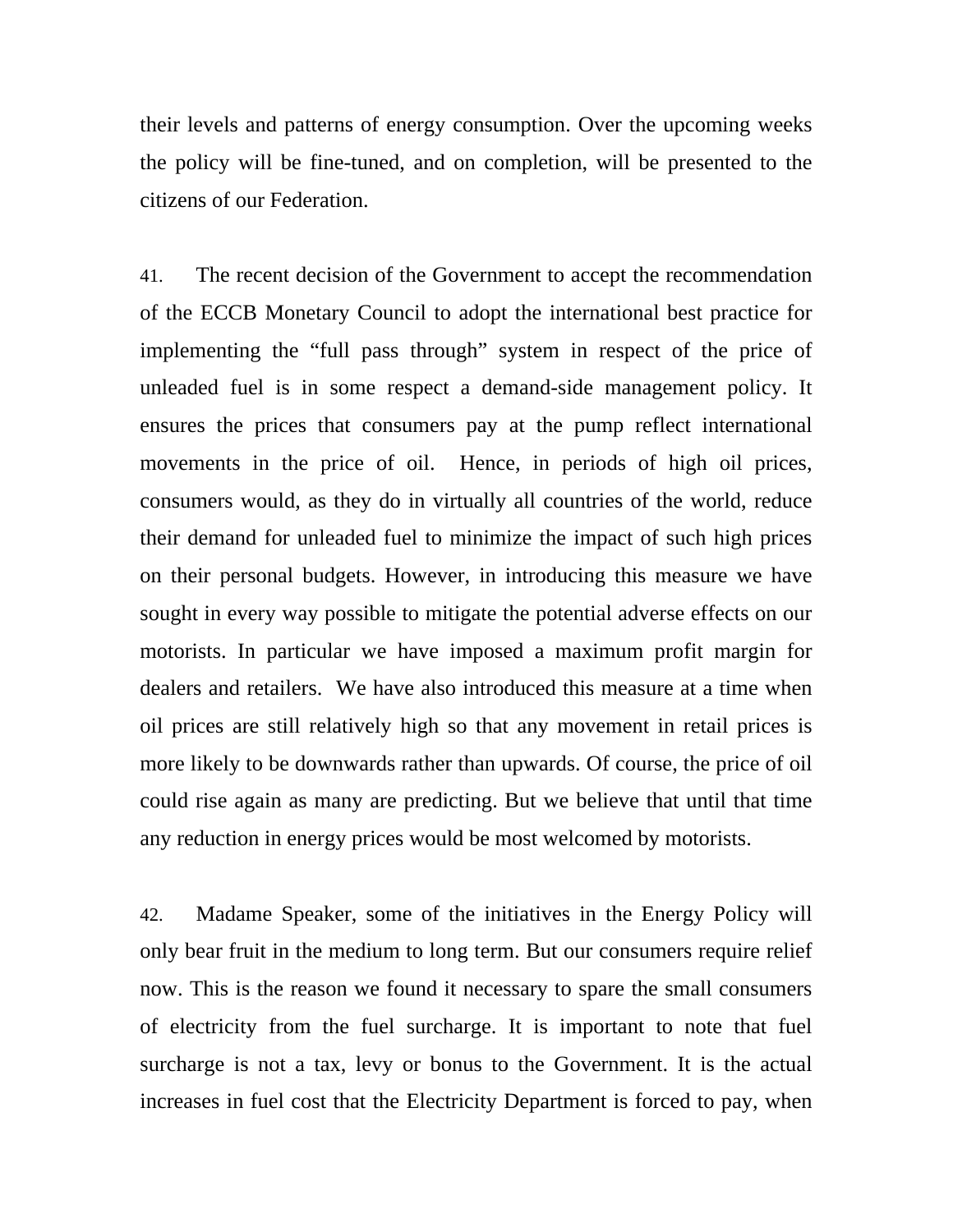their levels and patterns of energy consumption. Over the upcoming weeks the policy will be fine-tuned, and on completion, will be presented to the citizens of our Federation.

41. The recent decision of the Government to accept the recommendation of the ECCB Monetary Council to adopt the international best practice for implementing the "full pass through" system in respect of the price of unleaded fuel is in some respect a demand-side management policy. It ensures the prices that consumers pay at the pump reflect international movements in the price of oil. Hence, in periods of high oil prices, consumers would, as they do in virtually all countries of the world, reduce their demand for unleaded fuel to minimize the impact of such high prices on their personal budgets. However, in introducing this measure we have sought in every way possible to mitigate the potential adverse effects on our motorists. In particular we have imposed a maximum profit margin for dealers and retailers. We have also introduced this measure at a time when oil prices are still relatively high so that any movement in retail prices is more likely to be downwards rather than upwards. Of course, the price of oil could rise again as many are predicting. But we believe that until that time any reduction in energy prices would be most welcomed by motorists.

42. Madame Speaker, some of the initiatives in the Energy Policy will only bear fruit in the medium to long term. But our consumers require relief now. This is the reason we found it necessary to spare the small consumers of electricity from the fuel surcharge. It is important to note that fuel surcharge is not a tax, levy or bonus to the Government. It is the actual increases in fuel cost that the Electricity Department is forced to pay, when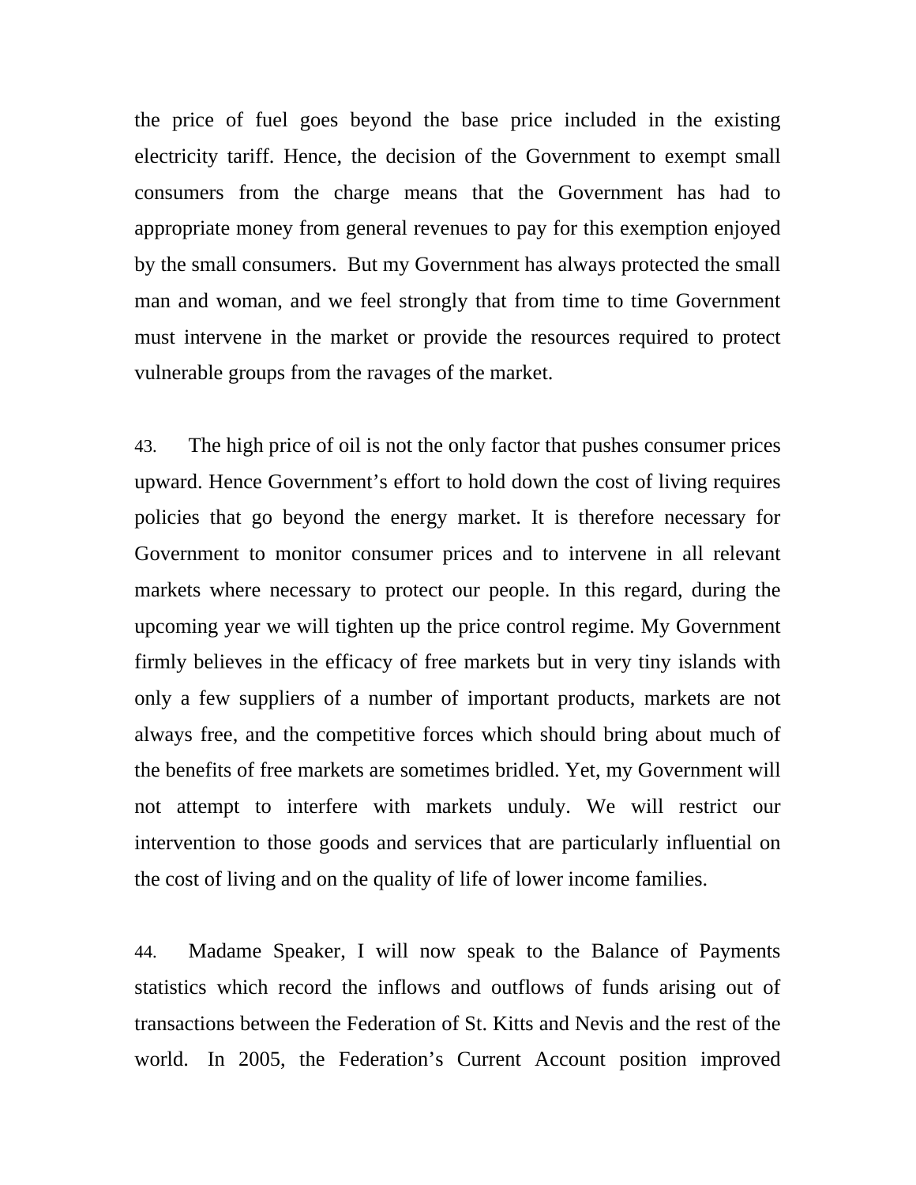the price of fuel goes beyond the base price included in the existing electricity tariff. Hence, the decision of the Government to exempt small consumers from the charge means that the Government has had to appropriate money from general revenues to pay for this exemption enjoyed by the small consumers. But my Government has always protected the small man and woman, and we feel strongly that from time to time Government must intervene in the market or provide the resources required to protect vulnerable groups from the ravages of the market.

43. The high price of oil is not the only factor that pushes consumer prices upward. Hence Government's effort to hold down the cost of living requires policies that go beyond the energy market. It is therefore necessary for Government to monitor consumer prices and to intervene in all relevant markets where necessary to protect our people. In this regard, during the upcoming year we will tighten up the price control regime. My Government firmly believes in the efficacy of free markets but in very tiny islands with only a few suppliers of a number of important products, markets are not always free, and the competitive forces which should bring about much of the benefits of free markets are sometimes bridled. Yet, my Government will not attempt to interfere with markets unduly. We will restrict our intervention to those goods and services that are particularly influential on the cost of living and on the quality of life of lower income families.

44. Madame Speaker, I will now speak to the Balance of Payments statistics which record the inflows and outflows of funds arising out of transactions between the Federation of St. Kitts and Nevis and the rest of the world. In 2005, the Federation's Current Account position improved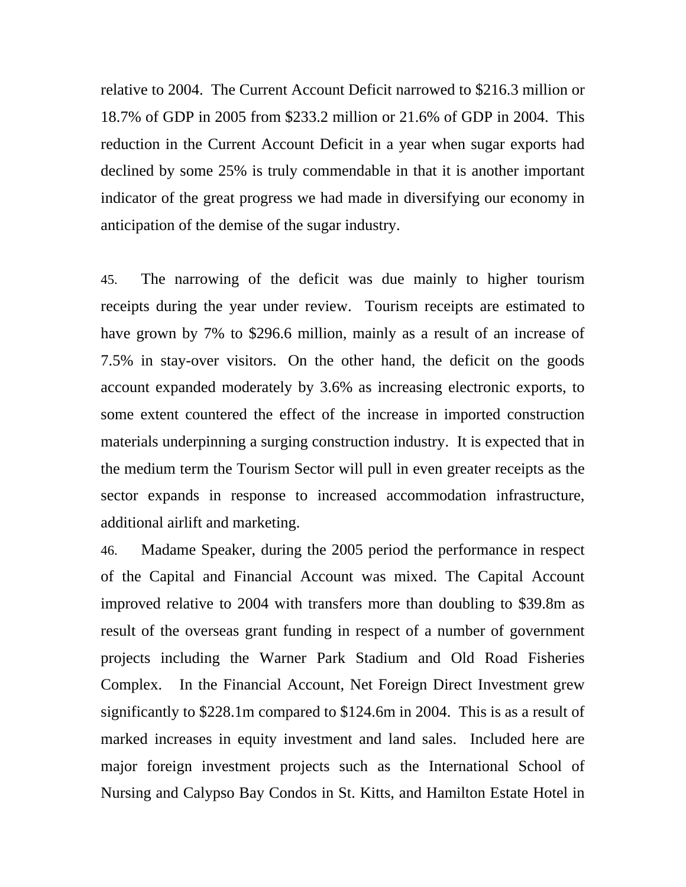relative to 2004. The Current Account Deficit narrowed to $216.3 million or 18.7% of GDP in 2005 from $233.2 million or 21.6% of GDP in 2004. This reduction in the Current Account Deficit in a year when sugar exports had declined by some 25% is truly commendable in that it is another important indicator of the great progress we had made in diversifying our economy in anticipation of the demise of the sugar industry.

45. The narrowing of the deficit was due mainly to higher tourism receipts during the year under review. Tourism receipts are estimated to have grown by 7% to $296.6 million, mainly as a result of an increase of 7.5% in stay-over visitors. On the other hand, the deficit on the goods account expanded moderately by 3.6% as increasing electronic exports, to some extent countered the effect of the increase in imported construction materials underpinning a surging construction industry. It is expected that in the medium term the Tourism Sector will pull in even greater receipts as the sector expands in response to increased accommodation infrastructure, additional airlift and marketing.

46. Madame Speaker, during the 2005 period the performance in respect of the Capital and Financial Account was mixed. The Capital Account improved relative to 2004 with transfers more than doubling to $39.8m as result of the overseas grant funding in respect of a number of government projects including the Warner Park Stadium and Old Road Fisheries Complex. In the Financial Account, Net Foreign Direct Investment grew significantly to $228.1m compared to $124.6m in 2004. This is as a result of marked increases in equity investment and land sales. Included here are major foreign investment projects such as the International School of Nursing and Calypso Bay Condos in St. Kitts, and Hamilton Estate Hotel in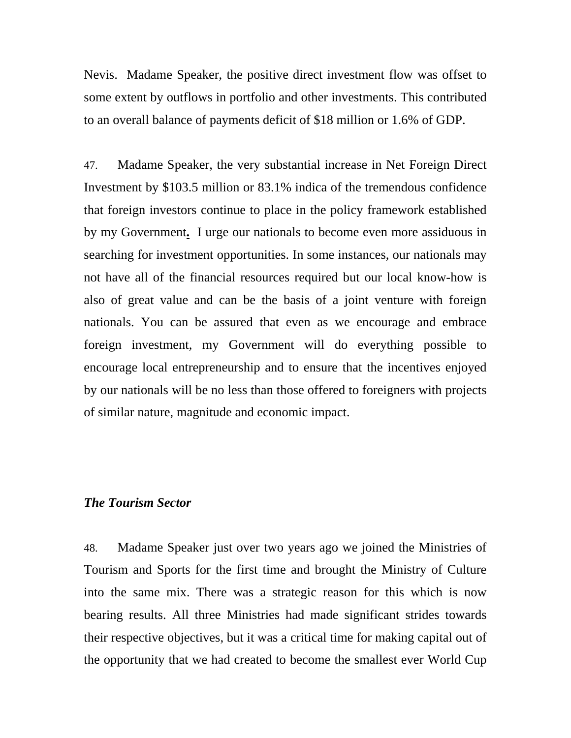Nevis. Madame Speaker, the positive direct investment flow was offset to some extent by outflows in portfolio and other investments. This contributed to an overall balance of payments deficit of $18 million or 1.6% of GDP.

47. Madame Speaker, the very substantial increase in Net Foreign Direct Investment by $103.5 million or 83.1% indica of the tremendous confidence that foreign investors continue to place in the policy framework established by my Government**.** I urge our nationals to become even more assiduous in searching for investment opportunities. In some instances, our nationals may not have all of the financial resources required but our local know-how is also of great value and can be the basis of a joint venture with foreign nationals. You can be assured that even as we encourage and embrace foreign investment, my Government will do everything possible to encourage local entrepreneurship and to ensure that the incentives enjoyed by our nationals will be no less than those offered to foreigners with projects of similar nature, magnitude and economic impact.

***The Tourism Sector***

48. Madame Speaker just over two years ago we joined the Ministries of Tourism and Sports for the first time and brought the Ministry of Culture into the same mix. There was a strategic reason for this which is now bearing results. All three Ministries had made significant strides towards their respective objectives, but it was a critical time for making capital out of the opportunity that we had created to become the smallest ever World Cup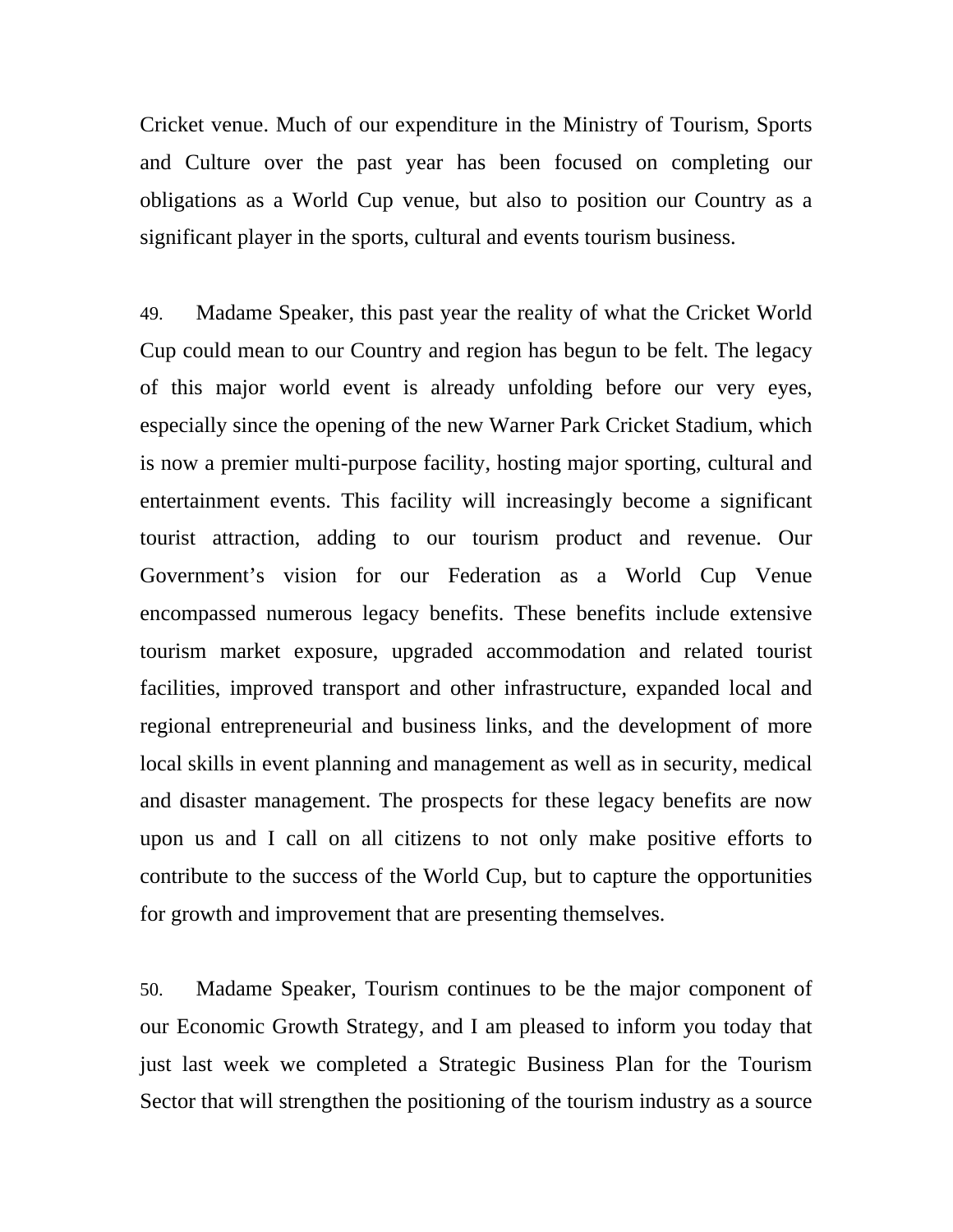Cricket venue. Much of our expenditure in the Ministry of Tourism, Sports and Culture over the past year has been focused on completing our obligations as a World Cup venue, but also to position our Country as a significant player in the sports, cultural and events tourism business.

49. Madame Speaker, this past year the reality of what the Cricket World Cup could mean to our Country and region has begun to be felt. The legacy of this major world event is already unfolding before our very eyes, especially since the opening of the new Warner Park Cricket Stadium, which is now a premier multi-purpose facility, hosting major sporting, cultural and entertainment events. This facility will increasingly become a significant tourist attraction, adding to our tourism product and revenue. Our Government's vision for our Federation as a World Cup Venue encompassed numerous legacy benefits. These benefits include extensive tourism market exposure, upgraded accommodation and related tourist facilities, improved transport and other infrastructure, expanded local and regional entrepreneurial and business links, and the development of more local skills in event planning and management as well as in security, medical and disaster management. The prospects for these legacy benefits are now upon us and I call on all citizens to not only make positive efforts to contribute to the success of the World Cup, but to capture the opportunities for growth and improvement that are presenting themselves.

50. Madame Speaker, Tourism continues to be the major component of our Economic Growth Strategy, and I am pleased to inform you today that just last week we completed a Strategic Business Plan for the Tourism Sector that will strengthen the positioning of the tourism industry as a source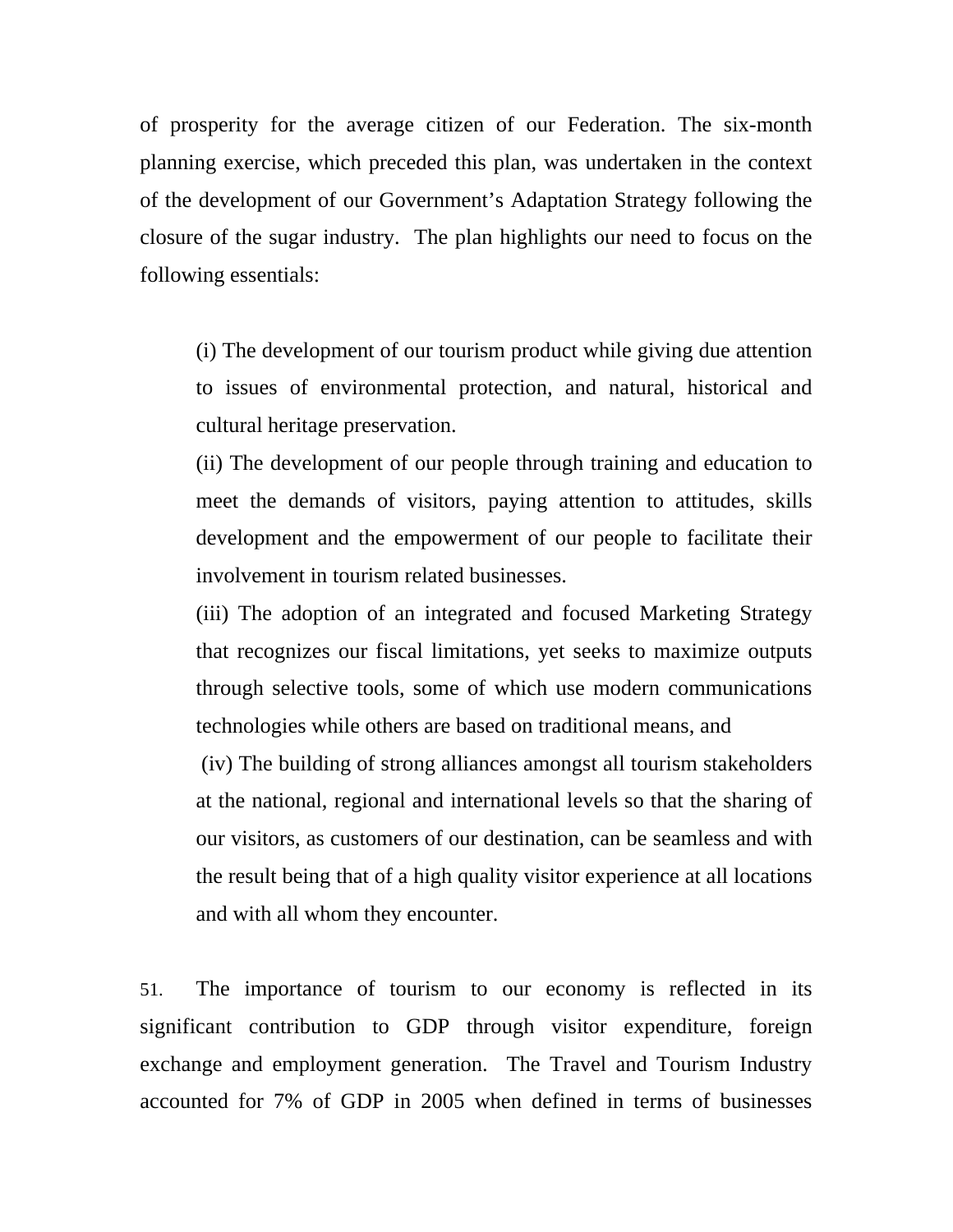of prosperity for the average citizen of our Federation. The six-month planning exercise, which preceded this plan, was undertaken in the context of the development of our Government's Adaptation Strategy following the closure of the sugar industry. The plan highlights our need to focus on the following essentials:

> (i) The development of our tourism product while giving due attention to issues of environmental protection, and natural, historical and cultural heritage preservation.
>
> (ii) The development of our people through training and education to meet the demands of visitors, paying attention to attitudes, skills development and the empowerment of our people to facilitate their involvement in tourism related businesses.
>
> (iii) The adoption of an integrated and focused Marketing Strategy that recognizes our fiscal limitations, yet seeks to maximize outputs through selective tools, some of which use modern communications technologies while others are based on traditional means, and
>
> (iv) The building of strong alliances amongst all tourism stakeholders at the national, regional and international levels so that the sharing of our visitors, as customers of our destination, can be seamless and with the result being that of a high quality visitor experience at all locations and with all whom they encounter.

51. The importance of tourism to our economy is reflected in its significant contribution to GDP through visitor expenditure, foreign exchange and employment generation. The Travel and Tourism Industry accounted for 7% of GDP in 2005 when defined in terms of businesses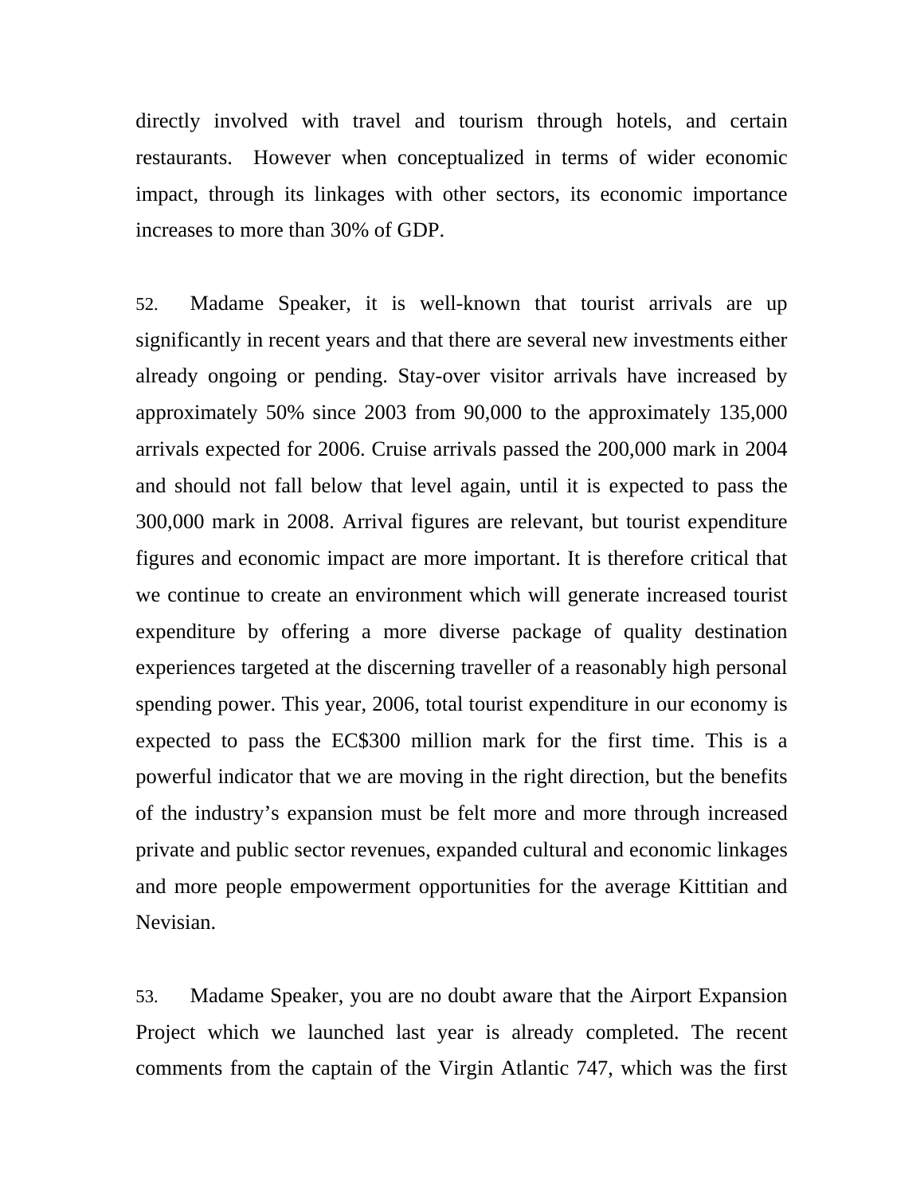directly involved with travel and tourism through hotels, and certain restaurants. However when conceptualized in terms of wider economic impact, through its linkages with other sectors, its economic importance increases to more than 30% of GDP.

52. Madame Speaker, it is well-known that tourist arrivals are up significantly in recent years and that there are several new investments either already ongoing or pending. Stay-over visitor arrivals have increased by approximately 50% since 2003 from 90,000 to the approximately 135,000 arrivals expected for 2006. Cruise arrivals passed the 200,000 mark in 2004 and should not fall below that level again, until it is expected to pass the 300,000 mark in 2008. Arrival figures are relevant, but tourist expenditure figures and economic impact are more important. It is therefore critical that we continue to create an environment which will generate increased tourist expenditure by offering a more diverse package of quality destination experiences targeted at the discerning traveller of a reasonably high personal spending power. This year, 2006, total tourist expenditure in our economy is expected to pass the EC$300 million mark for the first time. This is a powerful indicator that we are moving in the right direction, but the benefits of the industry's expansion must be felt more and more through increased private and public sector revenues, expanded cultural and economic linkages and more people empowerment opportunities for the average Kittitian and Nevisian.

53. Madame Speaker, you are no doubt aware that the Airport Expansion Project which we launched last year is already completed. The recent comments from the captain of the Virgin Atlantic 747, which was the first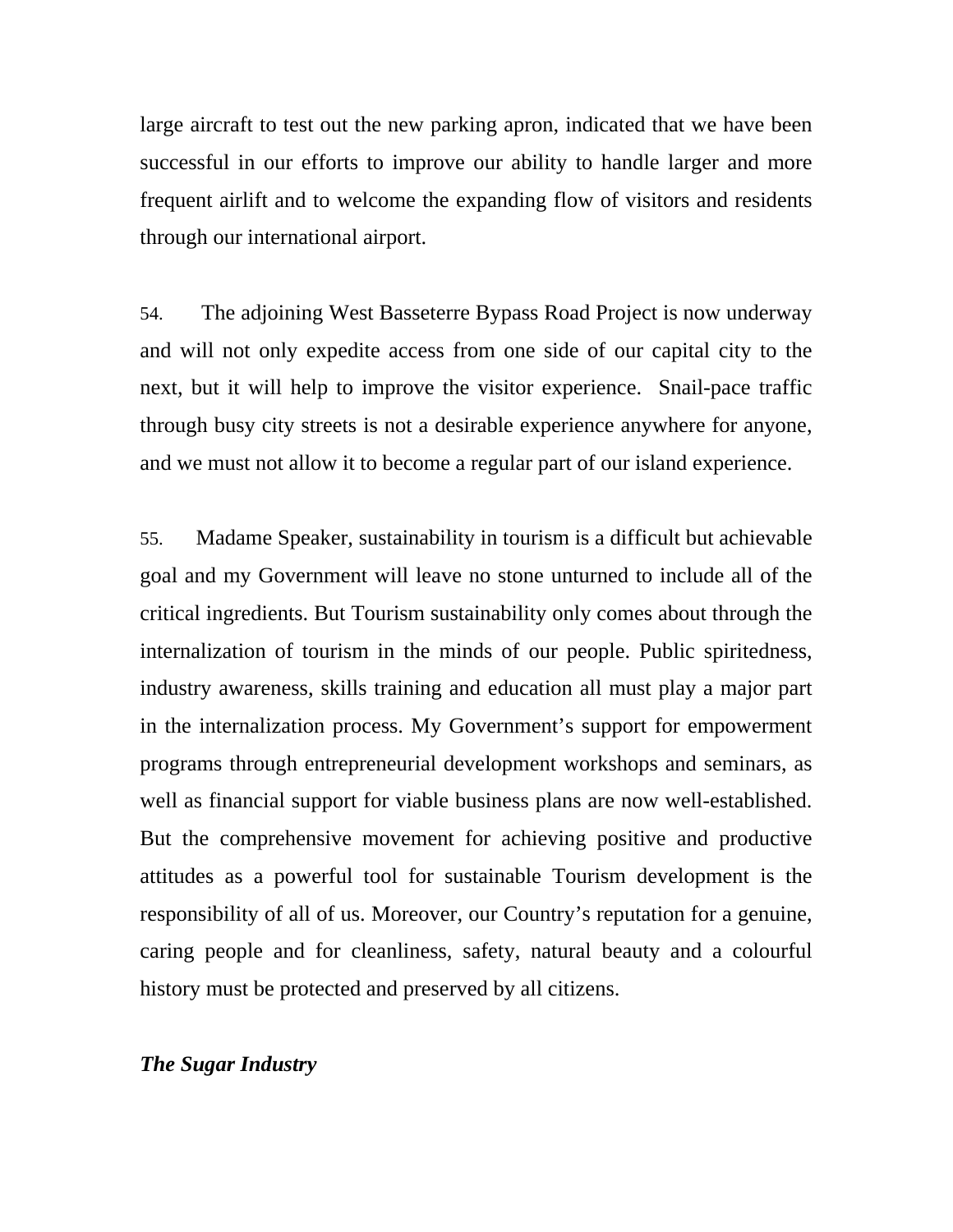large aircraft to test out the new parking apron, indicated that we have been successful in our efforts to improve our ability to handle larger and more frequent airlift and to welcome the expanding flow of visitors and residents through our international airport.

54. The adjoining West Basseterre Bypass Road Project is now underway and will not only expedite access from one side of our capital city to the next, but it will help to improve the visitor experience. Snail-pace traffic through busy city streets is not a desirable experience anywhere for anyone, and we must not allow it to become a regular part of our island experience.

55. Madame Speaker, sustainability in tourism is a difficult but achievable goal and my Government will leave no stone unturned to include all of the critical ingredients. But Tourism sustainability only comes about through the internalization of tourism in the minds of our people. Public spiritedness, industry awareness, skills training and education all must play a major part in the internalization process. My Government's support for empowerment programs through entrepreneurial development workshops and seminars, as well as financial support for viable business plans are now well-established. But the comprehensive movement for achieving positive and productive attitudes as a powerful tool for sustainable Tourism development is the responsibility of all of us. Moreover, our Country's reputation for a genuine, caring people and for cleanliness, safety, natural beauty and a colourful history must be protected and preserved by all citizens.

***The Sugar Industry***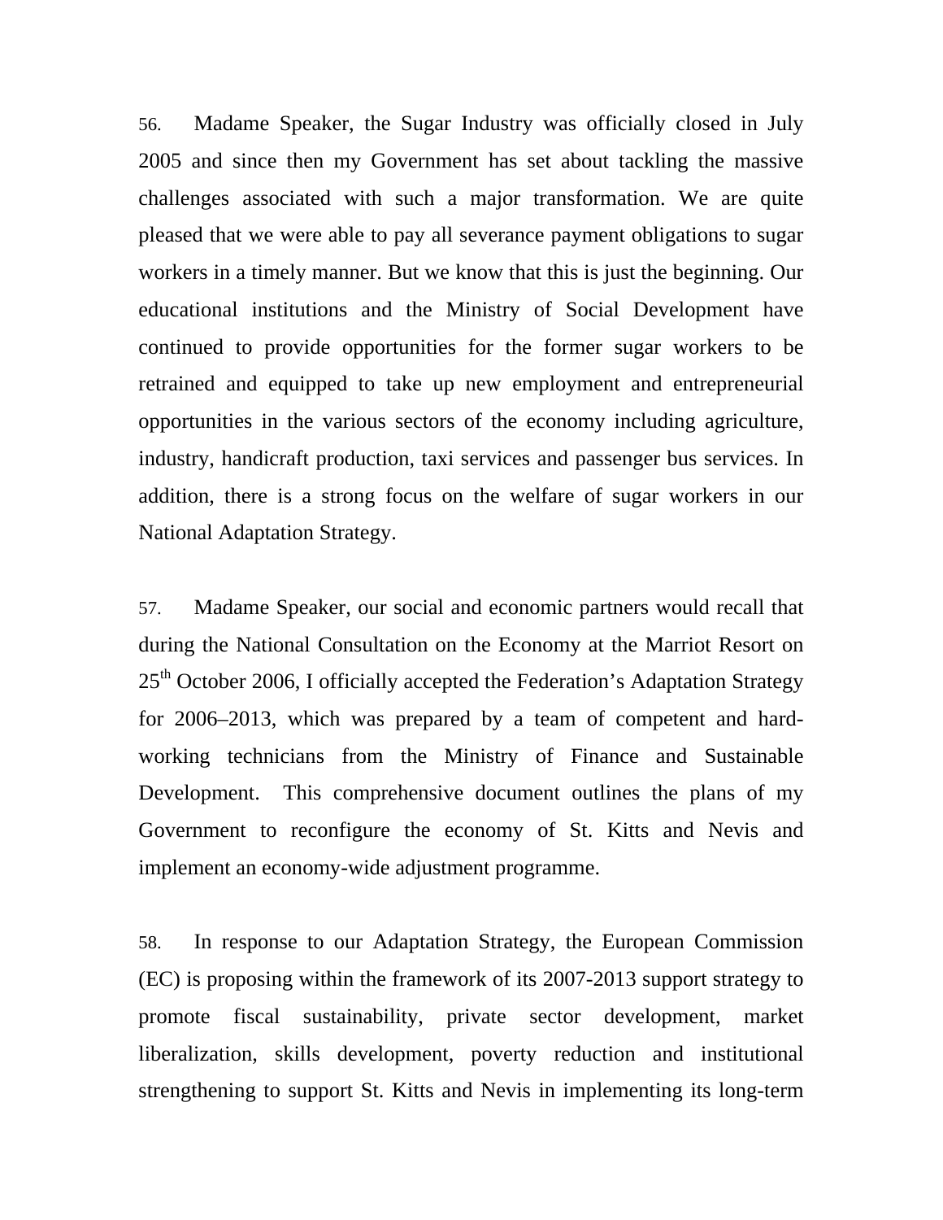56. Madame Speaker, the Sugar Industry was officially closed in July 2005 and since then my Government has set about tackling the massive challenges associated with such a major transformation. We are quite pleased that we were able to pay all severance payment obligations to sugar workers in a timely manner. But we know that this is just the beginning. Our educational institutions and the Ministry of Social Development have continued to provide opportunities for the former sugar workers to be retrained and equipped to take up new employment and entrepreneurial opportunities in the various sectors of the economy including agriculture, industry, handicraft production, taxi services and passenger bus services. In addition, there is a strong focus on the welfare of sugar workers in our National Adaptation Strategy.

57. Madame Speaker, our social and economic partners would recall that during the National Consultation on the Economy at the Marriot Resort on 25th October 2006, I officially accepted the Federation's Adaptation Strategy for 2006–2013, which was prepared by a team of competent and hard-working technicians from the Ministry of Finance and Sustainable Development. This comprehensive document outlines the plans of my Government to reconfigure the economy of St. Kitts and Nevis and implement an economy-wide adjustment programme.

58. In response to our Adaptation Strategy, the European Commission (EC) is proposing within the framework of its 2007-2013 support strategy to promote fiscal sustainability, private sector development, market liberalization, skills development, poverty reduction and institutional strengthening to support St. Kitts and Nevis in implementing its long-term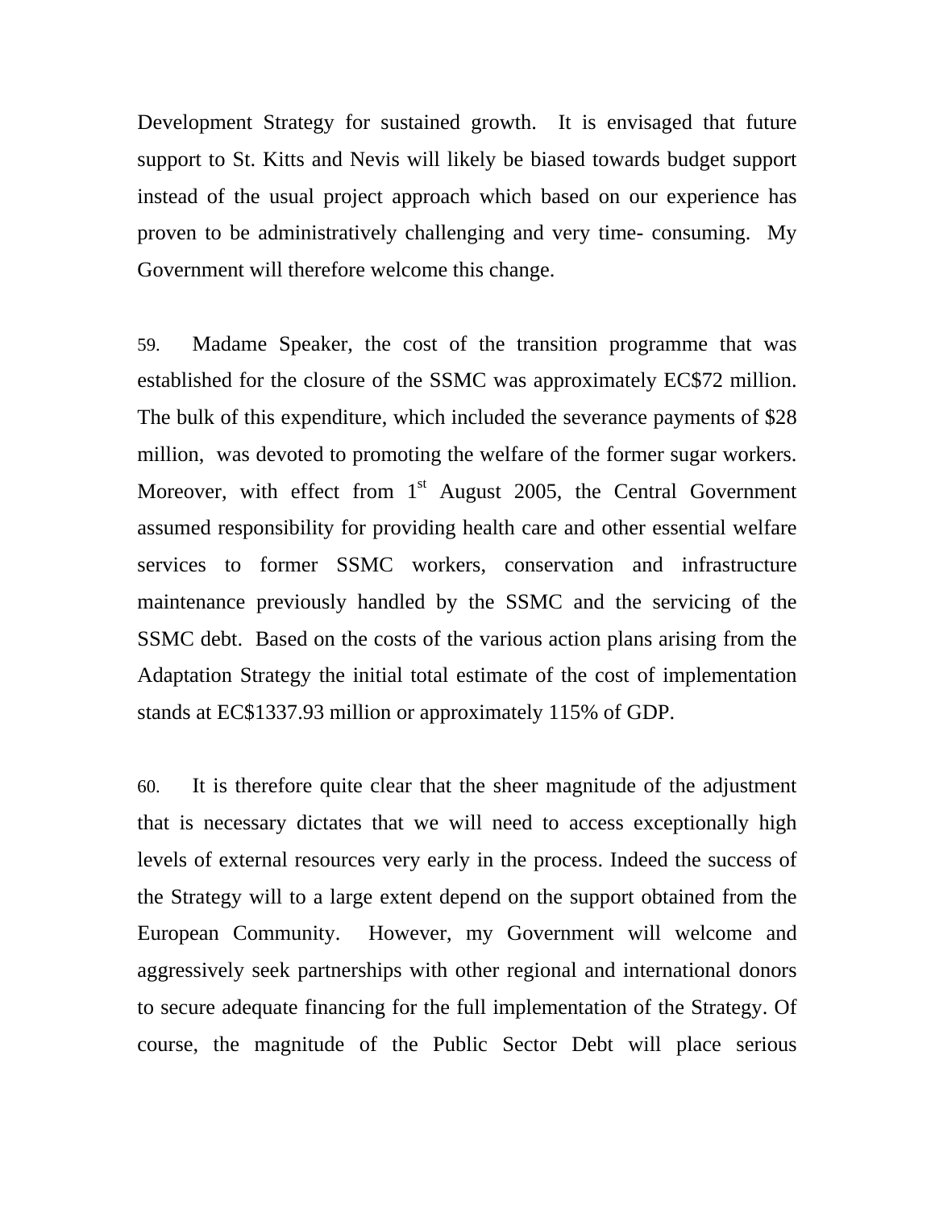Development Strategy for sustained growth.  It is envisaged that future support to St. Kitts and Nevis will likely be biased towards budget support instead of the usual project approach which based on our experience has proven to be administratively challenging and very time- consuming.  My Government will therefore welcome this change.

59. Madame Speaker, the cost of the transition programme that was established for the closure of the SSMC was approximately EC$72 million. The bulk of this expenditure, which included the severance payments of $28 million, was devoted to promoting the welfare of the former sugar workers. Moreover, with effect from 1st August 2005, the Central Government assumed responsibility for providing health care and other essential welfare services to former SSMC workers, conservation and infrastructure maintenance previously handled by the SSMC and the servicing of the SSMC debt. Based on the costs of the various action plans arising from the Adaptation Strategy the initial total estimate of the cost of implementation stands at EC$1337.93 million or approximately 115% of GDP.

60. It is therefore quite clear that the sheer magnitude of the adjustment that is necessary dictates that we will need to access exceptionally high levels of external resources very early in the process. Indeed the success of the Strategy will to a large extent depend on the support obtained from the European Community.  However, my Government will welcome and aggressively seek partnerships with other regional and international donors to secure adequate financing for the full implementation of the Strategy. Of course, the magnitude of the Public Sector Debt will place serious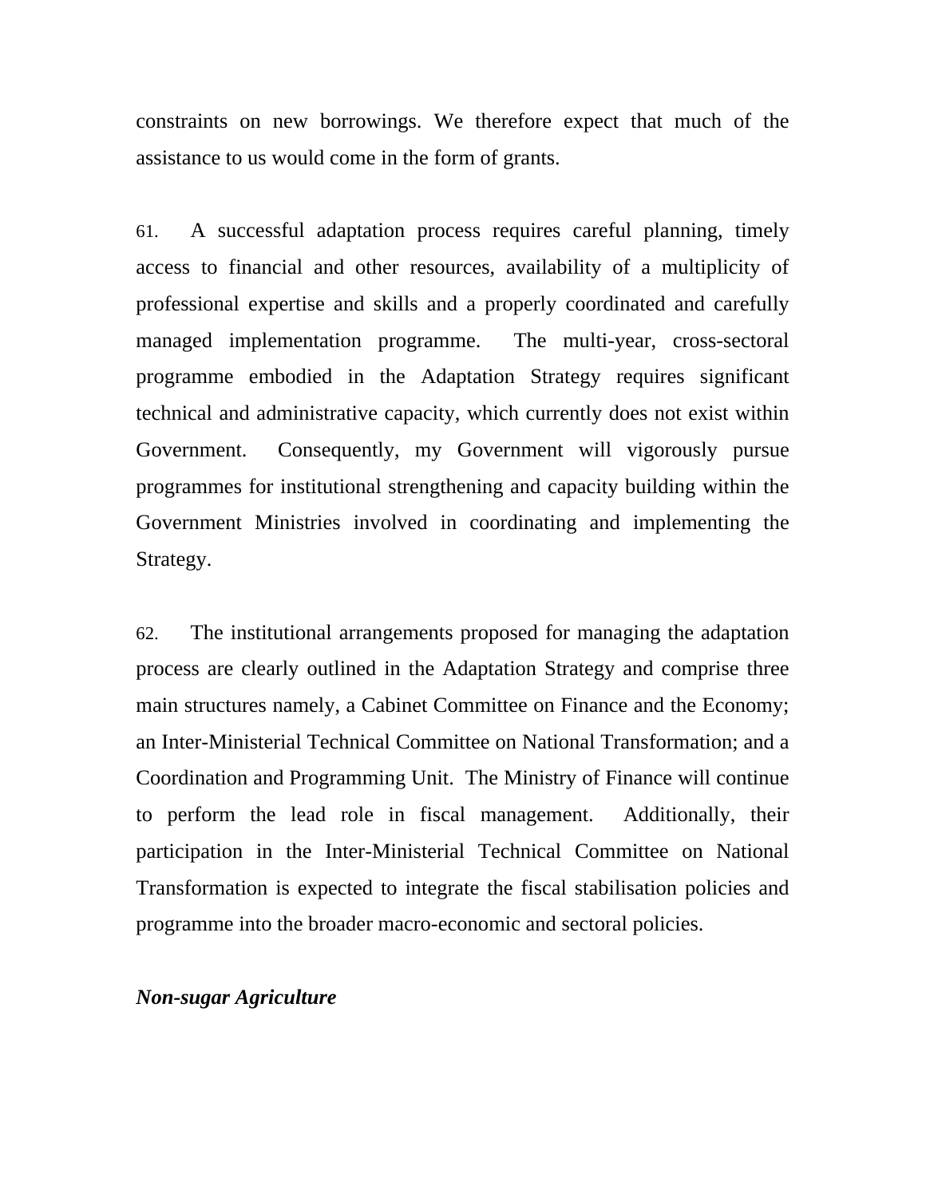constraints on new borrowings. We therefore expect that much of the assistance to us would come in the form of grants.

61. A successful adaptation process requires careful planning, timely access to financial and other resources, availability of a multiplicity of professional expertise and skills and a properly coordinated and carefully managed implementation programme. The multi-year, cross-sectoral programme embodied in the Adaptation Strategy requires significant technical and administrative capacity, which currently does not exist within Government. Consequently, my Government will vigorously pursue programmes for institutional strengthening and capacity building within the Government Ministries involved in coordinating and implementing the Strategy.

62. The institutional arrangements proposed for managing the adaptation process are clearly outlined in the Adaptation Strategy and comprise three main structures namely, a Cabinet Committee on Finance and the Economy; an Inter-Ministerial Technical Committee on National Transformation; and a Coordination and Programming Unit. The Ministry of Finance will continue to perform the lead role in fiscal management. Additionally, their participation in the Inter-Ministerial Technical Committee on National Transformation is expected to integrate the fiscal stabilisation policies and programme into the broader macro-economic and sectoral policies.

***Non-sugar Agriculture***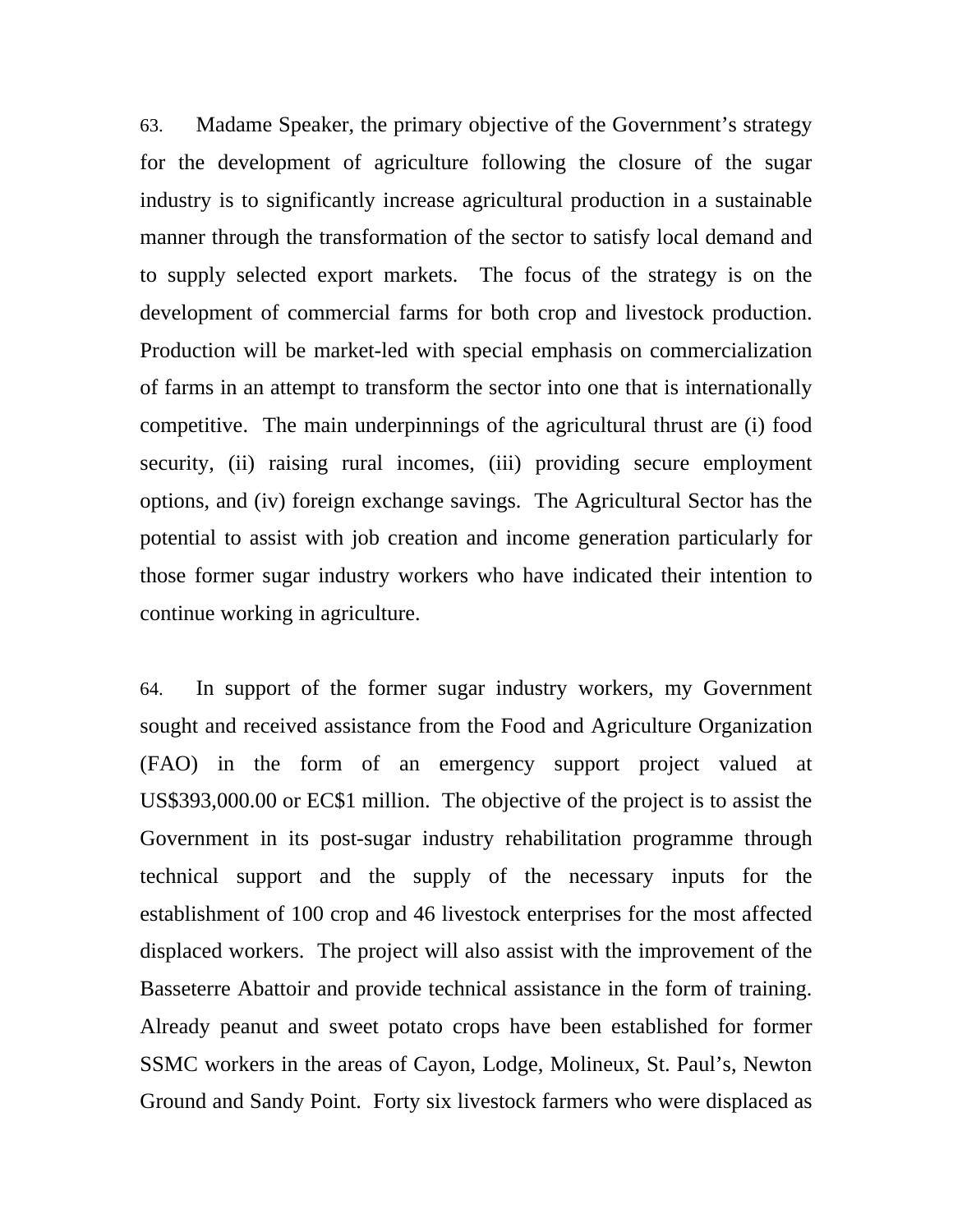63. Madame Speaker, the primary objective of the Government's strategy for the development of agriculture following the closure of the sugar industry is to significantly increase agricultural production in a sustainable manner through the transformation of the sector to satisfy local demand and to supply selected export markets. The focus of the strategy is on the development of commercial farms for both crop and livestock production. Production will be market-led with special emphasis on commercialization of farms in an attempt to transform the sector into one that is internationally competitive. The main underpinnings of the agricultural thrust are (i) food security, (ii) raising rural incomes, (iii) providing secure employment options, and (iv) foreign exchange savings. The Agricultural Sector has the potential to assist with job creation and income generation particularly for those former sugar industry workers who have indicated their intention to continue working in agriculture.

64. In support of the former sugar industry workers, my Government sought and received assistance from the Food and Agriculture Organization (FAO) in the form of an emergency support project valued at US$393,000.00 or EC$1 million. The objective of the project is to assist the Government in its post-sugar industry rehabilitation programme through technical support and the supply of the necessary inputs for the establishment of 100 crop and 46 livestock enterprises for the most affected displaced workers. The project will also assist with the improvement of the Basseterre Abattoir and provide technical assistance in the form of training. Already peanut and sweet potato crops have been established for former SSMC workers in the areas of Cayon, Lodge, Molineux, St. Paul's, Newton Ground and Sandy Point. Forty six livestock farmers who were displaced as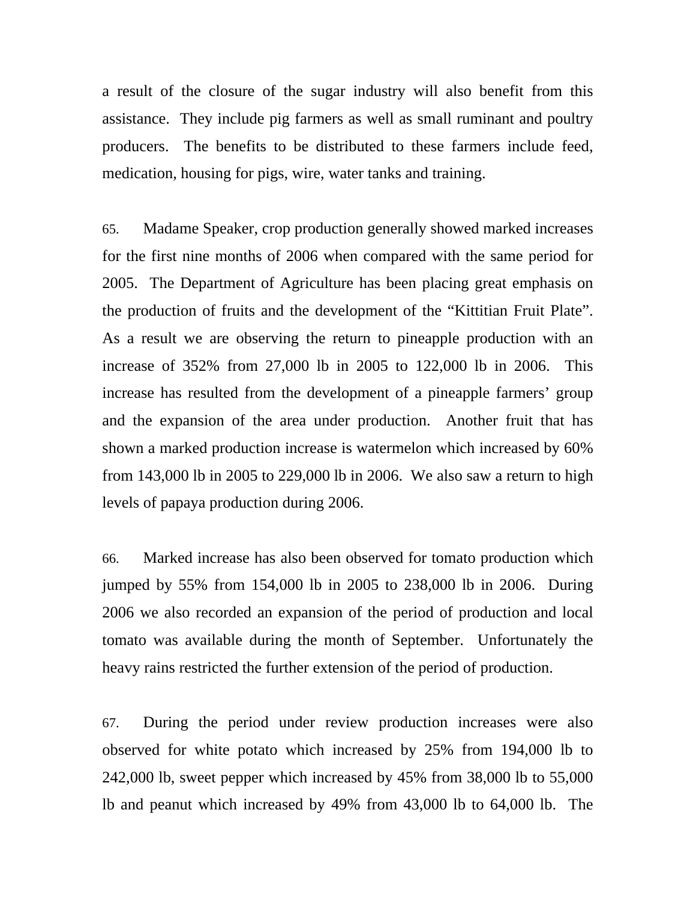a result of the closure of the sugar industry will also benefit from this assistance. They include pig farmers as well as small ruminant and poultry producers. The benefits to be distributed to these farmers include feed, medication, housing for pigs, wire, water tanks and training.

65. Madame Speaker, crop production generally showed marked increases for the first nine months of 2006 when compared with the same period for 2005. The Department of Agriculture has been placing great emphasis on the production of fruits and the development of the "Kittitian Fruit Plate". As a result we are observing the return to pineapple production with an increase of 352% from 27,000 lb in 2005 to 122,000 lb in 2006. This increase has resulted from the development of a pineapple farmers' group and the expansion of the area under production. Another fruit that has shown a marked production increase is watermelon which increased by 60% from 143,000 lb in 2005 to 229,000 lb in 2006. We also saw a return to high levels of papaya production during 2006.

66. Marked increase has also been observed for tomato production which jumped by 55% from 154,000 lb in 2005 to 238,000 lb in 2006. During 2006 we also recorded an expansion of the period of production and local tomato was available during the month of September. Unfortunately the heavy rains restricted the further extension of the period of production.

67. During the period under review production increases were also observed for white potato which increased by 25% from 194,000 lb to 242,000 lb, sweet pepper which increased by 45% from 38,000 lb to 55,000 lb and peanut which increased by 49% from 43,000 lb to 64,000 lb. The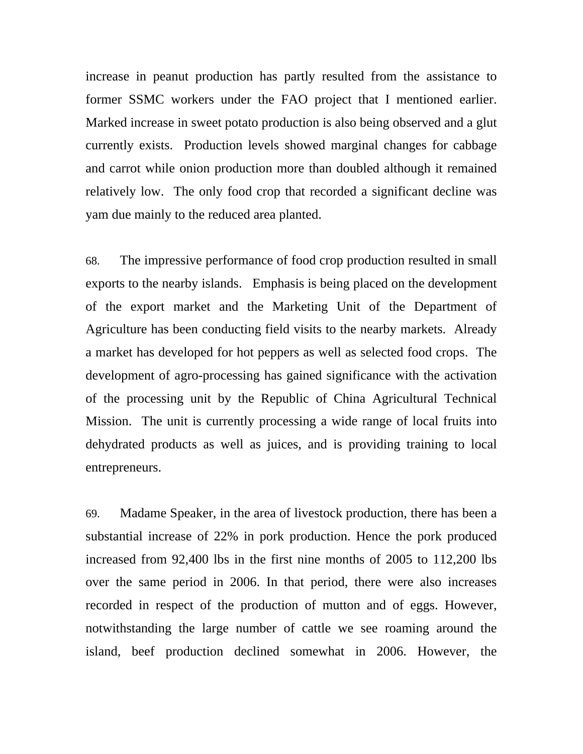increase in peanut production has partly resulted from the assistance to former SSMC workers under the FAO project that I mentioned earlier. Marked increase in sweet potato production is also being observed and a glut currently exists. Production levels showed marginal changes for cabbage and carrot while onion production more than doubled although it remained relatively low. The only food crop that recorded a significant decline was yam due mainly to the reduced area planted.

68. The impressive performance of food crop production resulted in small exports to the nearby islands. Emphasis is being placed on the development of the export market and the Marketing Unit of the Department of Agriculture has been conducting field visits to the nearby markets. Already a market has developed for hot peppers as well as selected food crops. The development of agro-processing has gained significance with the activation of the processing unit by the Republic of China Agricultural Technical Mission. The unit is currently processing a wide range of local fruits into dehydrated products as well as juices, and is providing training to local entrepreneurs.

69. Madame Speaker, in the area of livestock production, there has been a substantial increase of 22% in pork production. Hence the pork produced increased from 92,400 lbs in the first nine months of 2005 to 112,200 lbs over the same period in 2006. In that period, there were also increases recorded in respect of the production of mutton and of eggs. However, notwithstanding the large number of cattle we see roaming around the island, beef production declined somewhat in 2006. However, the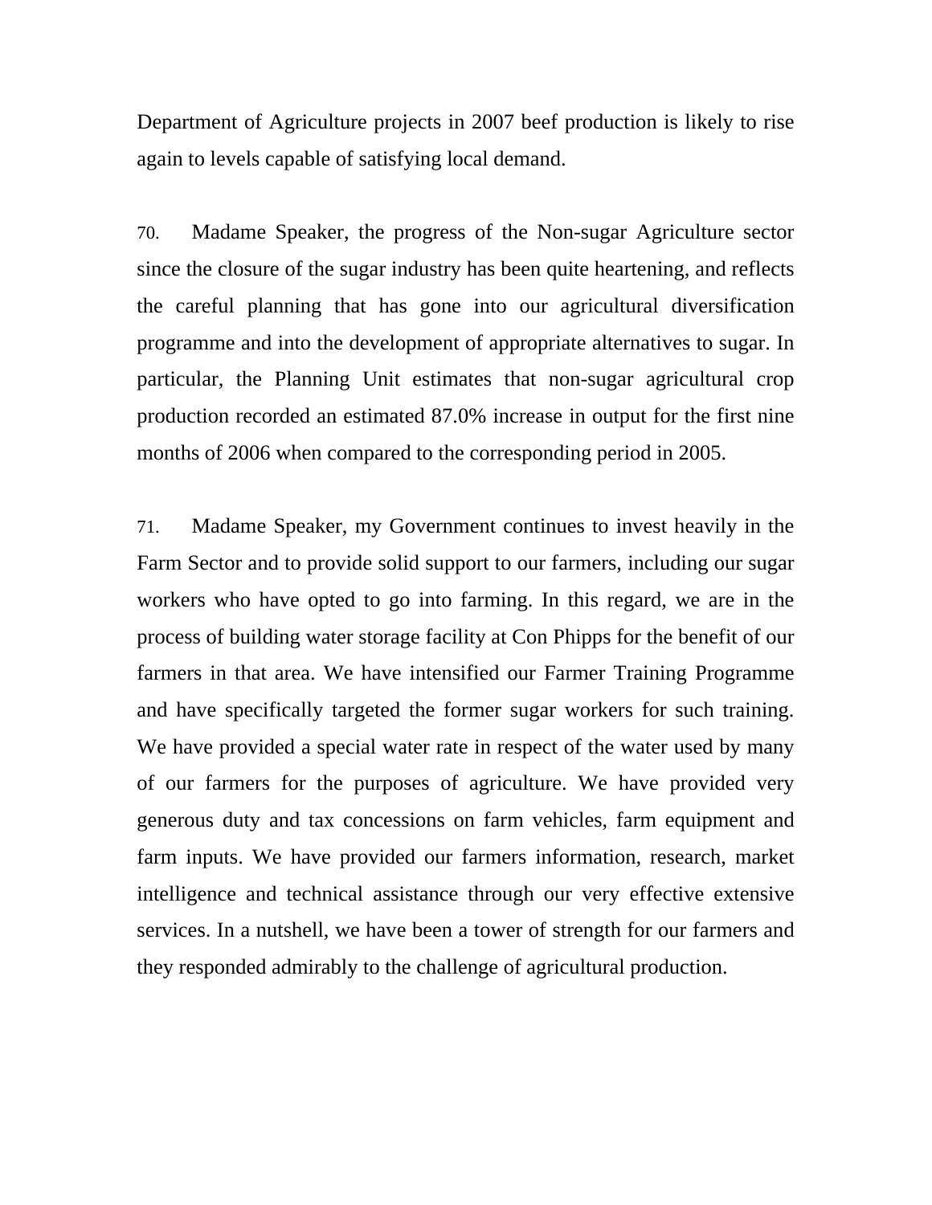Department of Agriculture projects in 2007 beef production is likely to rise again to levels capable of satisfying local demand.

70. Madame Speaker, the progress of the Non-sugar Agriculture sector since the closure of the sugar industry has been quite heartening, and reflects the careful planning that has gone into our agricultural diversification programme and into the development of appropriate alternatives to sugar. In particular, the Planning Unit estimates that non-sugar agricultural crop production recorded an estimated 87.0% increase in output for the first nine months of 2006 when compared to the corresponding period in 2005.

71. Madame Speaker, my Government continues to invest heavily in the Farm Sector and to provide solid support to our farmers, including our sugar workers who have opted to go into farming. In this regard, we are in the process of building water storage facility at Con Phipps for the benefit of our farmers in that area. We have intensified our Farmer Training Programme and have specifically targeted the former sugar workers for such training. We have provided a special water rate in respect of the water used by many of our farmers for the purposes of agriculture. We have provided very generous duty and tax concessions on farm vehicles, farm equipment and farm inputs. We have provided our farmers information, research, market intelligence and technical assistance through our very effective extensive services. In a nutshell, we have been a tower of strength for our farmers and they responded admirably to the challenge of agricultural production.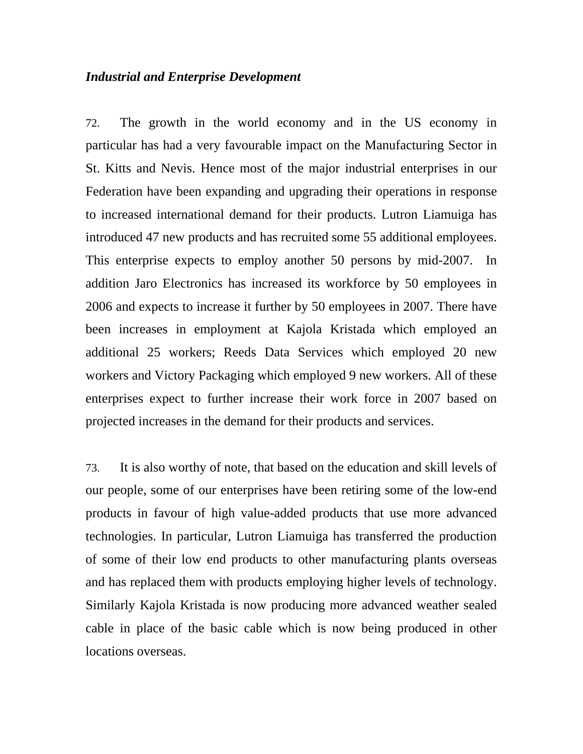*Industrial and Enterprise Development*

72. The growth in the world economy and in the US economy in particular has had a very favourable impact on the Manufacturing Sector in St. Kitts and Nevis. Hence most of the major industrial enterprises in our Federation have been expanding and upgrading their operations in response to increased international demand for their products. Lutron Liamuiga has introduced 47 new products and has recruited some 55 additional employees. This enterprise expects to employ another 50 persons by mid-2007. In addition Jaro Electronics has increased its workforce by 50 employees in 2006 and expects to increase it further by 50 employees in 2007. There have been increases in employment at Kajola Kristada which employed an additional 25 workers; Reeds Data Services which employed 20 new workers and Victory Packaging which employed 9 new workers. All of these enterprises expect to further increase their work force in 2007 based on projected increases in the demand for their products and services.

73. It is also worthy of note, that based on the education and skill levels of our people, some of our enterprises have been retiring some of the low-end products in favour of high value-added products that use more advanced technologies. In particular, Lutron Liamuiga has transferred the production of some of their low end products to other manufacturing plants overseas and has replaced them with products employing higher levels of technology. Similarly Kajola Kristada is now producing more advanced weather sealed cable in place of the basic cable which is now being produced in other locations overseas.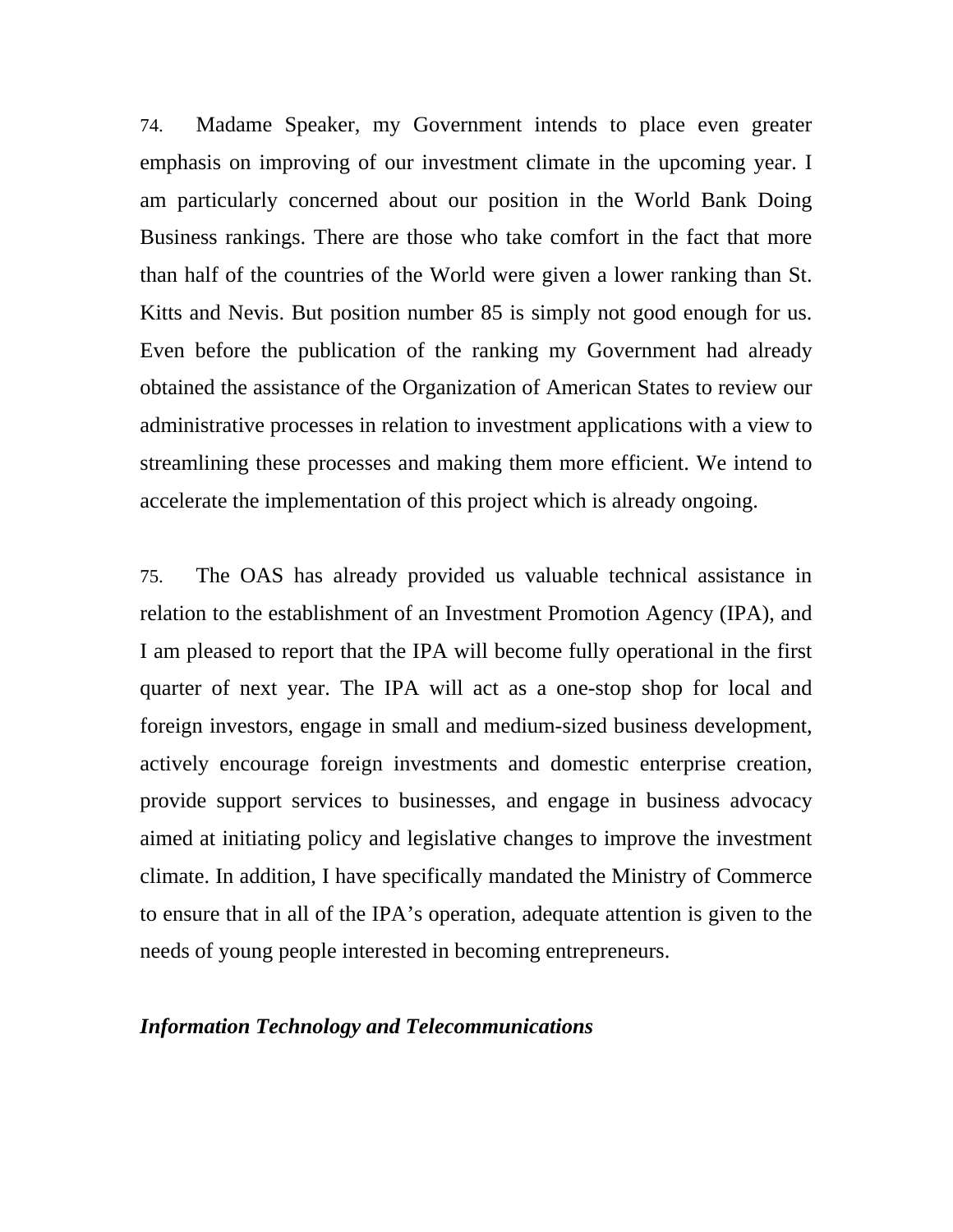74. Madame Speaker, my Government intends to place even greater emphasis on improving of our investment climate in the upcoming year. I am particularly concerned about our position in the World Bank Doing Business rankings. There are those who take comfort in the fact that more than half of the countries of the World were given a lower ranking than St. Kitts and Nevis. But position number 85 is simply not good enough for us. Even before the publication of the ranking my Government had already obtained the assistance of the Organization of American States to review our administrative processes in relation to investment applications with a view to streamlining these processes and making them more efficient. We intend to accelerate the implementation of this project which is already ongoing.

75. The OAS has already provided us valuable technical assistance in relation to the establishment of an Investment Promotion Agency (IPA), and I am pleased to report that the IPA will become fully operational in the first quarter of next year. The IPA will act as a one-stop shop for local and foreign investors, engage in small and medium-sized business development, actively encourage foreign investments and domestic enterprise creation, provide support services to businesses, and engage in business advocacy aimed at initiating policy and legislative changes to improve the investment climate. In addition, I have specifically mandated the Ministry of Commerce to ensure that in all of the IPA's operation, adequate attention is given to the needs of young people interested in becoming entrepreneurs.

***Information Technology and Telecommunications***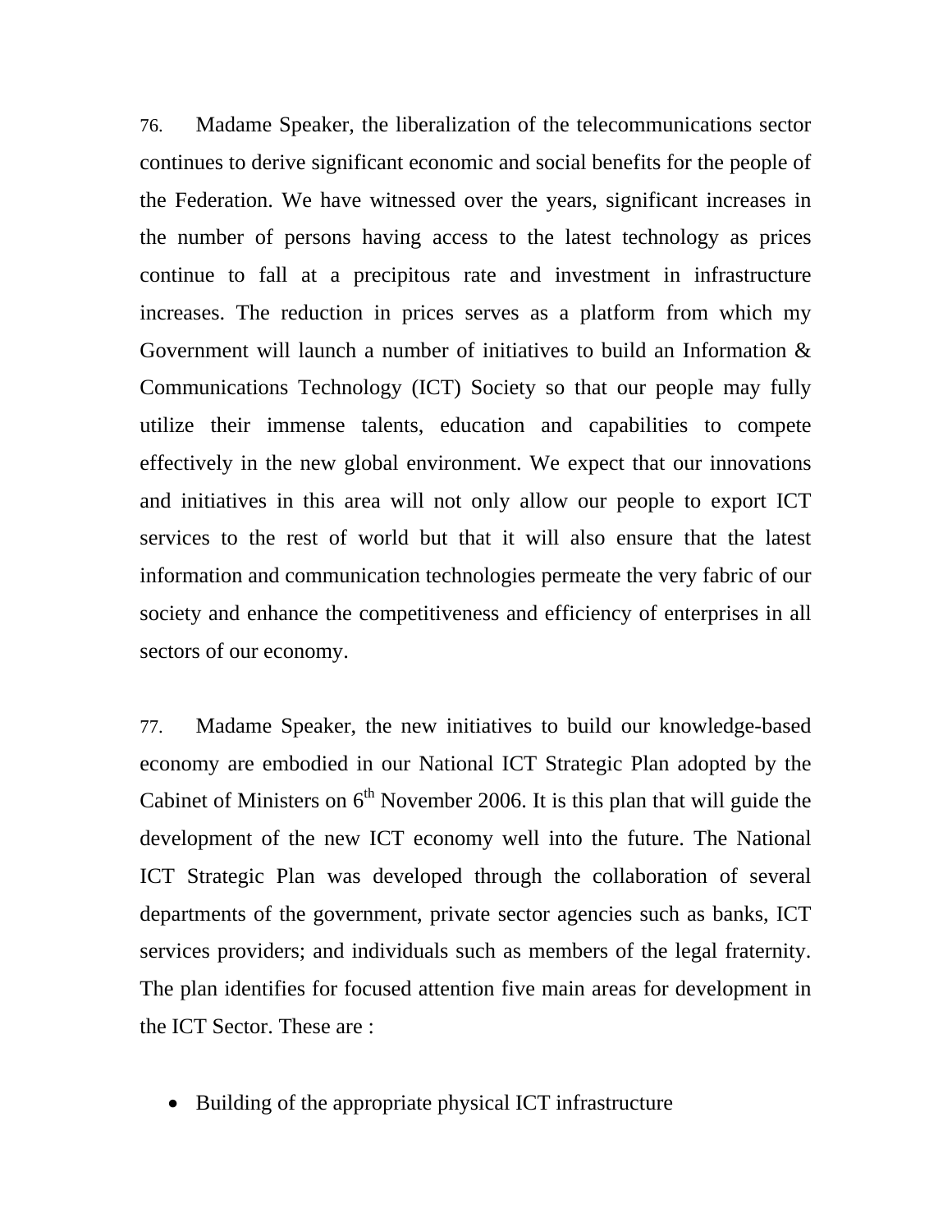76. Madame Speaker, the liberalization of the telecommunications sector continues to derive significant economic and social benefits for the people of the Federation. We have witnessed over the years, significant increases in the number of persons having access to the latest technology as prices continue to fall at a precipitous rate and investment in infrastructure increases. The reduction in prices serves as a platform from which my Government will launch a number of initiatives to build an Information & Communications Technology (ICT) Society so that our people may fully utilize their immense talents, education and capabilities to compete effectively in the new global environment. We expect that our innovations and initiatives in this area will not only allow our people to export ICT services to the rest of world but that it will also ensure that the latest information and communication technologies permeate the very fabric of our society and enhance the competitiveness and efficiency of enterprises in all sectors of our economy.

77. Madame Speaker, the new initiatives to build our knowledge-based economy are embodied in our National ICT Strategic Plan adopted by the Cabinet of Ministers on 6th November 2006. It is this plan that will guide the development of the new ICT economy well into the future. The National ICT Strategic Plan was developed through the collaboration of several departments of the government, private sector agencies such as banks, ICT services providers; and individuals such as members of the legal fraternity. The plan identifies for focused attention five main areas for development in the ICT Sector. These are :

- Building of the appropriate physical ICT infrastructure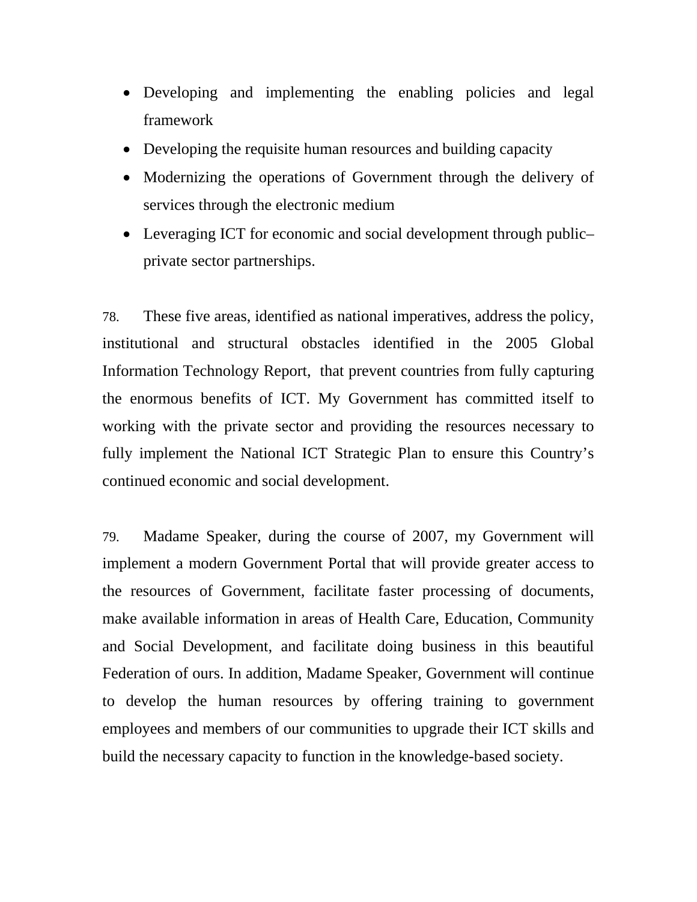- Developing and implementing the enabling policies and legal framework
- Developing the requisite human resources and building capacity
- Modernizing the operations of Government through the delivery of services through the electronic medium
- Leveraging ICT for economic and social development through public–private sector partnerships.

78. These five areas, identified as national imperatives, address the policy, institutional and structural obstacles identified in the 2005 Global Information Technology Report, that prevent countries from fully capturing the enormous benefits of ICT. My Government has committed itself to working with the private sector and providing the resources necessary to fully implement the National ICT Strategic Plan to ensure this Country's continued economic and social development.

79. Madame Speaker, during the course of 2007, my Government will implement a modern Government Portal that will provide greater access to the resources of Government, facilitate faster processing of documents, make available information in areas of Health Care, Education, Community and Social Development, and facilitate doing business in this beautiful Federation of ours. In addition, Madame Speaker, Government will continue to develop the human resources by offering training to government employees and members of our communities to upgrade their ICT skills and build the necessary capacity to function in the knowledge-based society.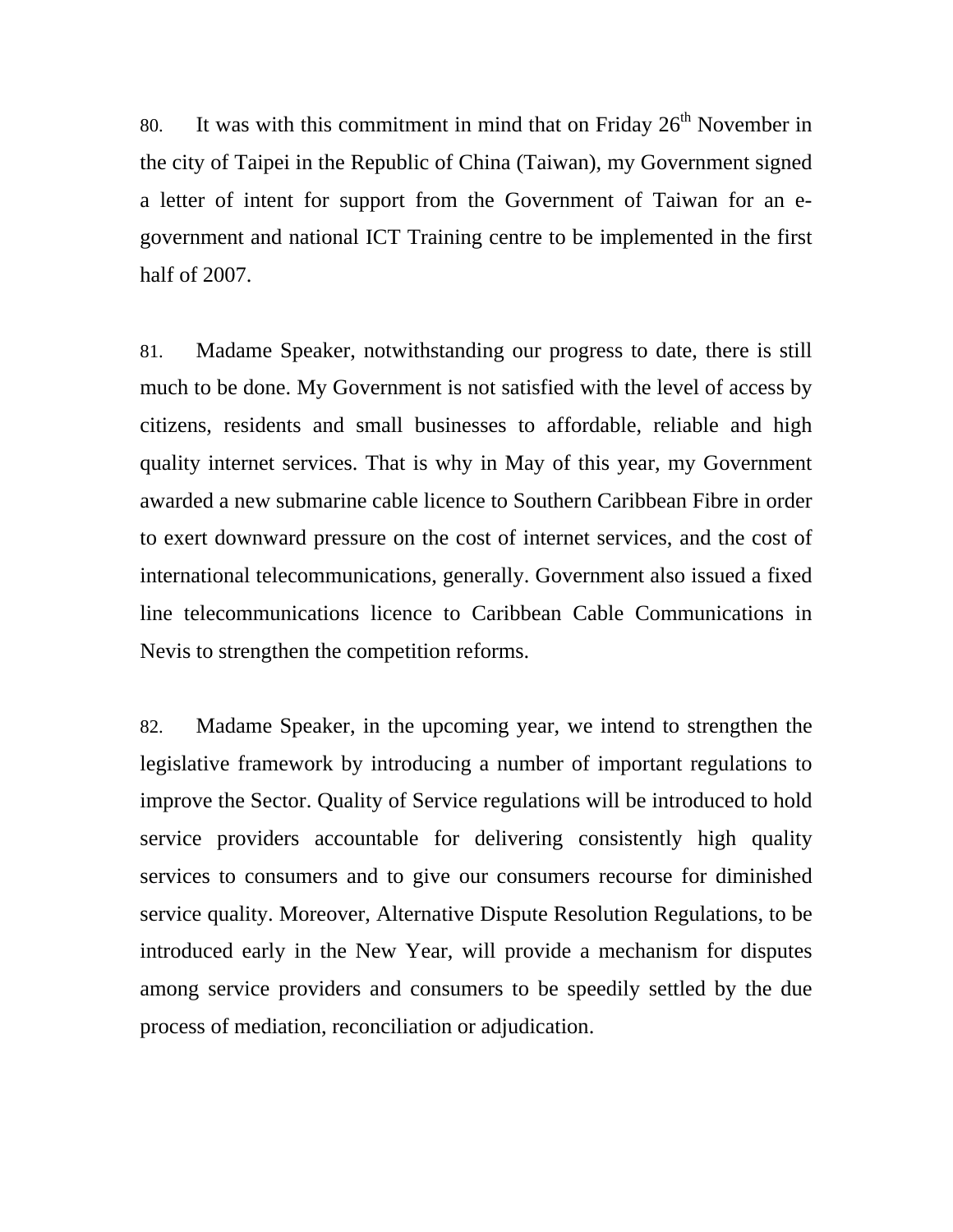80. It was with this commitment in mind that on Friday 26th November in the city of Taipei in the Republic of China (Taiwan), my Government signed a letter of intent for support from the Government of Taiwan for an e-government and national ICT Training centre to be implemented in the first half of 2007.

81. Madame Speaker, notwithstanding our progress to date, there is still much to be done. My Government is not satisfied with the level of access by citizens, residents and small businesses to affordable, reliable and high quality internet services. That is why in May of this year, my Government awarded a new submarine cable licence to Southern Caribbean Fibre in order to exert downward pressure on the cost of internet services, and the cost of international telecommunications, generally. Government also issued a fixed line telecommunications licence to Caribbean Cable Communications in Nevis to strengthen the competition reforms.

82. Madame Speaker, in the upcoming year, we intend to strengthen the legislative framework by introducing a number of important regulations to improve the Sector. Quality of Service regulations will be introduced to hold service providers accountable for delivering consistently high quality services to consumers and to give our consumers recourse for diminished service quality. Moreover, Alternative Dispute Resolution Regulations, to be introduced early in the New Year, will provide a mechanism for disputes among service providers and consumers to be speedily settled by the due process of mediation, reconciliation or adjudication.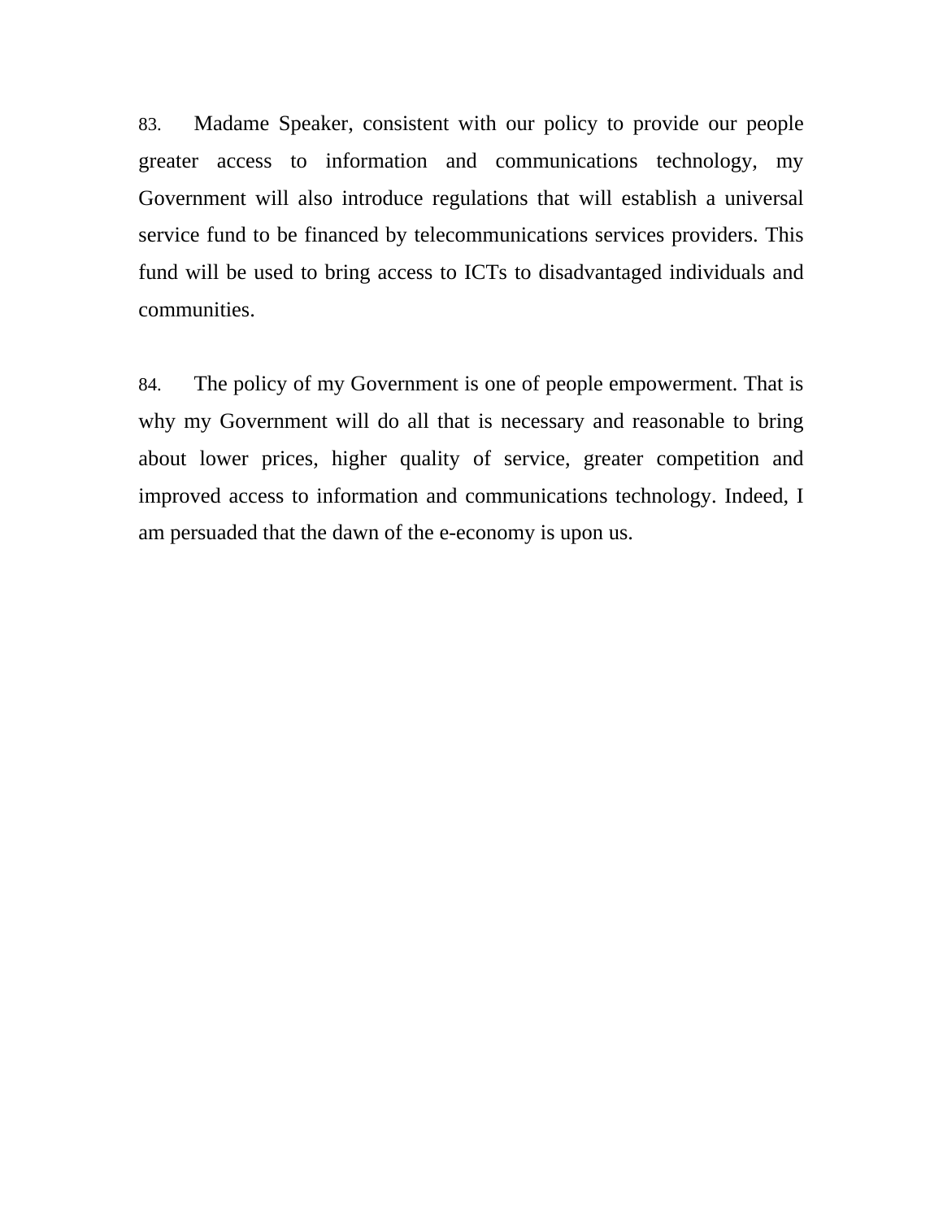83. Madame Speaker, consistent with our policy to provide our people greater access to information and communications technology, my Government will also introduce regulations that will establish a universal service fund to be financed by telecommunications services providers. This fund will be used to bring access to ICTs to disadvantaged individuals and communities.

84. The policy of my Government is one of people empowerment. That is why my Government will do all that is necessary and reasonable to bring about lower prices, higher quality of service, greater competition and improved access to information and communications technology. Indeed, I am persuaded that the dawn of the e-economy is upon us.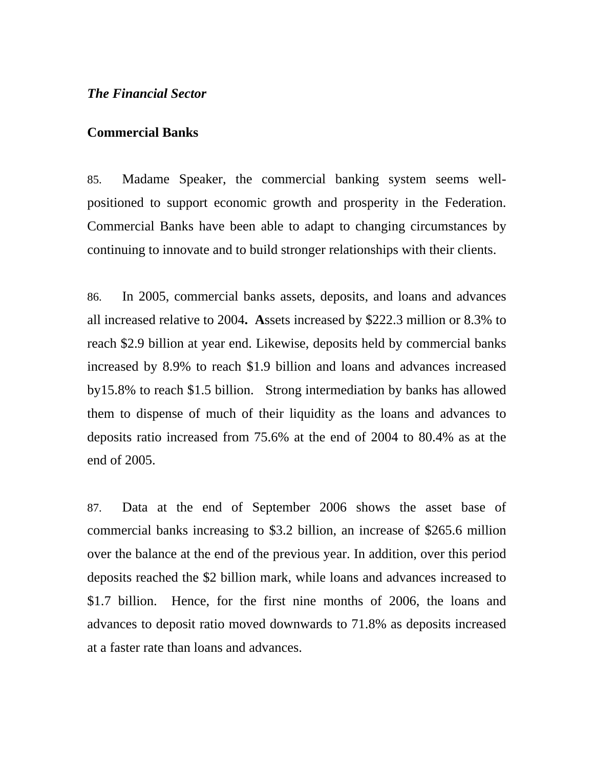***The Financial Sector***

**Commercial Banks**

85. Madame Speaker, the commercial banking system seems well-positioned to support economic growth and prosperity in the Federation. Commercial Banks have been able to adapt to changing circumstances by continuing to innovate and to build stronger relationships with their clients.

86. In 2005, commercial banks assets, deposits, and loans and advances all increased relative to 2004**.** **A**ssets increased by $222.3 million or 8.3% to reach $2.9 billion at year end. Likewise, deposits held by commercial banks increased by 8.9% to reach $1.9 billion and loans and advances increased by15.8% to reach $1.5 billion. Strong intermediation by banks has allowed them to dispense of much of their liquidity as the loans and advances to deposits ratio increased from 75.6% at the end of 2004 to 80.4% as at the end of 2005.

87. Data at the end of September 2006 shows the asset base of commercial banks increasing to $3.2 billion, an increase of $265.6 million over the balance at the end of the previous year. In addition, over this period deposits reached the $2 billion mark, while loans and advances increased to $1.7 billion. Hence, for the first nine months of 2006, the loans and advances to deposit ratio moved downwards to 71.8% as deposits increased at a faster rate than loans and advances.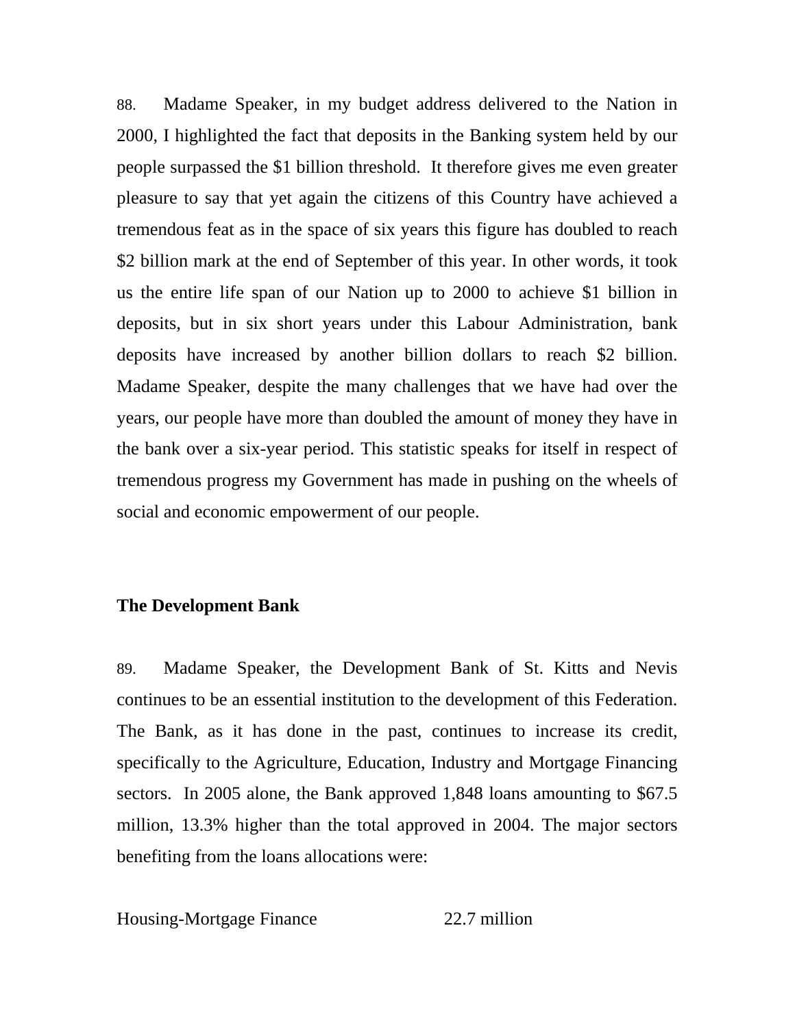88. Madame Speaker, in my budget address delivered to the Nation in 2000, I highlighted the fact that deposits in the Banking system held by our people surpassed the $1 billion threshold. It therefore gives me even greater pleasure to say that yet again the citizens of this Country have achieved a tremendous feat as in the space of six years this figure has doubled to reach $2 billion mark at the end of September of this year. In other words, it took us the entire life span of our Nation up to 2000 to achieve $1 billion in deposits, but in six short years under this Labour Administration, bank deposits have increased by another billion dollars to reach $2 billion. Madame Speaker, despite the many challenges that we have had over the years, our people have more than doubled the amount of money they have in the bank over a six-year period. This statistic speaks for itself in respect of tremendous progress my Government has made in pushing on the wheels of social and economic empowerment of our people.

**The Development Bank**

89. Madame Speaker, the Development Bank of St. Kitts and Nevis continues to be an essential institution to the development of this Federation. The Bank, as it has done in the past, continues to increase its credit, specifically to the Agriculture, Education, Industry and Mortgage Financing sectors. In 2005 alone, the Bank approved 1,848 loans amounting to $67.5 million, 13.3% higher than the total approved in 2004. The major sectors benefiting from the loans allocations were:

| | |
|---|---|
| Housing-Mortgage Finance | 22.7 million |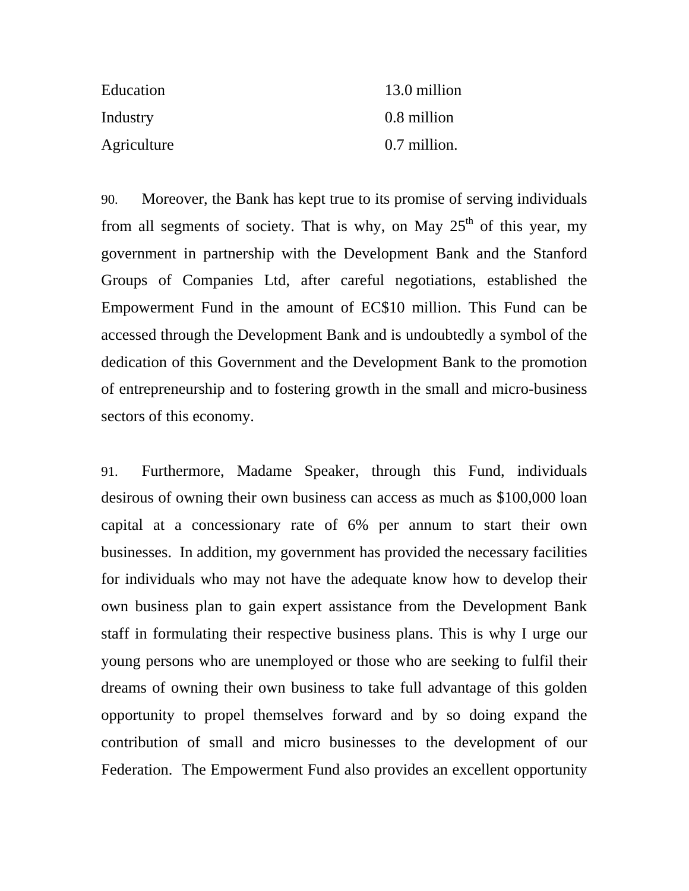| | |
|---|---|
| Education | 13.0 million |
| Industry | 0.8 million |
| Agriculture | 0.7 million. |

90. Moreover, the Bank has kept true to its promise of serving individuals from all segments of society. That is why, on May 25th of this year, my government in partnership with the Development Bank and the Stanford Groups of Companies Ltd, after careful negotiations, established the Empowerment Fund in the amount of EC$10 million. This Fund can be accessed through the Development Bank and is undoubtedly a symbol of the dedication of this Government and the Development Bank to the promotion of entrepreneurship and to fostering growth in the small and micro-business sectors of this economy.

91. Furthermore, Madame Speaker, through this Fund, individuals desirous of owning their own business can access as much as $100,000 loan capital at a concessionary rate of 6% per annum to start their own businesses. In addition, my government has provided the necessary facilities for individuals who may not have the adequate know how to develop their own business plan to gain expert assistance from the Development Bank staff in formulating their respective business plans. This is why I urge our young persons who are unemployed or those who are seeking to fulfil their dreams of owning their own business to take full advantage of this golden opportunity to propel themselves forward and by so doing expand the contribution of small and micro businesses to the development of our Federation. The Empowerment Fund also provides an excellent opportunity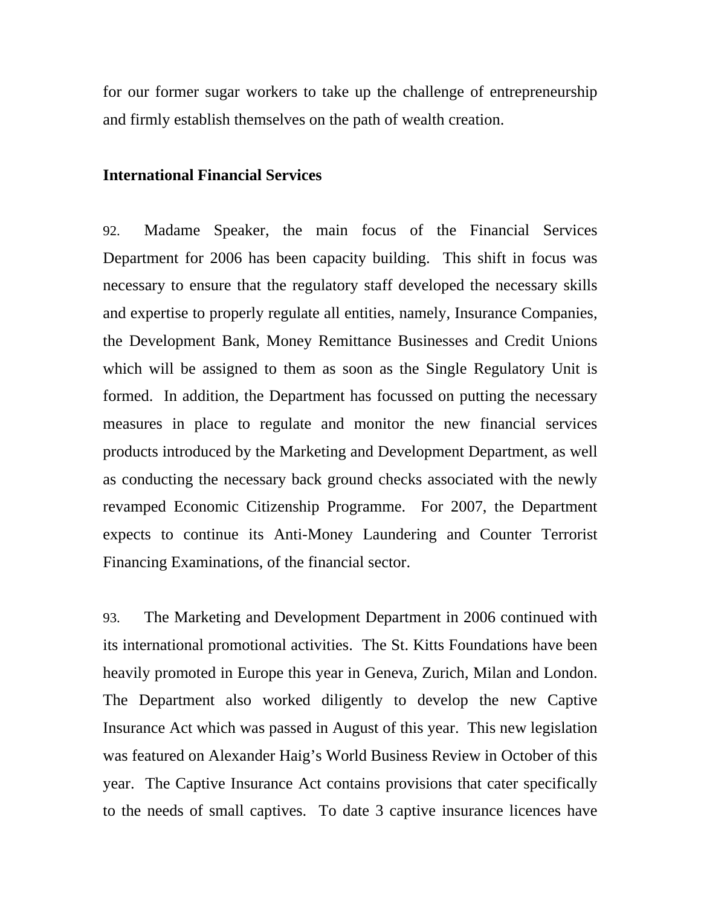for our former sugar workers to take up the challenge of entrepreneurship and firmly establish themselves on the path of wealth creation.

**International Financial Services**

92. Madame Speaker, the main focus of the Financial Services Department for 2006 has been capacity building. This shift in focus was necessary to ensure that the regulatory staff developed the necessary skills and expertise to properly regulate all entities, namely, Insurance Companies, the Development Bank, Money Remittance Businesses and Credit Unions which will be assigned to them as soon as the Single Regulatory Unit is formed. In addition, the Department has focussed on putting the necessary measures in place to regulate and monitor the new financial services products introduced by the Marketing and Development Department, as well as conducting the necessary back ground checks associated with the newly revamped Economic Citizenship Programme. For 2007, the Department expects to continue its Anti-Money Laundering and Counter Terrorist Financing Examinations, of the financial sector.

93. The Marketing and Development Department in 2006 continued with its international promotional activities. The St. Kitts Foundations have been heavily promoted in Europe this year in Geneva, Zurich, Milan and London. The Department also worked diligently to develop the new Captive Insurance Act which was passed in August of this year. This new legislation was featured on Alexander Haig's World Business Review in October of this year. The Captive Insurance Act contains provisions that cater specifically to the needs of small captives. To date 3 captive insurance licences have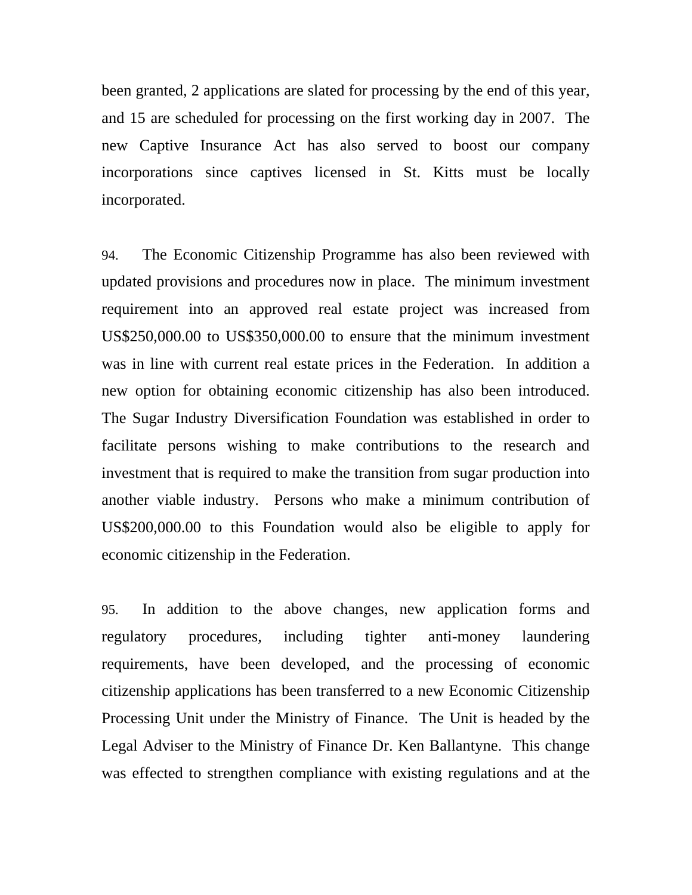been granted, 2 applications are slated for processing by the end of this year, and 15 are scheduled for processing on the first working day in 2007. The new Captive Insurance Act has also served to boost our company incorporations since captives licensed in St. Kitts must be locally incorporated.

94. The Economic Citizenship Programme has also been reviewed with updated provisions and procedures now in place. The minimum investment requirement into an approved real estate project was increased from US$250,000.00 to US$350,000.00 to ensure that the minimum investment was in line with current real estate prices in the Federation. In addition a new option for obtaining economic citizenship has also been introduced. The Sugar Industry Diversification Foundation was established in order to facilitate persons wishing to make contributions to the research and investment that is required to make the transition from sugar production into another viable industry. Persons who make a minimum contribution of US$200,000.00 to this Foundation would also be eligible to apply for economic citizenship in the Federation.

95. In addition to the above changes, new application forms and regulatory procedures, including tighter anti-money laundering requirements, have been developed, and the processing of economic citizenship applications has been transferred to a new Economic Citizenship Processing Unit under the Ministry of Finance. The Unit is headed by the Legal Adviser to the Ministry of Finance Dr. Ken Ballantyne. This change was effected to strengthen compliance with existing regulations and at the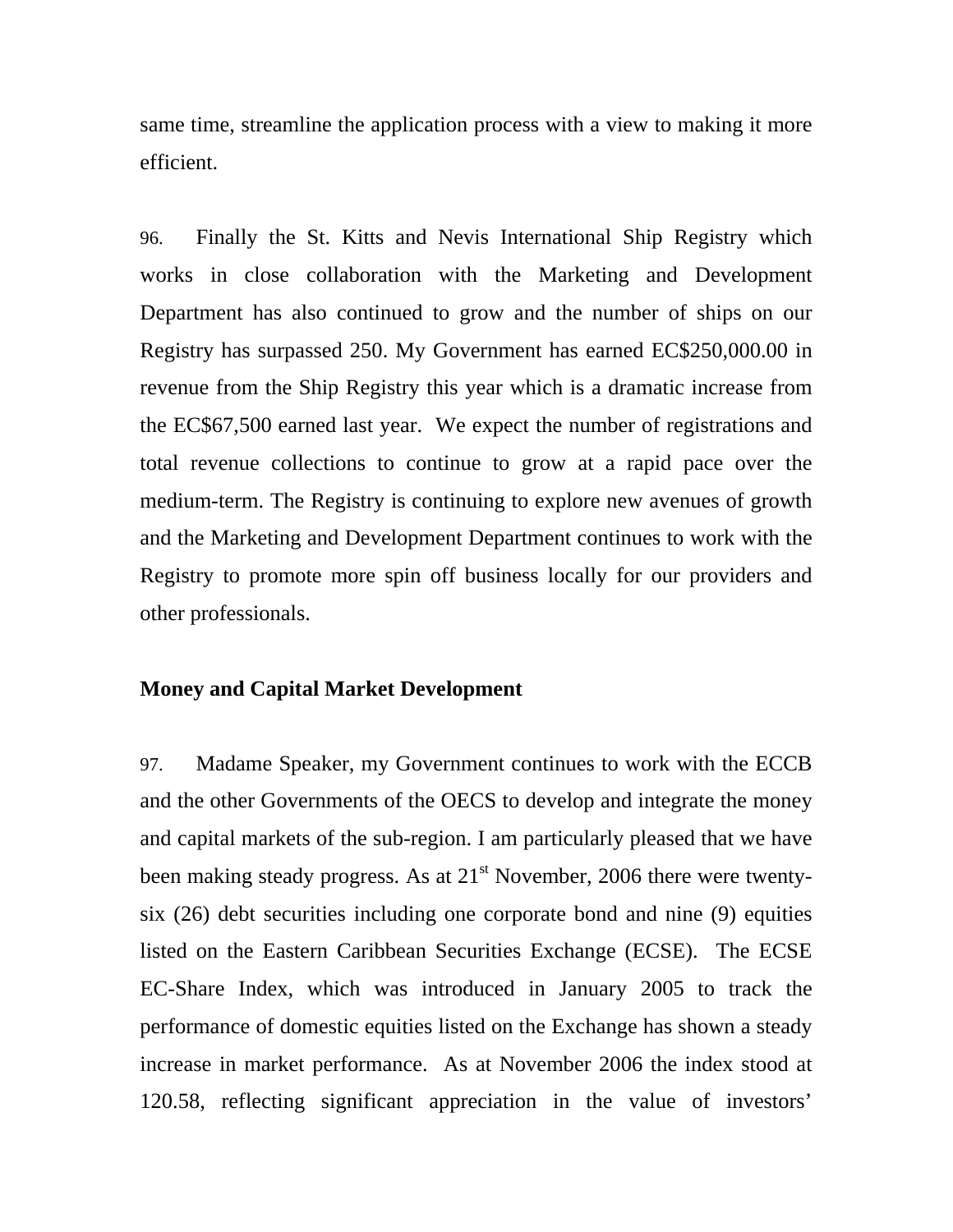same time, streamline the application process with a view to making it more efficient.

96. Finally the St. Kitts and Nevis International Ship Registry which works in close collaboration with the Marketing and Development Department has also continued to grow and the number of ships on our Registry has surpassed 250. My Government has earned EC$250,000.00 in revenue from the Ship Registry this year which is a dramatic increase from the EC$67,500 earned last year. We expect the number of registrations and total revenue collections to continue to grow at a rapid pace over the medium-term. The Registry is continuing to explore new avenues of growth and the Marketing and Development Department continues to work with the Registry to promote more spin off business locally for our providers and other professionals.

**Money and Capital Market Development**

97. Madame Speaker, my Government continues to work with the ECCB and the other Governments of the OECS to develop and integrate the money and capital markets of the sub-region. I am particularly pleased that we have been making steady progress. As at 21st November, 2006 there were twenty-six (26) debt securities including one corporate bond and nine (9) equities listed on the Eastern Caribbean Securities Exchange (ECSE). The ECSE EC-Share Index, which was introduced in January 2005 to track the performance of domestic equities listed on the Exchange has shown a steady increase in market performance. As at November 2006 the index stood at 120.58, reflecting significant appreciation in the value of investors'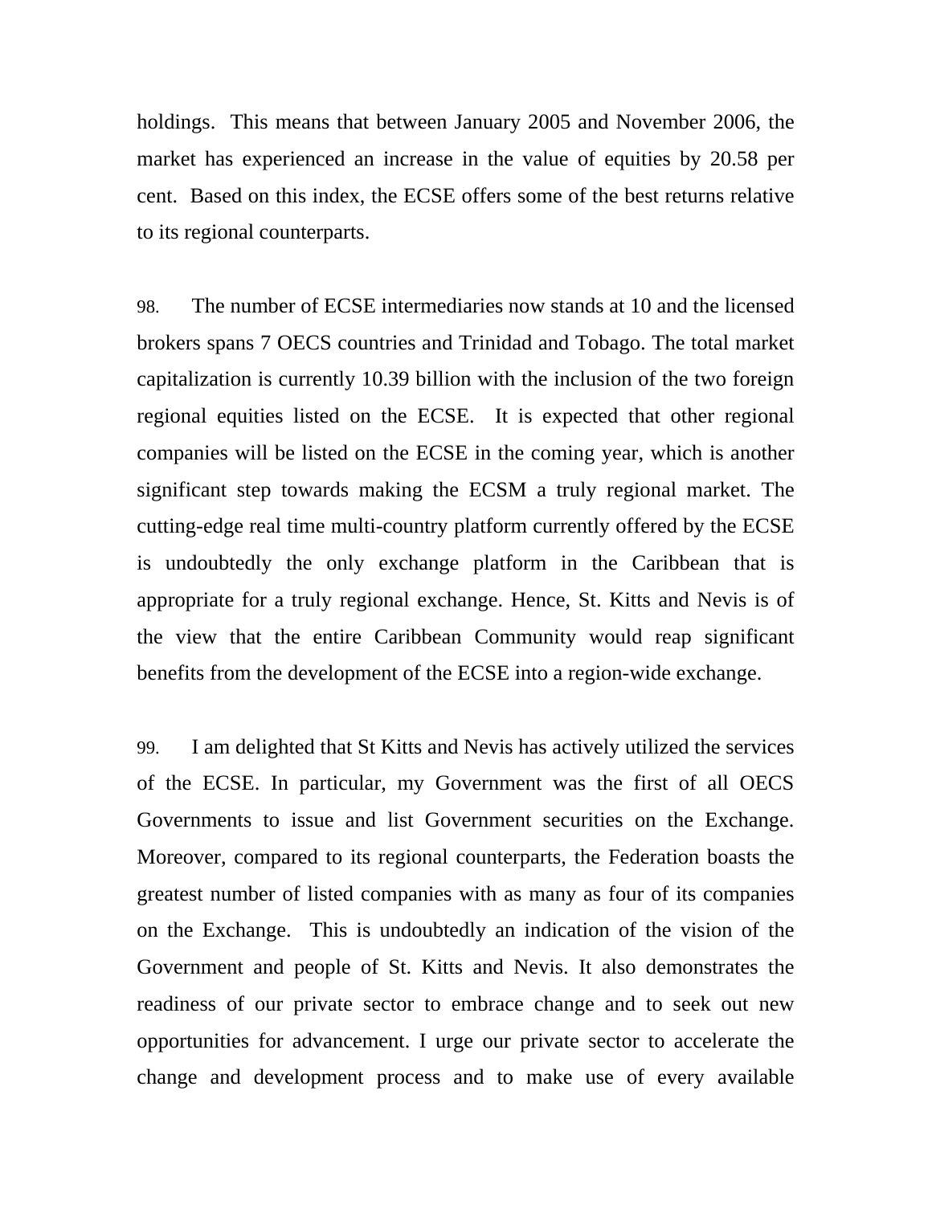holdings. This means that between January 2005 and November 2006, the market has experienced an increase in the value of equities by 20.58 per cent. Based on this index, the ECSE offers some of the best returns relative to its regional counterparts.

98. The number of ECSE intermediaries now stands at 10 and the licensed brokers spans 7 OECS countries and Trinidad and Tobago. The total market capitalization is currently 10.39 billion with the inclusion of the two foreign regional equities listed on the ECSE. It is expected that other regional companies will be listed on the ECSE in the coming year, which is another significant step towards making the ECSM a truly regional market. The cutting-edge real time multi-country platform currently offered by the ECSE is undoubtedly the only exchange platform in the Caribbean that is appropriate for a truly regional exchange. Hence, St. Kitts and Nevis is of the view that the entire Caribbean Community would reap significant benefits from the development of the ECSE into a region-wide exchange.

99. I am delighted that St Kitts and Nevis has actively utilized the services of the ECSE. In particular, my Government was the first of all OECS Governments to issue and list Government securities on the Exchange. Moreover, compared to its regional counterparts, the Federation boasts the greatest number of listed companies with as many as four of its companies on the Exchange. This is undoubtedly an indication of the vision of the Government and people of St. Kitts and Nevis. It also demonstrates the readiness of our private sector to embrace change and to seek out new opportunities for advancement. I urge our private sector to accelerate the change and development process and to make use of every available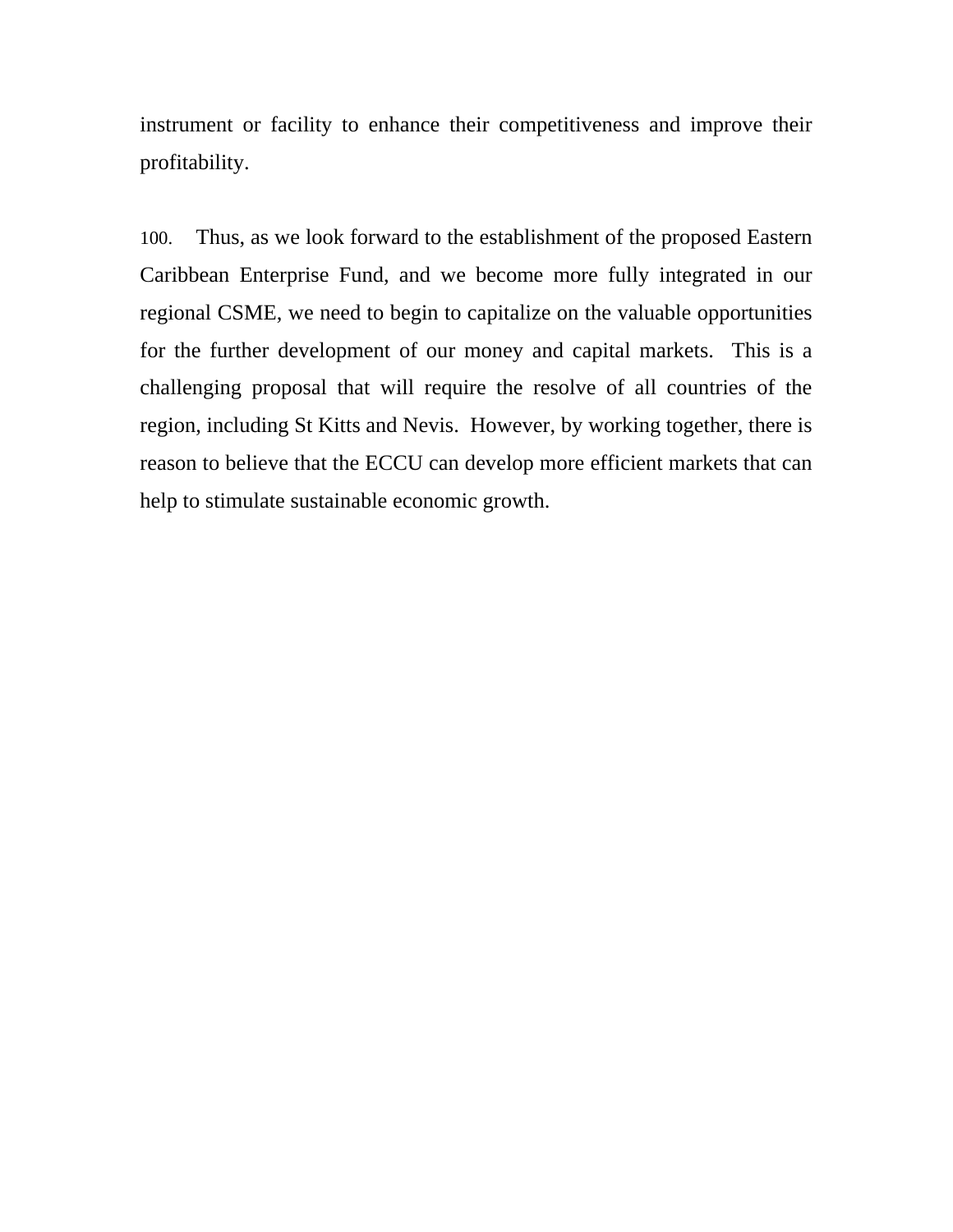instrument or facility to enhance their competitiveness and improve their profitability.

100. Thus, as we look forward to the establishment of the proposed Eastern Caribbean Enterprise Fund, and we become more fully integrated in our regional CSME, we need to begin to capitalize on the valuable opportunities for the further development of our money and capital markets. This is a challenging proposal that will require the resolve of all countries of the region, including St Kitts and Nevis. However, by working together, there is reason to believe that the ECCU can develop more efficient markets that can help to stimulate sustainable economic growth.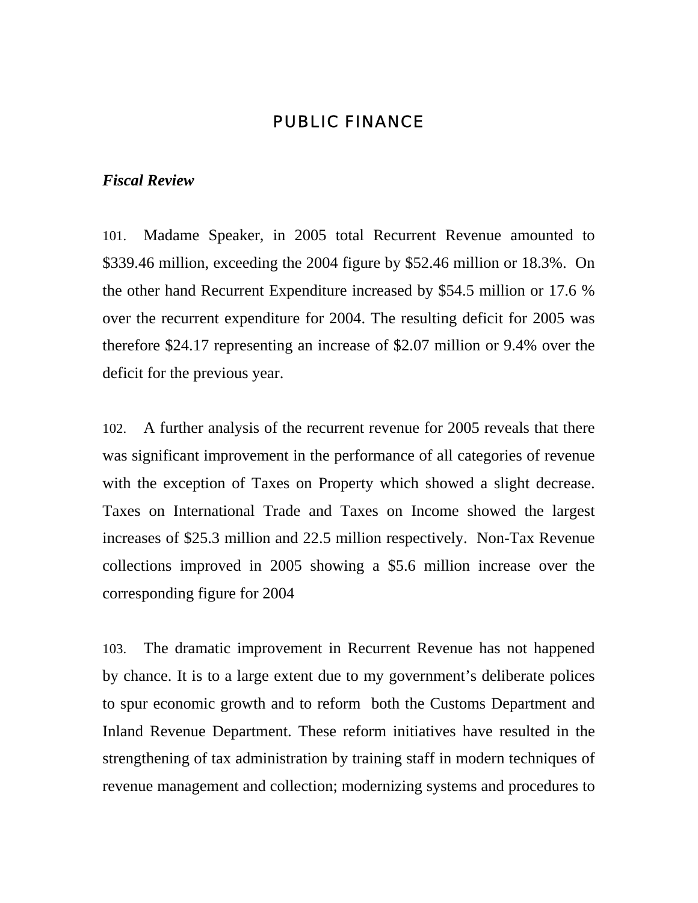# PUBLIC FINANCE

***Fiscal Review***

101. Madame Speaker, in 2005 total Recurrent Revenue amounted to $339.46 million, exceeding the 2004 figure by $52.46 million or 18.3%. On the other hand Recurrent Expenditure increased by $54.5 million or 17.6 % over the recurrent expenditure for 2004. The resulting deficit for 2005 was therefore $24.17 representing an increase of $2.07 million or 9.4% over the deficit for the previous year.

102. A further analysis of the recurrent revenue for 2005 reveals that there was significant improvement in the performance of all categories of revenue with the exception of Taxes on Property which showed a slight decrease. Taxes on International Trade and Taxes on Income showed the largest increases of $25.3 million and 22.5 million respectively. Non-Tax Revenue collections improved in 2005 showing a $5.6 million increase over the corresponding figure for 2004

103. The dramatic improvement in Recurrent Revenue has not happened by chance. It is to a large extent due to my government's deliberate polices to spur economic growth and to reform both the Customs Department and Inland Revenue Department. These reform initiatives have resulted in the strengthening of tax administration by training staff in modern techniques of revenue management and collection; modernizing systems and procedures to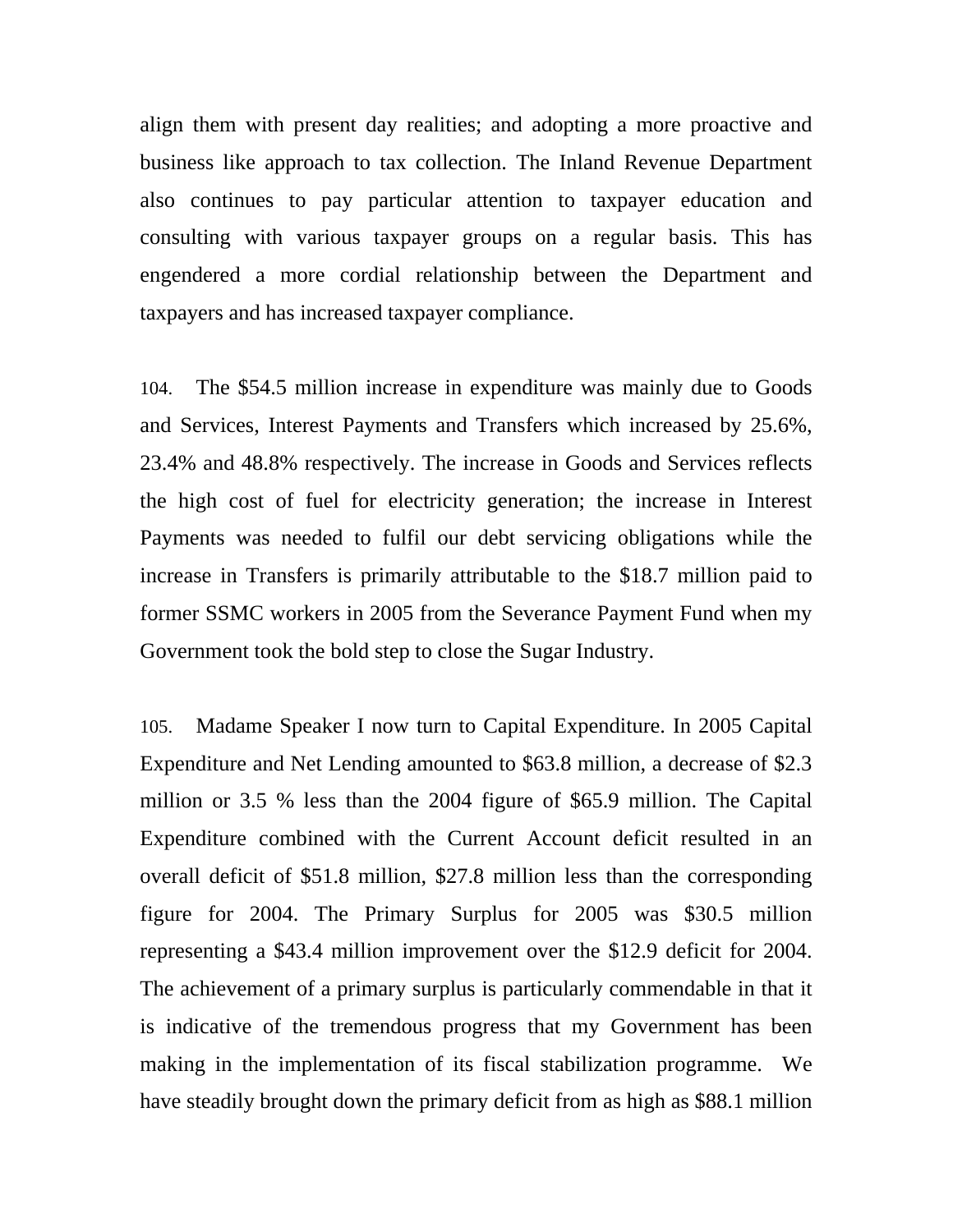align them with present day realities; and adopting a more proactive and business like approach to tax collection. The Inland Revenue Department also continues to pay particular attention to taxpayer education and consulting with various taxpayer groups on a regular basis. This has engendered a more cordial relationship between the Department and taxpayers and has increased taxpayer compliance.

104. The $54.5 million increase in expenditure was mainly due to Goods and Services, Interest Payments and Transfers which increased by 25.6%, 23.4% and 48.8% respectively. The increase in Goods and Services reflects the high cost of fuel for electricity generation; the increase in Interest Payments was needed to fulfil our debt servicing obligations while the increase in Transfers is primarily attributable to the $18.7 million paid to former SSMC workers in 2005 from the Severance Payment Fund when my Government took the bold step to close the Sugar Industry.

105. Madame Speaker I now turn to Capital Expenditure. In 2005 Capital Expenditure and Net Lending amounted to $63.8 million, a decrease of $2.3 million or 3.5 % less than the 2004 figure of $65.9 million. The Capital Expenditure combined with the Current Account deficit resulted in an overall deficit of $51.8 million, $27.8 million less than the corresponding figure for 2004. The Primary Surplus for 2005 was $30.5 million representing a $43.4 million improvement over the $12.9 deficit for 2004. The achievement of a primary surplus is particularly commendable in that it is indicative of the tremendous progress that my Government has been making in the implementation of its fiscal stabilization programme. We have steadily brought down the primary deficit from as high as $88.1 million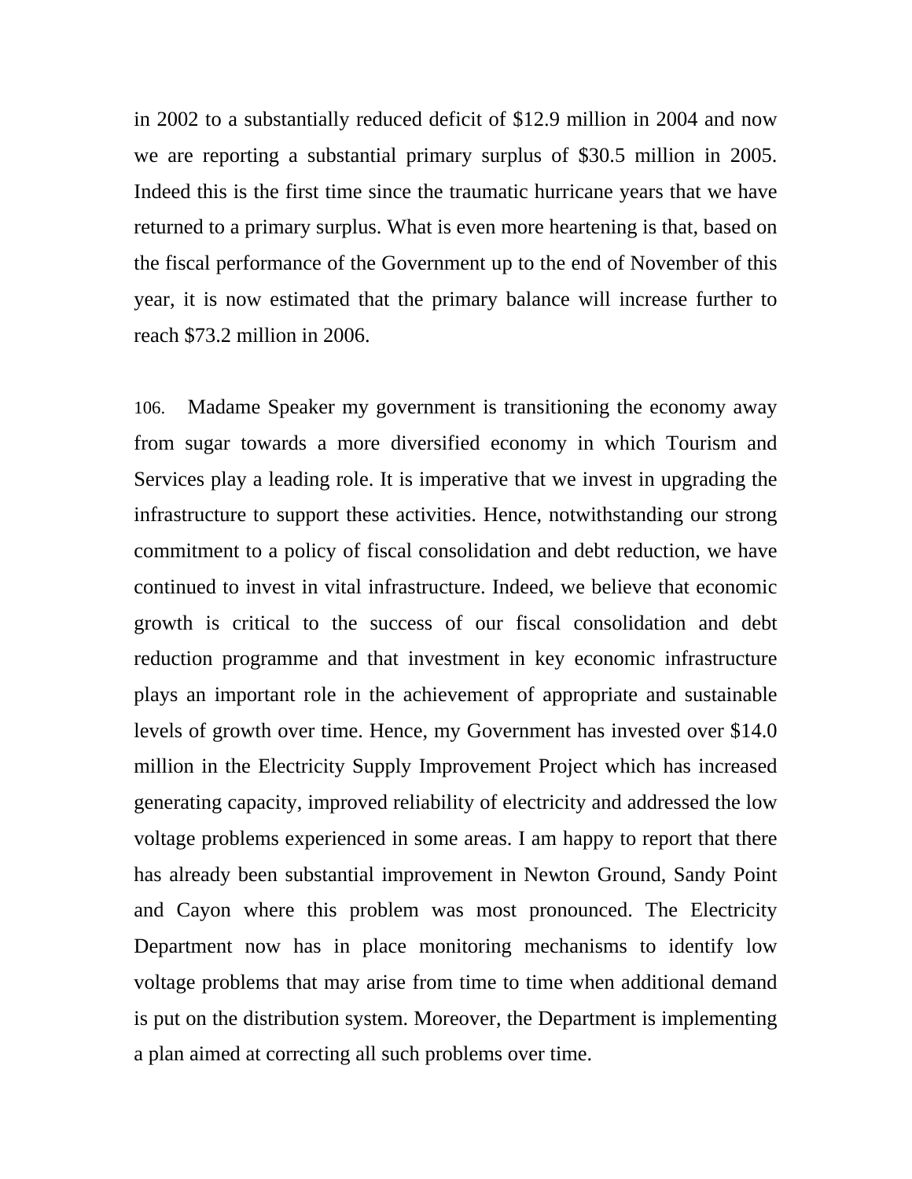in 2002 to a substantially reduced deficit of $12.9 million in 2004 and now we are reporting a substantial primary surplus of $30.5 million in 2005. Indeed this is the first time since the traumatic hurricane years that we have returned to a primary surplus. What is even more heartening is that, based on the fiscal performance of the Government up to the end of November of this year, it is now estimated that the primary balance will increase further to reach $73.2 million in 2006.

106. Madame Speaker my government is transitioning the economy away from sugar towards a more diversified economy in which Tourism and Services play a leading role. It is imperative that we invest in upgrading the infrastructure to support these activities. Hence, notwithstanding our strong commitment to a policy of fiscal consolidation and debt reduction, we have continued to invest in vital infrastructure. Indeed, we believe that economic growth is critical to the success of our fiscal consolidation and debt reduction programme and that investment in key economic infrastructure plays an important role in the achievement of appropriate and sustainable levels of growth over time. Hence, my Government has invested over $14.0 million in the Electricity Supply Improvement Project which has increased generating capacity, improved reliability of electricity and addressed the low voltage problems experienced in some areas. I am happy to report that there has already been substantial improvement in Newton Ground, Sandy Point and Cayon where this problem was most pronounced. The Electricity Department now has in place monitoring mechanisms to identify low voltage problems that may arise from time to time when additional demand is put on the distribution system. Moreover, the Department is implementing a plan aimed at correcting all such problems over time.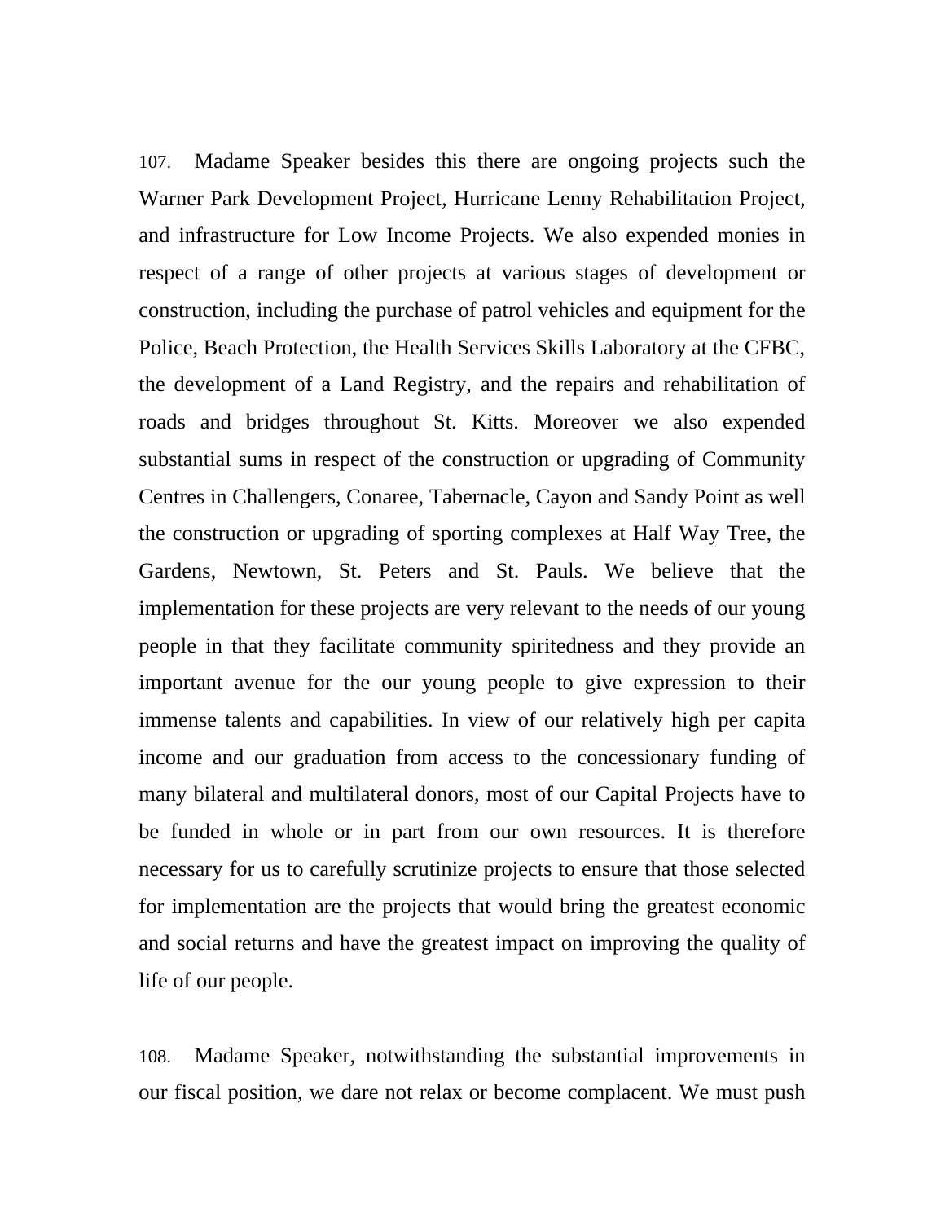107. Madame Speaker besides this there are ongoing projects such the Warner Park Development Project, Hurricane Lenny Rehabilitation Project, and infrastructure for Low Income Projects. We also expended monies in respect of a range of other projects at various stages of development or construction, including the purchase of patrol vehicles and equipment for the Police, Beach Protection, the Health Services Skills Laboratory at the CFBC, the development of a Land Registry, and the repairs and rehabilitation of roads and bridges throughout St. Kitts. Moreover we also expended substantial sums in respect of the construction or upgrading of Community Centres in Challengers, Conaree, Tabernacle, Cayon and Sandy Point as well the construction or upgrading of sporting complexes at Half Way Tree, the Gardens, Newtown, St. Peters and St. Pauls. We believe that the implementation for these projects are very relevant to the needs of our young people in that they facilitate community spiritedness and they provide an important avenue for the our young people to give expression to their immense talents and capabilities. In view of our relatively high per capita income and our graduation from access to the concessionary funding of many bilateral and multilateral donors, most of our Capital Projects have to be funded in whole or in part from our own resources. It is therefore necessary for us to carefully scrutinize projects to ensure that those selected for implementation are the projects that would bring the greatest economic and social returns and have the greatest impact on improving the quality of life of our people.

108. Madame Speaker, notwithstanding the substantial improvements in our fiscal position, we dare not relax or become complacent. We must push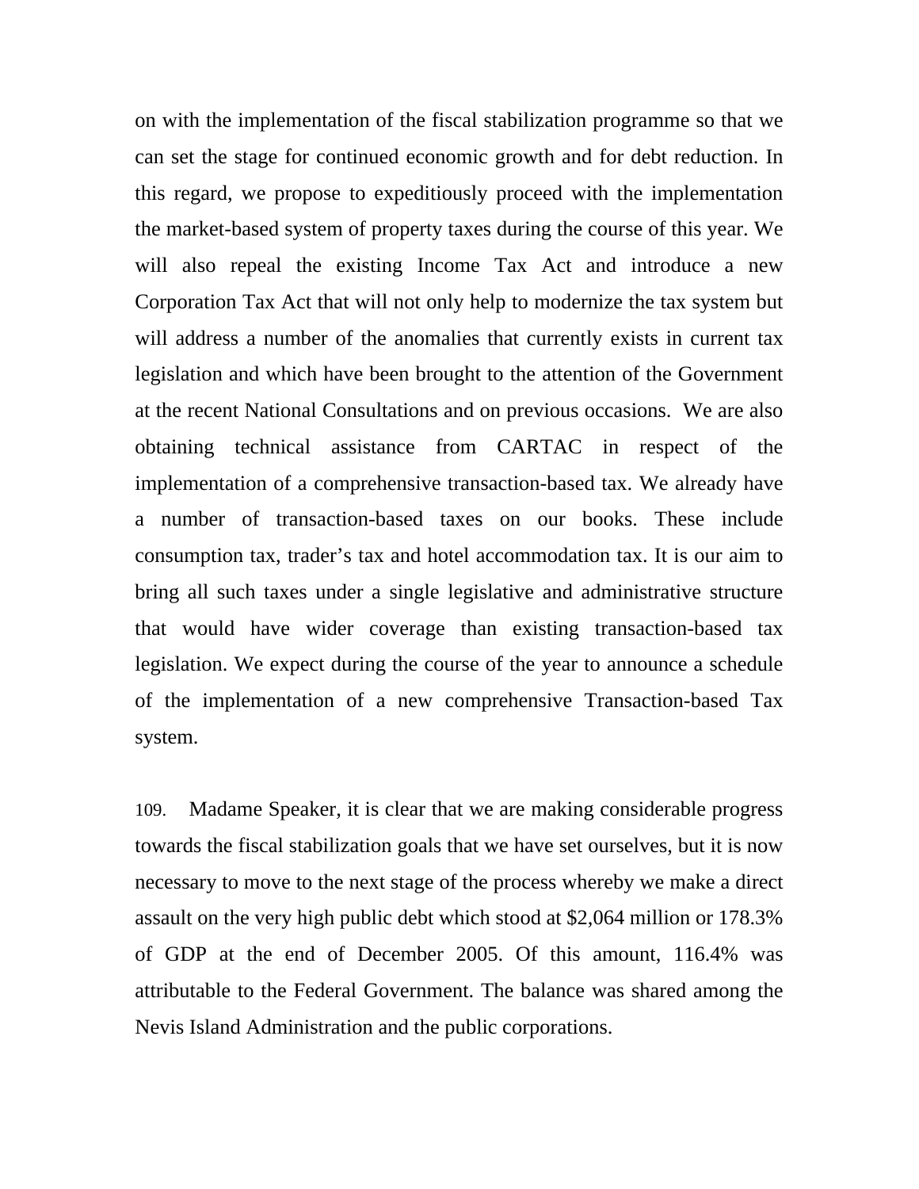on with the implementation of the fiscal stabilization programme so that we can set the stage for continued economic growth and for debt reduction. In this regard, we propose to expeditiously proceed with the implementation the market-based system of property taxes during the course of this year. We will also repeal the existing Income Tax Act and introduce a new Corporation Tax Act that will not only help to modernize the tax system but will address a number of the anomalies that currently exists in current tax legislation and which have been brought to the attention of the Government at the recent National Consultations and on previous occasions. We are also obtaining technical assistance from CARTAC in respect of the implementation of a comprehensive transaction-based tax. We already have a number of transaction-based taxes on our books. These include consumption tax, trader's tax and hotel accommodation tax. It is our aim to bring all such taxes under a single legislative and administrative structure that would have wider coverage than existing transaction-based tax legislation. We expect during the course of the year to announce a schedule of the implementation of a new comprehensive Transaction-based Tax system.

109. Madame Speaker, it is clear that we are making considerable progress towards the fiscal stabilization goals that we have set ourselves, but it is now necessary to move to the next stage of the process whereby we make a direct assault on the very high public debt which stood at $2,064 million or 178.3% of GDP at the end of December 2005. Of this amount, 116.4% was attributable to the Federal Government. The balance was shared among the Nevis Island Administration and the public corporations.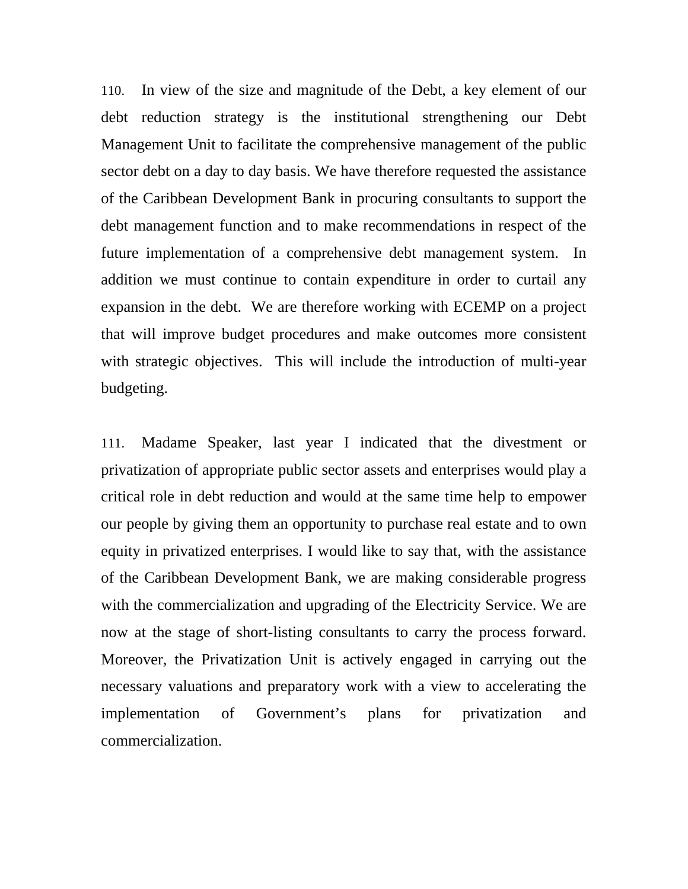110. In view of the size and magnitude of the Debt, a key element of our debt reduction strategy is the institutional strengthening our Debt Management Unit to facilitate the comprehensive management of the public sector debt on a day to day basis. We have therefore requested the assistance of the Caribbean Development Bank in procuring consultants to support the debt management function and to make recommendations in respect of the future implementation of a comprehensive debt management system. In addition we must continue to contain expenditure in order to curtail any expansion in the debt. We are therefore working with ECEMP on a project that will improve budget procedures and make outcomes more consistent with strategic objectives. This will include the introduction of multi-year budgeting.

111. Madame Speaker, last year I indicated that the divestment or privatization of appropriate public sector assets and enterprises would play a critical role in debt reduction and would at the same time help to empower our people by giving them an opportunity to purchase real estate and to own equity in privatized enterprises. I would like to say that, with the assistance of the Caribbean Development Bank, we are making considerable progress with the commercialization and upgrading of the Electricity Service. We are now at the stage of short-listing consultants to carry the process forward. Moreover, the Privatization Unit is actively engaged in carrying out the necessary valuations and preparatory work with a view to accelerating the implementation of Government's plans for privatization and commercialization.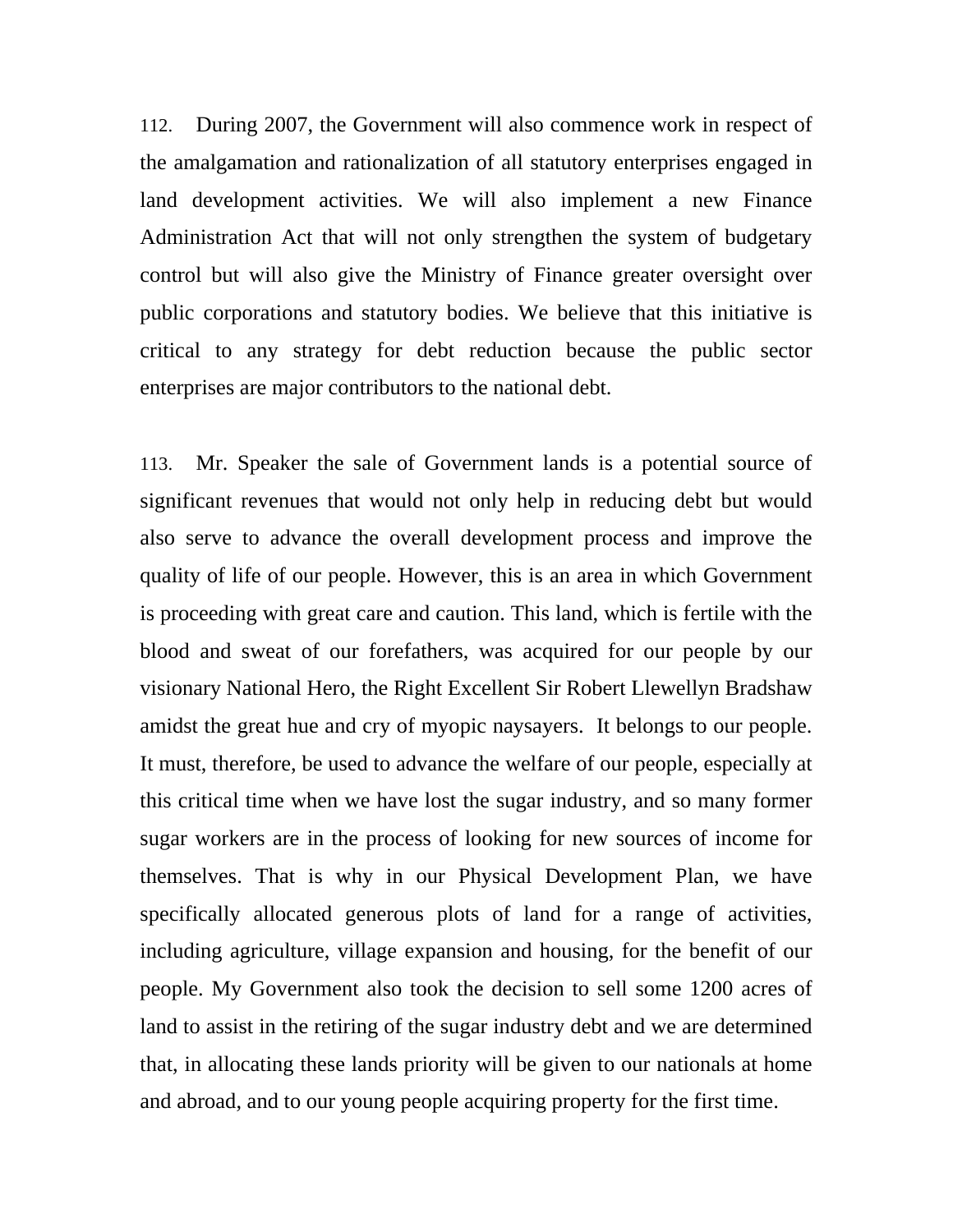112. During 2007, the Government will also commence work in respect of the amalgamation and rationalization of all statutory enterprises engaged in land development activities. We will also implement a new Finance Administration Act that will not only strengthen the system of budgetary control but will also give the Ministry of Finance greater oversight over public corporations and statutory bodies. We believe that this initiative is critical to any strategy for debt reduction because the public sector enterprises are major contributors to the national debt.

113. Mr. Speaker the sale of Government lands is a potential source of significant revenues that would not only help in reducing debt but would also serve to advance the overall development process and improve the quality of life of our people. However, this is an area in which Government is proceeding with great care and caution. This land, which is fertile with the blood and sweat of our forefathers, was acquired for our people by our visionary National Hero, the Right Excellent Sir Robert Llewellyn Bradshaw amidst the great hue and cry of myopic naysayers. It belongs to our people. It must, therefore, be used to advance the welfare of our people, especially at this critical time when we have lost the sugar industry, and so many former sugar workers are in the process of looking for new sources of income for themselves. That is why in our Physical Development Plan, we have specifically allocated generous plots of land for a range of activities, including agriculture, village expansion and housing, for the benefit of our people. My Government also took the decision to sell some 1200 acres of land to assist in the retiring of the sugar industry debt and we are determined that, in allocating these lands priority will be given to our nationals at home and abroad, and to our young people acquiring property for the first time.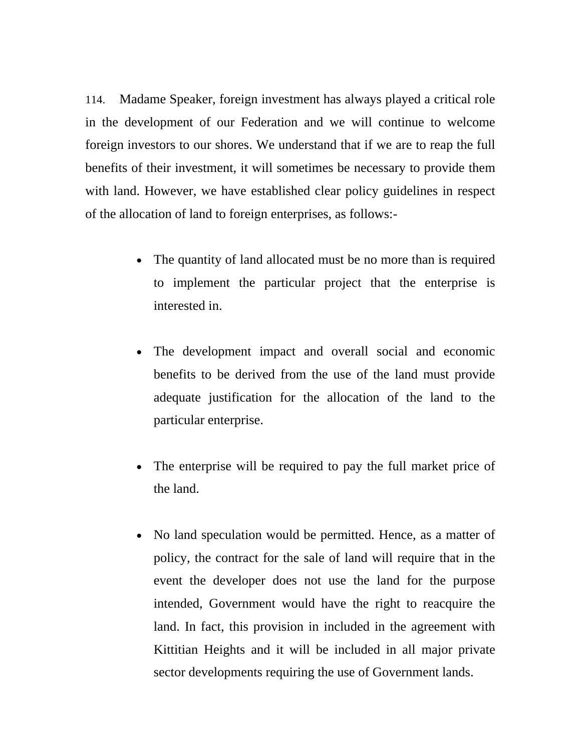114. Madame Speaker, foreign investment has always played a critical role in the development of our Federation and we will continue to welcome foreign investors to our shores. We understand that if we are to reap the full benefits of their investment, it will sometimes be necessary to provide them with land. However, we have established clear policy guidelines in respect of the allocation of land to foreign enterprises, as follows:-

- The quantity of land allocated must be no more than is required to implement the particular project that the enterprise is interested in.

- The development impact and overall social and economic benefits to be derived from the use of the land must provide adequate justification for the allocation of the land to the particular enterprise.

- The enterprise will be required to pay the full market price of the land.

- No land speculation would be permitted. Hence, as a matter of policy, the contract for the sale of land will require that in the event the developer does not use the land for the purpose intended, Government would have the right to reacquire the land. In fact, this provision in included in the agreement with Kittitian Heights and it will be included in all major private sector developments requiring the use of Government lands.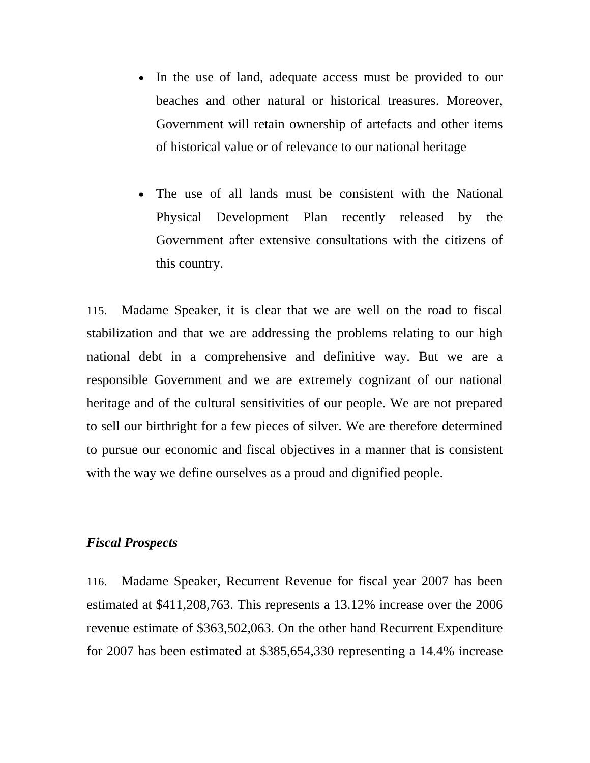- In the use of land, adequate access must be provided to our beaches and other natural or historical treasures. Moreover, Government will retain ownership of artefacts and other items of historical value or of relevance to our national heritage

- The use of all lands must be consistent with the National Physical Development Plan recently released by the Government after extensive consultations with the citizens of this country.

115. Madame Speaker, it is clear that we are well on the road to fiscal stabilization and that we are addressing the problems relating to our high national debt in a comprehensive and definitive way. But we are a responsible Government and we are extremely cognizant of our national heritage and of the cultural sensitivities of our people. We are not prepared to sell our birthright for a few pieces of silver. We are therefore determined to pursue our economic and fiscal objectives in a manner that is consistent with the way we define ourselves as a proud and dignified people.

***Fiscal Prospects***

116. Madame Speaker, Recurrent Revenue for fiscal year 2007 has been estimated at $411,208,763. This represents a 13.12% increase over the 2006 revenue estimate of $363,502,063. On the other hand Recurrent Expenditure for 2007 has been estimated at $385,654,330 representing a 14.4% increase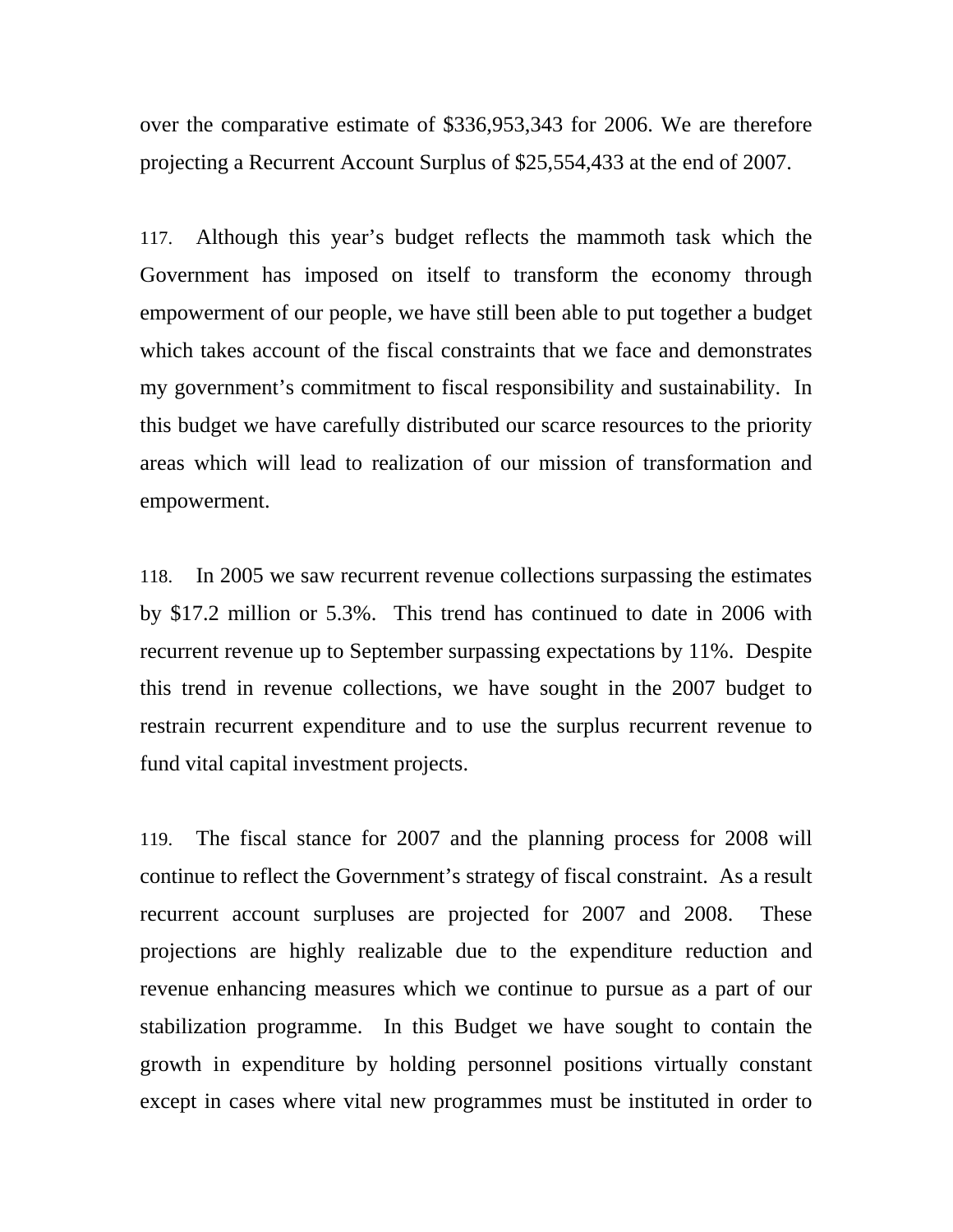over the comparative estimate of $336,953,343 for 2006. We are therefore projecting a Recurrent Account Surplus of $25,554,433 at the end of 2007.

117. Although this year's budget reflects the mammoth task which the Government has imposed on itself to transform the economy through empowerment of our people, we have still been able to put together a budget which takes account of the fiscal constraints that we face and demonstrates my government's commitment to fiscal responsibility and sustainability. In this budget we have carefully distributed our scarce resources to the priority areas which will lead to realization of our mission of transformation and empowerment.

118. In 2005 we saw recurrent revenue collections surpassing the estimates by $17.2 million or 5.3%. This trend has continued to date in 2006 with recurrent revenue up to September surpassing expectations by 11%. Despite this trend in revenue collections, we have sought in the 2007 budget to restrain recurrent expenditure and to use the surplus recurrent revenue to fund vital capital investment projects.

119. The fiscal stance for 2007 and the planning process for 2008 will continue to reflect the Government's strategy of fiscal constraint. As a result recurrent account surpluses are projected for 2007 and 2008. These projections are highly realizable due to the expenditure reduction and revenue enhancing measures which we continue to pursue as a part of our stabilization programme. In this Budget we have sought to contain the growth in expenditure by holding personnel positions virtually constant except in cases where vital new programmes must be instituted in order to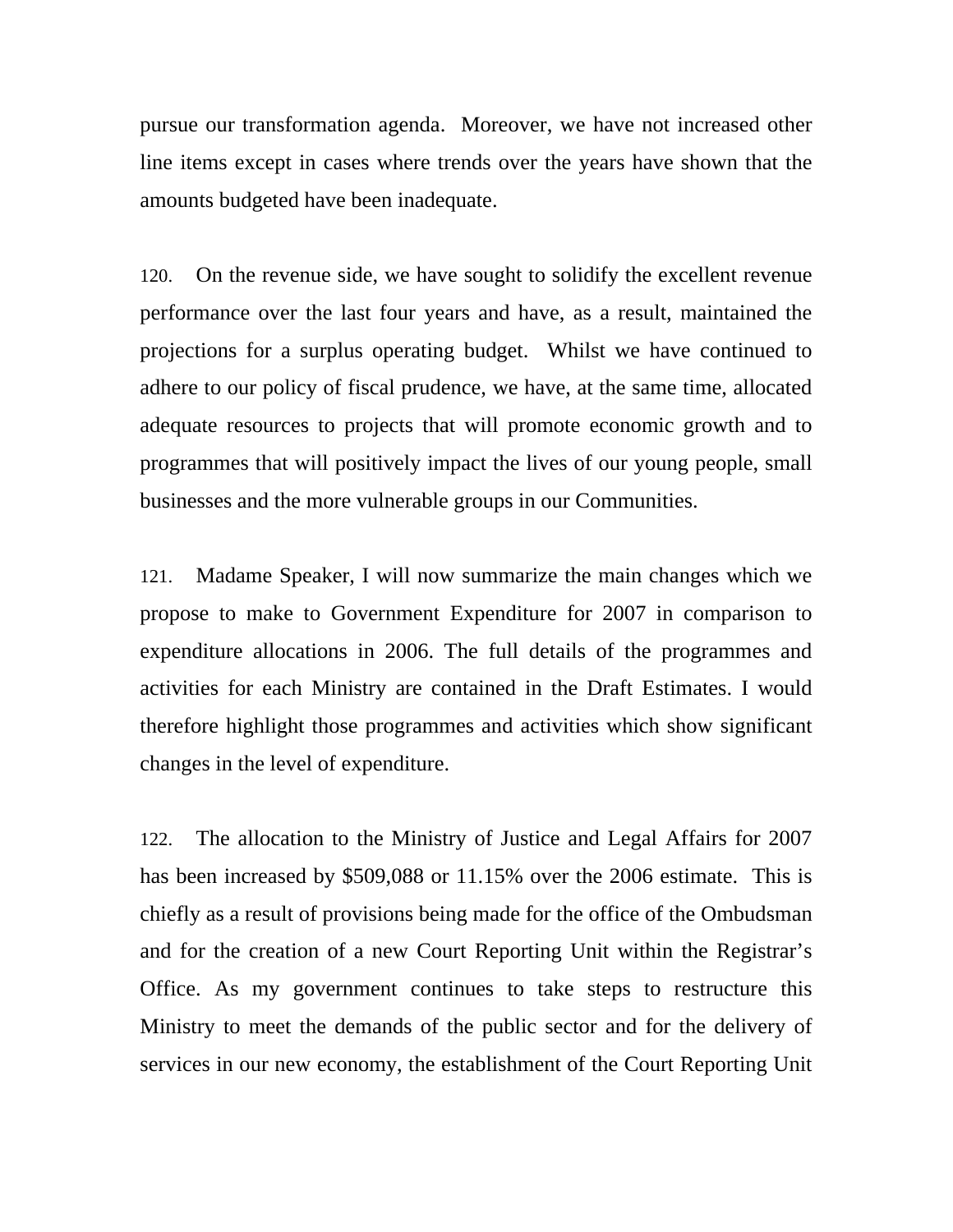pursue our transformation agenda. Moreover, we have not increased other line items except in cases where trends over the years have shown that the amounts budgeted have been inadequate.

120. On the revenue side, we have sought to solidify the excellent revenue performance over the last four years and have, as a result, maintained the projections for a surplus operating budget. Whilst we have continued to adhere to our policy of fiscal prudence, we have, at the same time, allocated adequate resources to projects that will promote economic growth and to programmes that will positively impact the lives of our young people, small businesses and the more vulnerable groups in our Communities.

121. Madame Speaker, I will now summarize the main changes which we propose to make to Government Expenditure for 2007 in comparison to expenditure allocations in 2006. The full details of the programmes and activities for each Ministry are contained in the Draft Estimates. I would therefore highlight those programmes and activities which show significant changes in the level of expenditure.

122. The allocation to the Ministry of Justice and Legal Affairs for 2007 has been increased by $509,088 or 11.15% over the 2006 estimate. This is chiefly as a result of provisions being made for the office of the Ombudsman and for the creation of a new Court Reporting Unit within the Registrar's Office. As my government continues to take steps to restructure this Ministry to meet the demands of the public sector and for the delivery of services in our new economy, the establishment of the Court Reporting Unit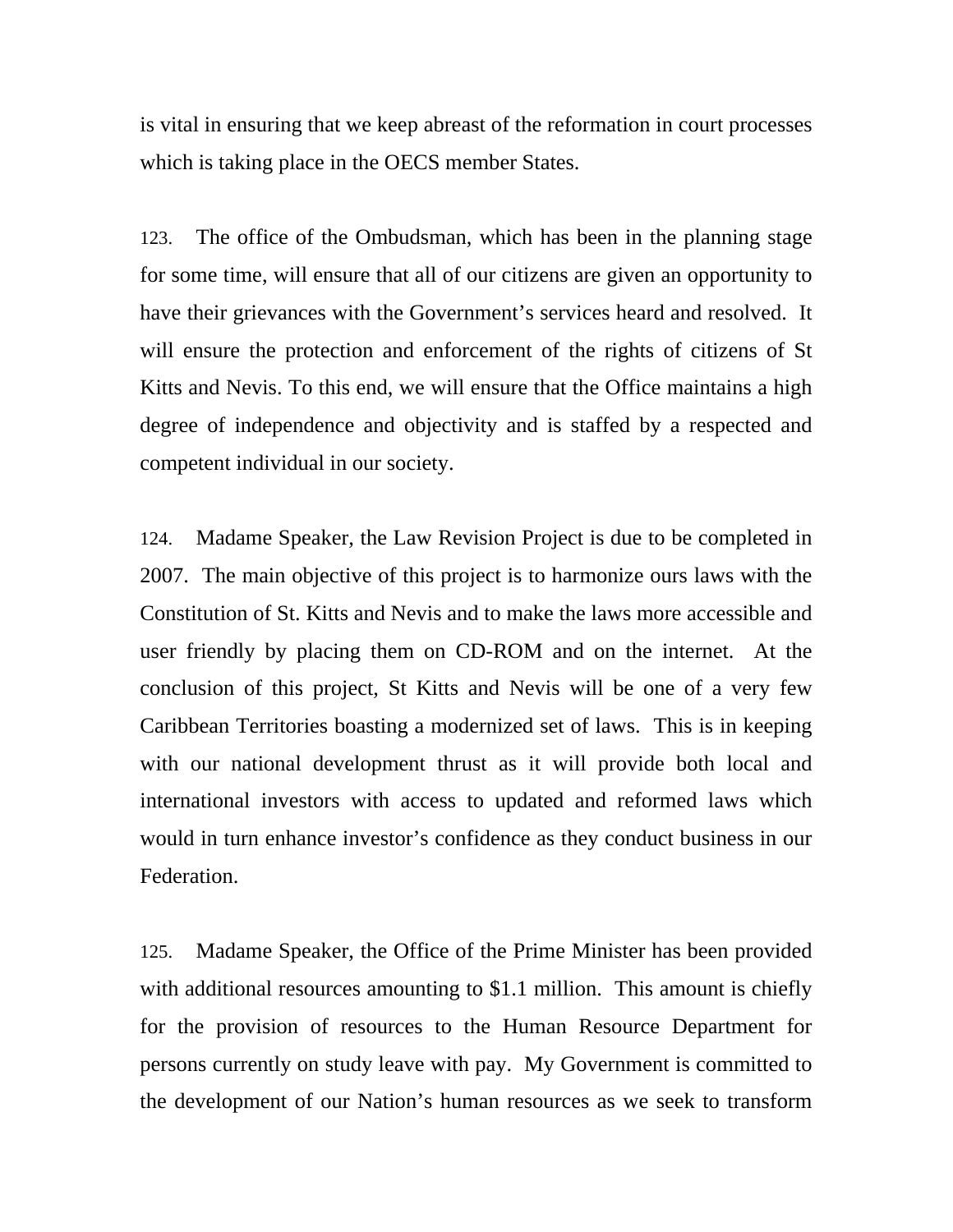is vital in ensuring that we keep abreast of the reformation in court processes which is taking place in the OECS member States.

123. The office of the Ombudsman, which has been in the planning stage for some time, will ensure that all of our citizens are given an opportunity to have their grievances with the Government's services heard and resolved. It will ensure the protection and enforcement of the rights of citizens of St Kitts and Nevis. To this end, we will ensure that the Office maintains a high degree of independence and objectivity and is staffed by a respected and competent individual in our society.

124. Madame Speaker, the Law Revision Project is due to be completed in 2007. The main objective of this project is to harmonize ours laws with the Constitution of St. Kitts and Nevis and to make the laws more accessible and user friendly by placing them on CD-ROM and on the internet. At the conclusion of this project, St Kitts and Nevis will be one of a very few Caribbean Territories boasting a modernized set of laws. This is in keeping with our national development thrust as it will provide both local and international investors with access to updated and reformed laws which would in turn enhance investor's confidence as they conduct business in our Federation.

125. Madame Speaker, the Office of the Prime Minister has been provided with additional resources amounting to $1.1 million. This amount is chiefly for the provision of resources to the Human Resource Department for persons currently on study leave with pay. My Government is committed to the development of our Nation's human resources as we seek to transform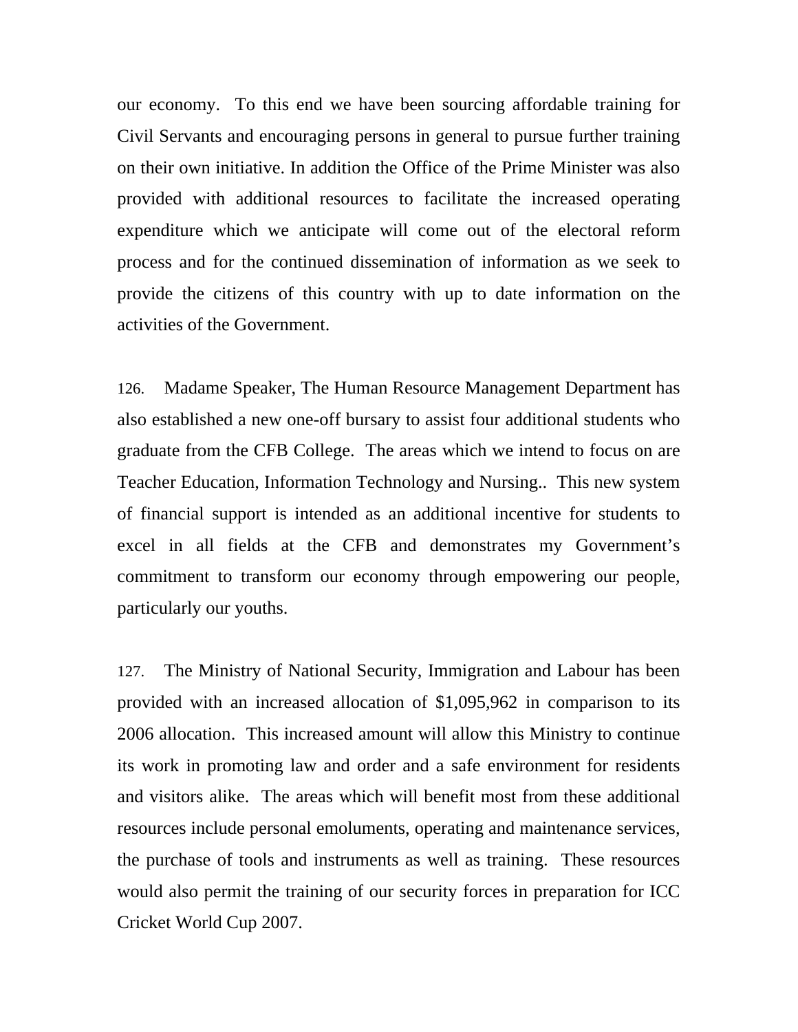our economy. To this end we have been sourcing affordable training for Civil Servants and encouraging persons in general to pursue further training on their own initiative. In addition the Office of the Prime Minister was also provided with additional resources to facilitate the increased operating expenditure which we anticipate will come out of the electoral reform process and for the continued dissemination of information as we seek to provide the citizens of this country with up to date information on the activities of the Government.

126. Madame Speaker, The Human Resource Management Department has also established a new one-off bursary to assist four additional students who graduate from the CFB College. The areas which we intend to focus on are Teacher Education, Information Technology and Nursing.. This new system of financial support is intended as an additional incentive for students to excel in all fields at the CFB and demonstrates my Government's commitment to transform our economy through empowering our people, particularly our youths.

127. The Ministry of National Security, Immigration and Labour has been provided with an increased allocation of $1,095,962 in comparison to its 2006 allocation. This increased amount will allow this Ministry to continue its work in promoting law and order and a safe environment for residents and visitors alike. The areas which will benefit most from these additional resources include personal emoluments, operating and maintenance services, the purchase of tools and instruments as well as training. These resources would also permit the training of our security forces in preparation for ICC Cricket World Cup 2007.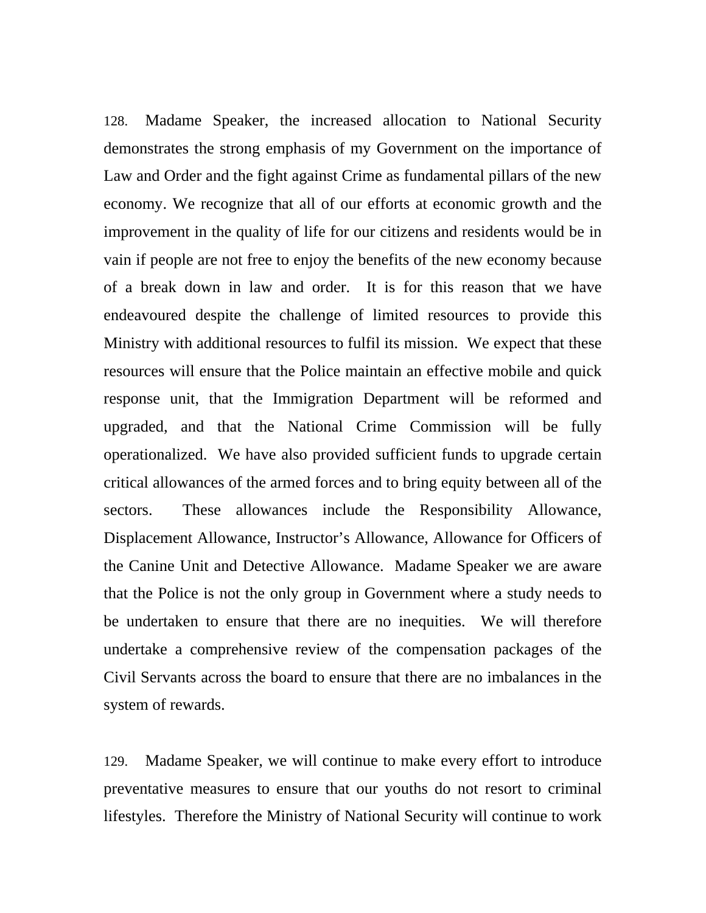128. Madame Speaker, the increased allocation to National Security demonstrates the strong emphasis of my Government on the importance of Law and Order and the fight against Crime as fundamental pillars of the new economy. We recognize that all of our efforts at economic growth and the improvement in the quality of life for our citizens and residents would be in vain if people are not free to enjoy the benefits of the new economy because of a break down in law and order. It is for this reason that we have endeavoured despite the challenge of limited resources to provide this Ministry with additional resources to fulfil its mission. We expect that these resources will ensure that the Police maintain an effective mobile and quick response unit, that the Immigration Department will be reformed and upgraded, and that the National Crime Commission will be fully operationalized. We have also provided sufficient funds to upgrade certain critical allowances of the armed forces and to bring equity between all of the sectors. These allowances include the Responsibility Allowance, Displacement Allowance, Instructor's Allowance, Allowance for Officers of the Canine Unit and Detective Allowance. Madame Speaker we are aware that the Police is not the only group in Government where a study needs to be undertaken to ensure that there are no inequities. We will therefore undertake a comprehensive review of the compensation packages of the Civil Servants across the board to ensure that there are no imbalances in the system of rewards.

129. Madame Speaker, we will continue to make every effort to introduce preventative measures to ensure that our youths do not resort to criminal lifestyles. Therefore the Ministry of National Security will continue to work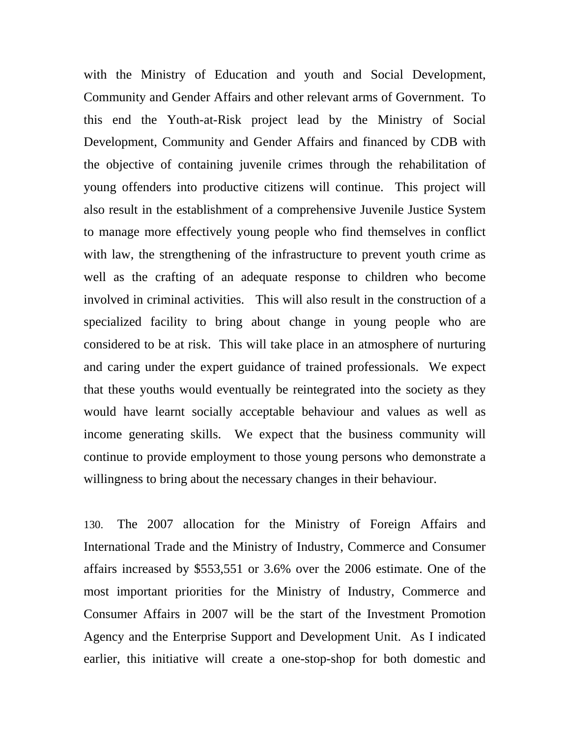with the Ministry of Education and youth and Social Development, Community and Gender Affairs and other relevant arms of Government. To this end the Youth-at-Risk project lead by the Ministry of Social Development, Community and Gender Affairs and financed by CDB with the objective of containing juvenile crimes through the rehabilitation of young offenders into productive citizens will continue. This project will also result in the establishment of a comprehensive Juvenile Justice System to manage more effectively young people who find themselves in conflict with law, the strengthening of the infrastructure to prevent youth crime as well as the crafting of an adequate response to children who become involved in criminal activities. This will also result in the construction of a specialized facility to bring about change in young people who are considered to be at risk. This will take place in an atmosphere of nurturing and caring under the expert guidance of trained professionals. We expect that these youths would eventually be reintegrated into the society as they would have learnt socially acceptable behaviour and values as well as income generating skills. We expect that the business community will continue to provide employment to those young persons who demonstrate a willingness to bring about the necessary changes in their behaviour.

130. The 2007 allocation for the Ministry of Foreign Affairs and International Trade and the Ministry of Industry, Commerce and Consumer affairs increased by $553,551 or 3.6% over the 2006 estimate. One of the most important priorities for the Ministry of Industry, Commerce and Consumer Affairs in 2007 will be the start of the Investment Promotion Agency and the Enterprise Support and Development Unit. As I indicated earlier, this initiative will create a one-stop-shop for both domestic and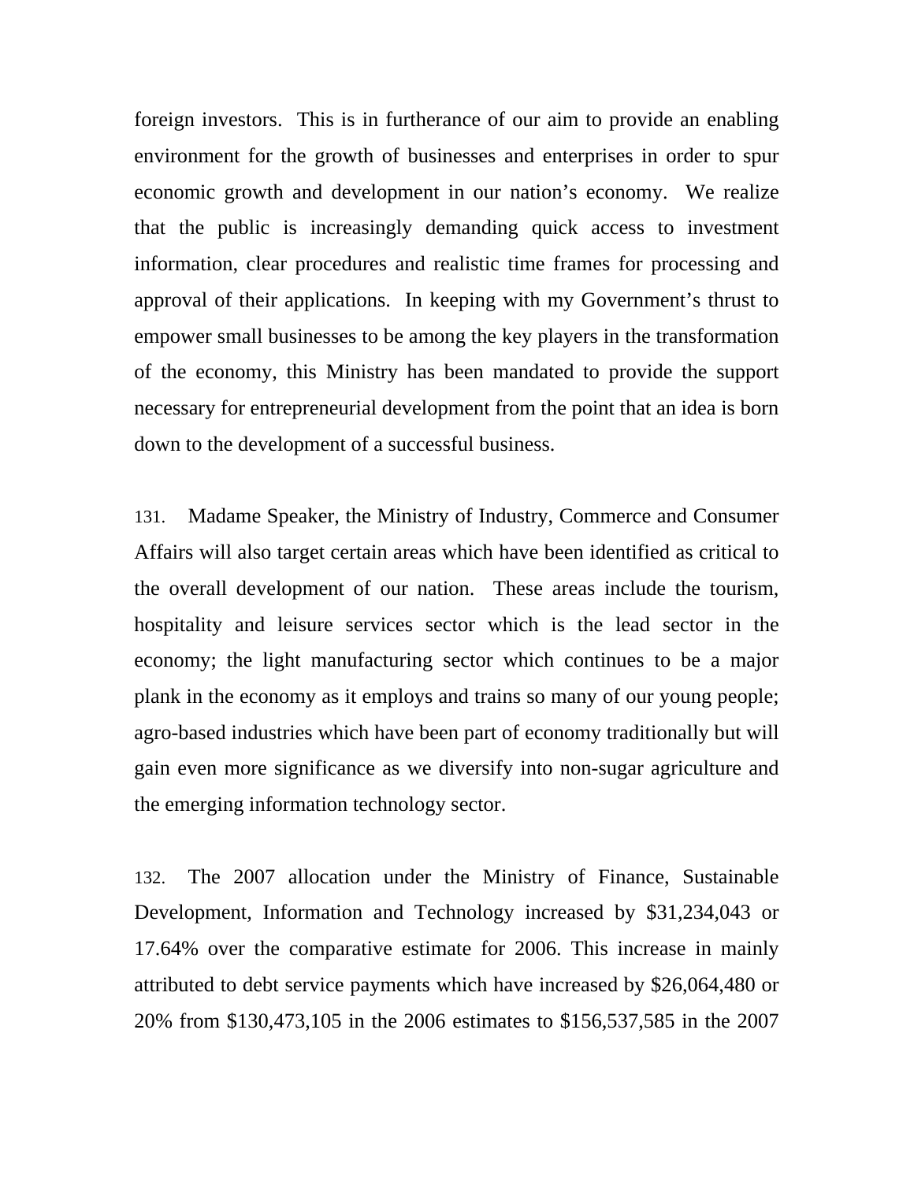foreign investors. This is in furtherance of our aim to provide an enabling environment for the growth of businesses and enterprises in order to spur economic growth and development in our nation's economy. We realize that the public is increasingly demanding quick access to investment information, clear procedures and realistic time frames for processing and approval of their applications. In keeping with my Government's thrust to empower small businesses to be among the key players in the transformation of the economy, this Ministry has been mandated to provide the support necessary for entrepreneurial development from the point that an idea is born down to the development of a successful business.

131. Madame Speaker, the Ministry of Industry, Commerce and Consumer Affairs will also target certain areas which have been identified as critical to the overall development of our nation. These areas include the tourism, hospitality and leisure services sector which is the lead sector in the economy; the light manufacturing sector which continues to be a major plank in the economy as it employs and trains so many of our young people; agro-based industries which have been part of economy traditionally but will gain even more significance as we diversify into non-sugar agriculture and the emerging information technology sector.

132. The 2007 allocation under the Ministry of Finance, Sustainable Development, Information and Technology increased by $31,234,043 or 17.64% over the comparative estimate for 2006. This increase in mainly attributed to debt service payments which have increased by $26,064,480 or 20% from $130,473,105 in the 2006 estimates to $156,537,585 in the 2007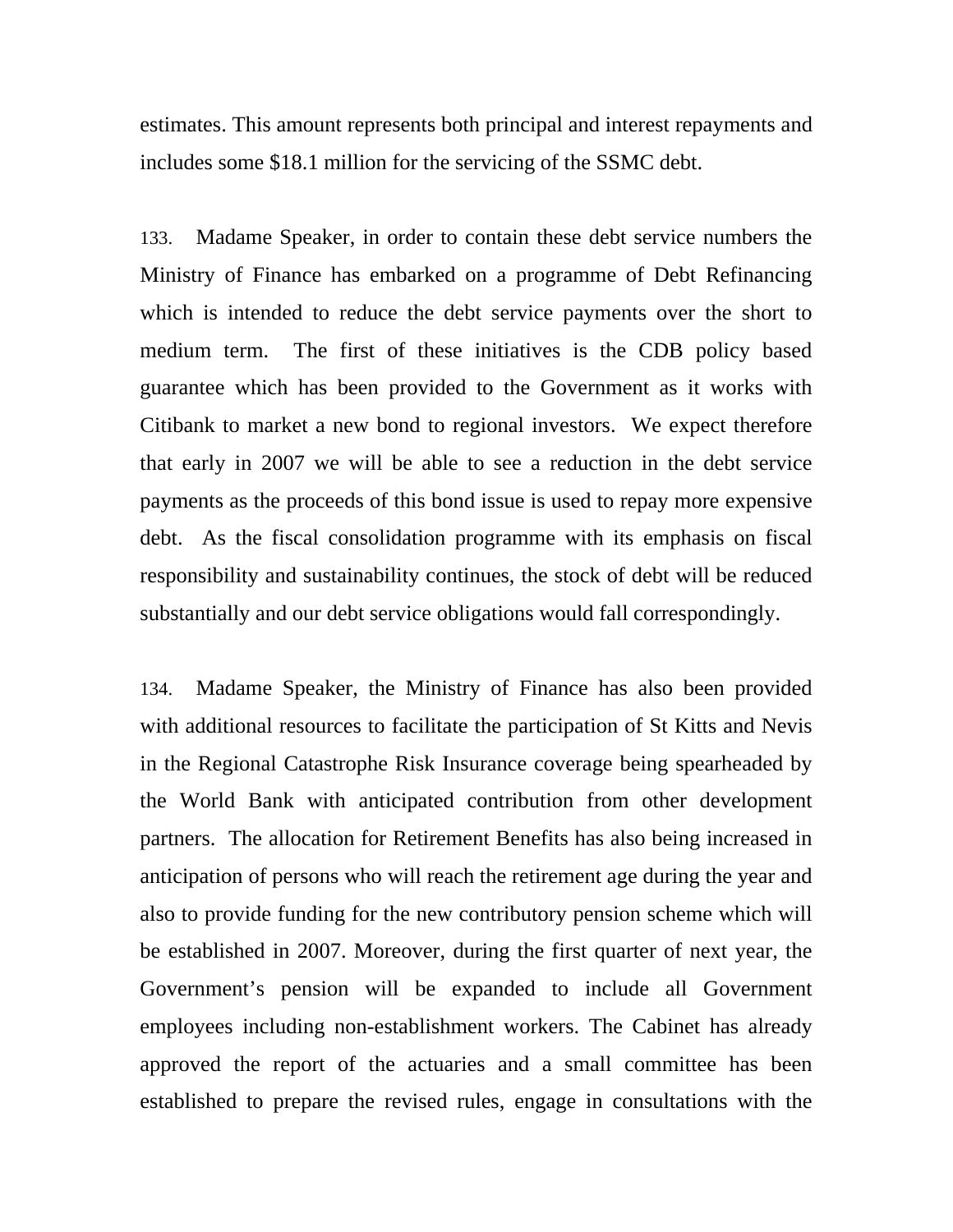estimates. This amount represents both principal and interest repayments and includes some $18.1 million for the servicing of the SSMC debt.

133. Madame Speaker, in order to contain these debt service numbers the Ministry of Finance has embarked on a programme of Debt Refinancing which is intended to reduce the debt service payments over the short to medium term. The first of these initiatives is the CDB policy based guarantee which has been provided to the Government as it works with Citibank to market a new bond to regional investors. We expect therefore that early in 2007 we will be able to see a reduction in the debt service payments as the proceeds of this bond issue is used to repay more expensive debt. As the fiscal consolidation programme with its emphasis on fiscal responsibility and sustainability continues, the stock of debt will be reduced substantially and our debt service obligations would fall correspondingly.

134. Madame Speaker, the Ministry of Finance has also been provided with additional resources to facilitate the participation of St Kitts and Nevis in the Regional Catastrophe Risk Insurance coverage being spearheaded by the World Bank with anticipated contribution from other development partners. The allocation for Retirement Benefits has also being increased in anticipation of persons who will reach the retirement age during the year and also to provide funding for the new contributory pension scheme which will be established in 2007. Moreover, during the first quarter of next year, the Government's pension will be expanded to include all Government employees including non-establishment workers. The Cabinet has already approved the report of the actuaries and a small committee has been established to prepare the revised rules, engage in consultations with the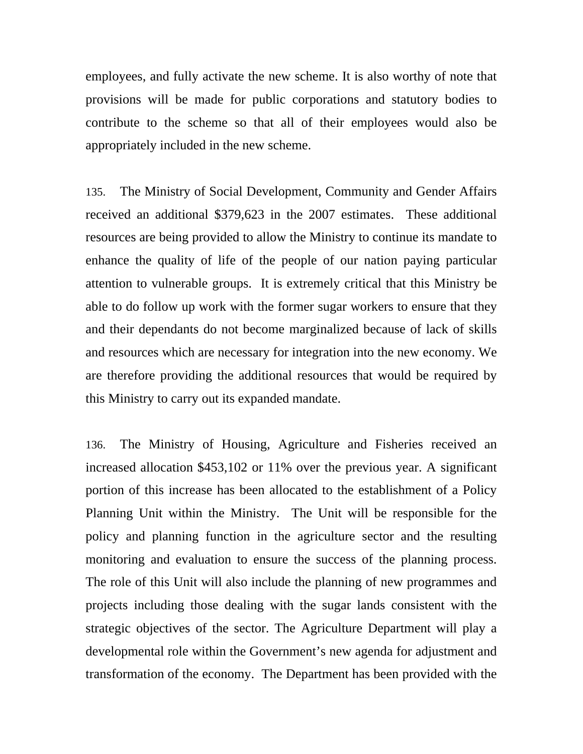employees, and fully activate the new scheme. It is also worthy of note that provisions will be made for public corporations and statutory bodies to contribute to the scheme so that all of their employees would also be appropriately included in the new scheme.

135. The Ministry of Social Development, Community and Gender Affairs received an additional $379,623 in the 2007 estimates. These additional resources are being provided to allow the Ministry to continue its mandate to enhance the quality of life of the people of our nation paying particular attention to vulnerable groups. It is extremely critical that this Ministry be able to do follow up work with the former sugar workers to ensure that they and their dependants do not become marginalized because of lack of skills and resources which are necessary for integration into the new economy. We are therefore providing the additional resources that would be required by this Ministry to carry out its expanded mandate.

136. The Ministry of Housing, Agriculture and Fisheries received an increased allocation $453,102 or 11% over the previous year. A significant portion of this increase has been allocated to the establishment of a Policy Planning Unit within the Ministry. The Unit will be responsible for the policy and planning function in the agriculture sector and the resulting monitoring and evaluation to ensure the success of the planning process. The role of this Unit will also include the planning of new programmes and projects including those dealing with the sugar lands consistent with the strategic objectives of the sector. The Agriculture Department will play a developmental role within the Government's new agenda for adjustment and transformation of the economy. The Department has been provided with the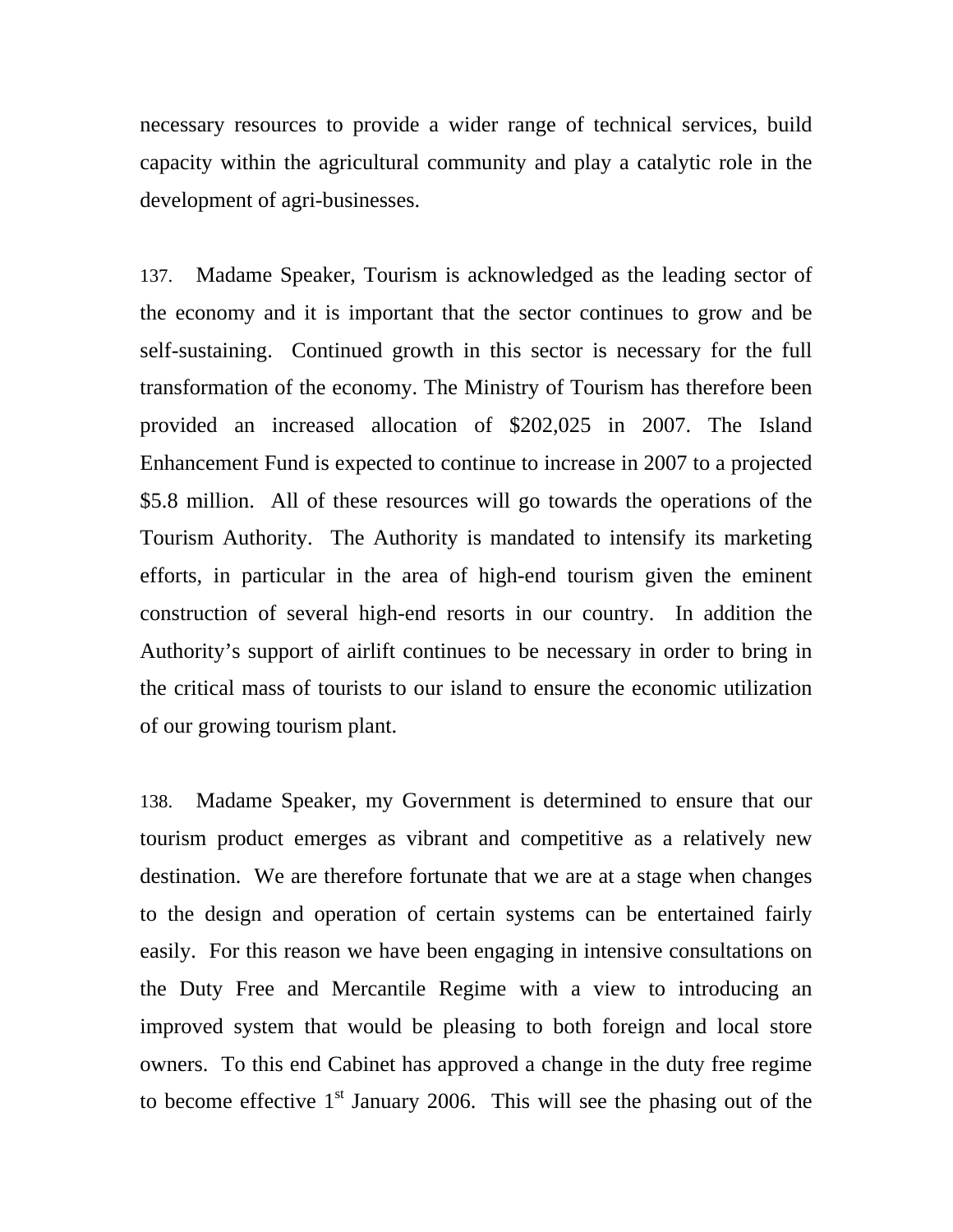necessary resources to provide a wider range of technical services, build capacity within the agricultural community and play a catalytic role in the development of agri-businesses.

137. Madame Speaker, Tourism is acknowledged as the leading sector of the economy and it is important that the sector continues to grow and be self-sustaining. Continued growth in this sector is necessary for the full transformation of the economy. The Ministry of Tourism has therefore been provided an increased allocation of $202,025 in 2007. The Island Enhancement Fund is expected to continue to increase in 2007 to a projected $5.8 million. All of these resources will go towards the operations of the Tourism Authority. The Authority is mandated to intensify its marketing efforts, in particular in the area of high-end tourism given the eminent construction of several high-end resorts in our country. In addition the Authority's support of airlift continues to be necessary in order to bring in the critical mass of tourists to our island to ensure the economic utilization of our growing tourism plant.

138. Madame Speaker, my Government is determined to ensure that our tourism product emerges as vibrant and competitive as a relatively new destination. We are therefore fortunate that we are at a stage when changes to the design and operation of certain systems can be entertained fairly easily. For this reason we have been engaging in intensive consultations on the Duty Free and Mercantile Regime with a view to introducing an improved system that would be pleasing to both foreign and local store owners. To this end Cabinet has approved a change in the duty free regime to become effective 1st January 2006. This will see the phasing out of the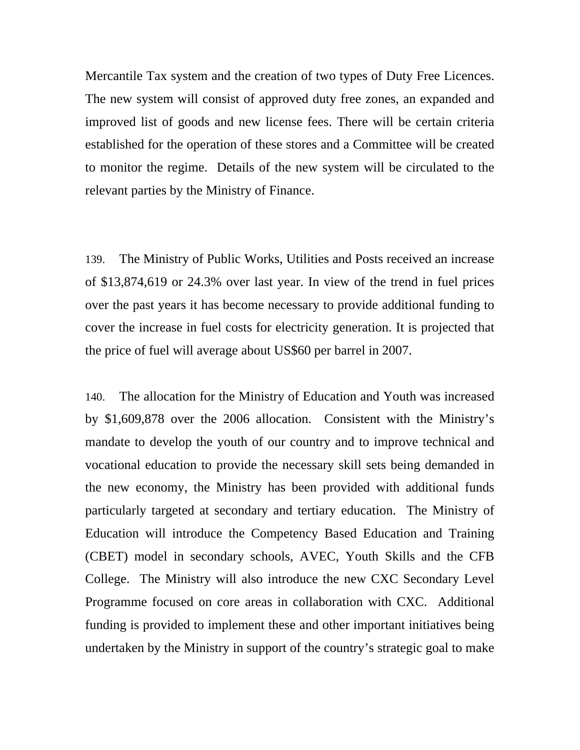Mercantile Tax system and the creation of two types of Duty Free Licences. The new system will consist of approved duty free zones, an expanded and improved list of goods and new license fees. There will be certain criteria established for the operation of these stores and a Committee will be created to monitor the regime. Details of the new system will be circulated to the relevant parties by the Ministry of Finance.

139. The Ministry of Public Works, Utilities and Posts received an increase of $13,874,619 or 24.3% over last year. In view of the trend in fuel prices over the past years it has become necessary to provide additional funding to cover the increase in fuel costs for electricity generation. It is projected that the price of fuel will average about US$60 per barrel in 2007.

140. The allocation for the Ministry of Education and Youth was increased by $1,609,878 over the 2006 allocation. Consistent with the Ministry's mandate to develop the youth of our country and to improve technical and vocational education to provide the necessary skill sets being demanded in the new economy, the Ministry has been provided with additional funds particularly targeted at secondary and tertiary education. The Ministry of Education will introduce the Competency Based Education and Training (CBET) model in secondary schools, AVEC, Youth Skills and the CFB College. The Ministry will also introduce the new CXC Secondary Level Programme focused on core areas in collaboration with CXC. Additional funding is provided to implement these and other important initiatives being undertaken by the Ministry in support of the country's strategic goal to make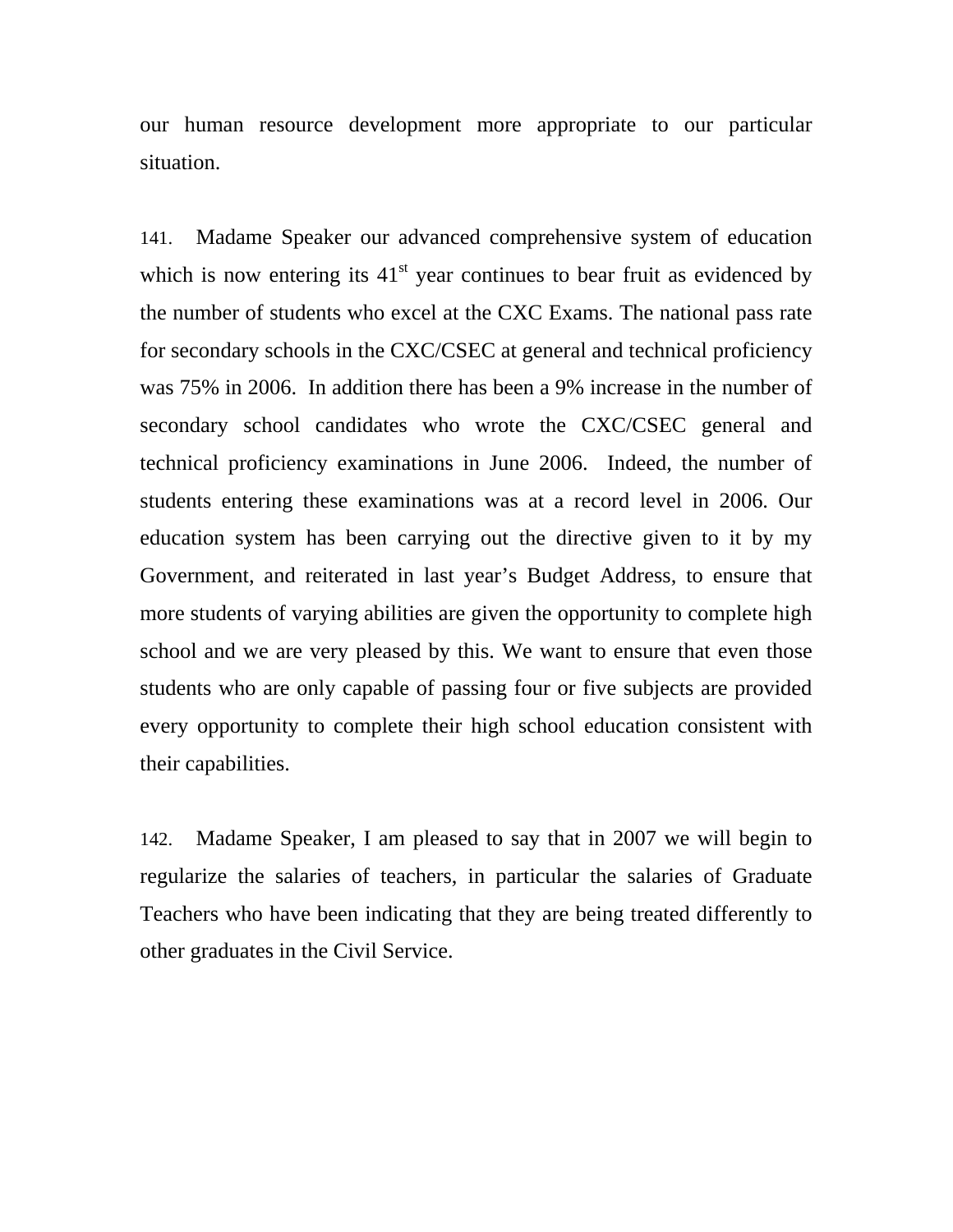our human resource development more appropriate to our particular situation.

141. Madame Speaker our advanced comprehensive system of education which is now entering its 41st year continues to bear fruit as evidenced by the number of students who excel at the CXC Exams. The national pass rate for secondary schools in the CXC/CSEC at general and technical proficiency was 75% in 2006. In addition there has been a 9% increase in the number of secondary school candidates who wrote the CXC/CSEC general and technical proficiency examinations in June 2006. Indeed, the number of students entering these examinations was at a record level in 2006. Our education system has been carrying out the directive given to it by my Government, and reiterated in last year's Budget Address, to ensure that more students of varying abilities are given the opportunity to complete high school and we are very pleased by this. We want to ensure that even those students who are only capable of passing four or five subjects are provided every opportunity to complete their high school education consistent with their capabilities.

142. Madame Speaker, I am pleased to say that in 2007 we will begin to regularize the salaries of teachers, in particular the salaries of Graduate Teachers who have been indicating that they are being treated differently to other graduates in the Civil Service.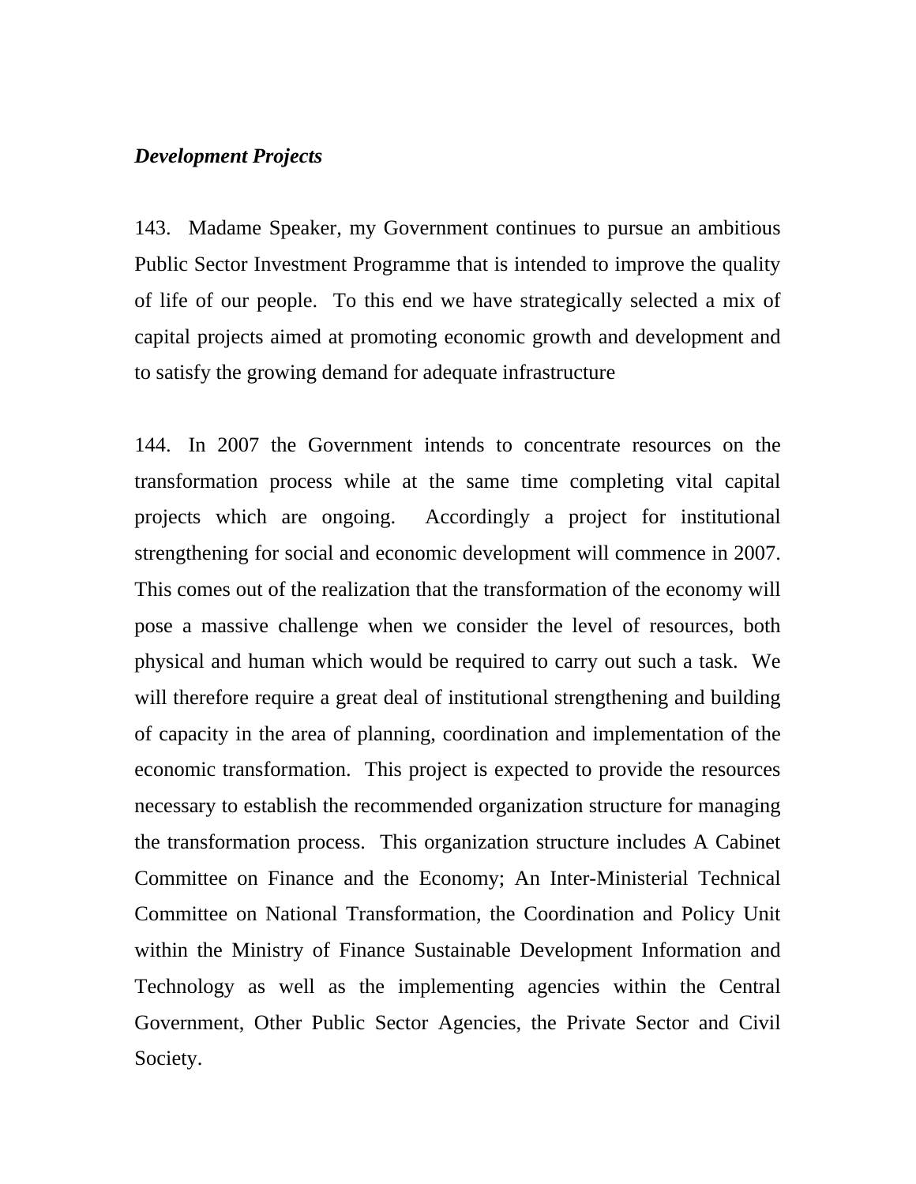***Development Projects***

143. Madame Speaker, my Government continues to pursue an ambitious Public Sector Investment Programme that is intended to improve the quality of life of our people. To this end we have strategically selected a mix of capital projects aimed at promoting economic growth and development and to satisfy the growing demand for adequate infrastructure

144. In 2007 the Government intends to concentrate resources on the transformation process while at the same time completing vital capital projects which are ongoing. Accordingly a project for institutional strengthening for social and economic development will commence in 2007. This comes out of the realization that the transformation of the economy will pose a massive challenge when we consider the level of resources, both physical and human which would be required to carry out such a task. We will therefore require a great deal of institutional strengthening and building of capacity in the area of planning, coordination and implementation of the economic transformation. This project is expected to provide the resources necessary to establish the recommended organization structure for managing the transformation process. This organization structure includes A Cabinet Committee on Finance and the Economy; An Inter-Ministerial Technical Committee on National Transformation, the Coordination and Policy Unit within the Ministry of Finance Sustainable Development Information and Technology as well as the implementing agencies within the Central Government, Other Public Sector Agencies, the Private Sector and Civil Society.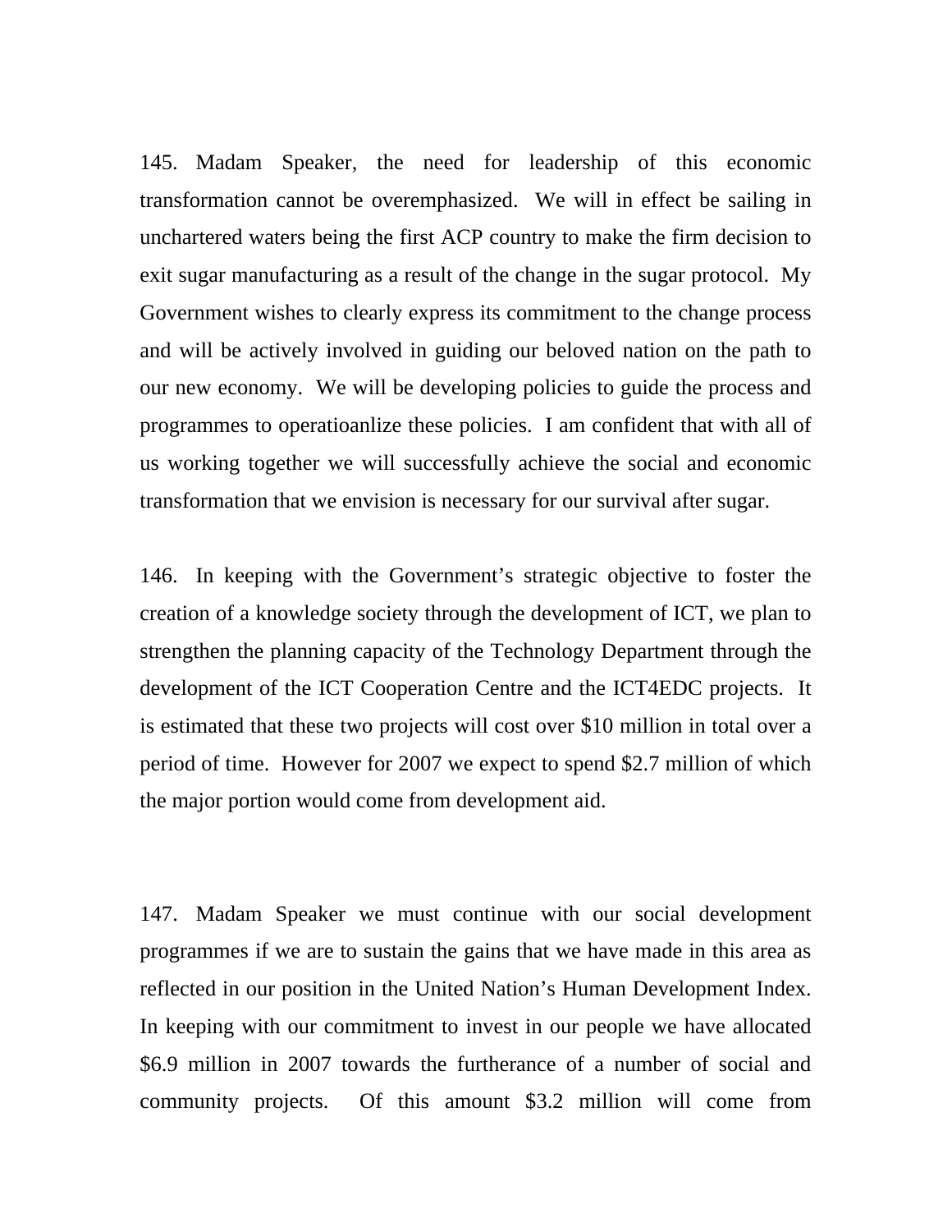145. Madam Speaker, the need for leadership of this economic transformation cannot be overemphasized. We will in effect be sailing in unchartered waters being the first ACP country to make the firm decision to exit sugar manufacturing as a result of the change in the sugar protocol. My Government wishes to clearly express its commitment to the change process and will be actively involved in guiding our beloved nation on the path to our new economy. We will be developing policies to guide the process and programmes to operatioanlize these policies. I am confident that with all of us working together we will successfully achieve the social and economic transformation that we envision is necessary for our survival after sugar.

146. In keeping with the Government's strategic objective to foster the creation of a knowledge society through the development of ICT, we plan to strengthen the planning capacity of the Technology Department through the development of the ICT Cooperation Centre and the ICT4EDC projects. It is estimated that these two projects will cost over $10 million in total over a period of time. However for 2007 we expect to spend $2.7 million of which the major portion would come from development aid.

147. Madam Speaker we must continue with our social development programmes if we are to sustain the gains that we have made in this area as reflected in our position in the United Nation's Human Development Index. In keeping with our commitment to invest in our people we have allocated $6.9 million in 2007 towards the furtherance of a number of social and community projects. Of this amount $3.2 million will come from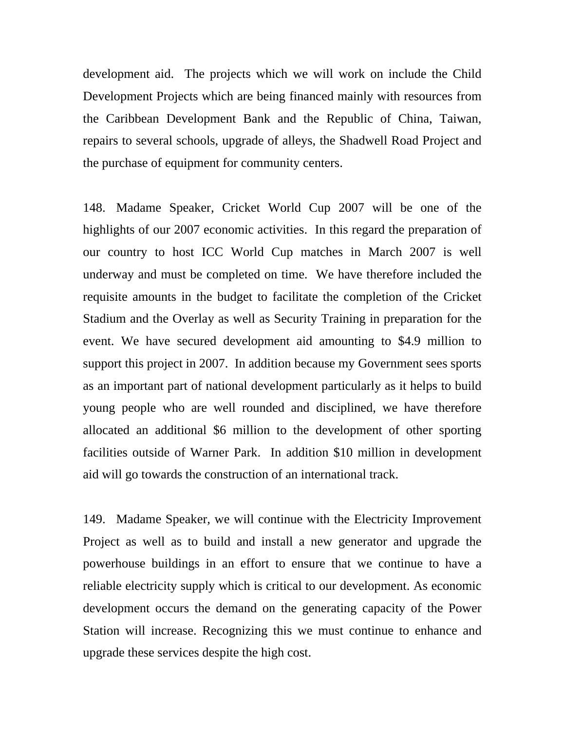development aid. The projects which we will work on include the Child Development Projects which are being financed mainly with resources from the Caribbean Development Bank and the Republic of China, Taiwan, repairs to several schools, upgrade of alleys, the Shadwell Road Project and the purchase of equipment for community centers.

148. Madame Speaker, Cricket World Cup 2007 will be one of the highlights of our 2007 economic activities. In this regard the preparation of our country to host ICC World Cup matches in March 2007 is well underway and must be completed on time. We have therefore included the requisite amounts in the budget to facilitate the completion of the Cricket Stadium and the Overlay as well as Security Training in preparation for the event. We have secured development aid amounting to $4.9 million to support this project in 2007. In addition because my Government sees sports as an important part of national development particularly as it helps to build young people who are well rounded and disciplined, we have therefore allocated an additional $6 million to the development of other sporting facilities outside of Warner Park. In addition $10 million in development aid will go towards the construction of an international track.

149. Madame Speaker, we will continue with the Electricity Improvement Project as well as to build and install a new generator and upgrade the powerhouse buildings in an effort to ensure that we continue to have a reliable electricity supply which is critical to our development. As economic development occurs the demand on the generating capacity of the Power Station will increase. Recognizing this we must continue to enhance and upgrade these services despite the high cost.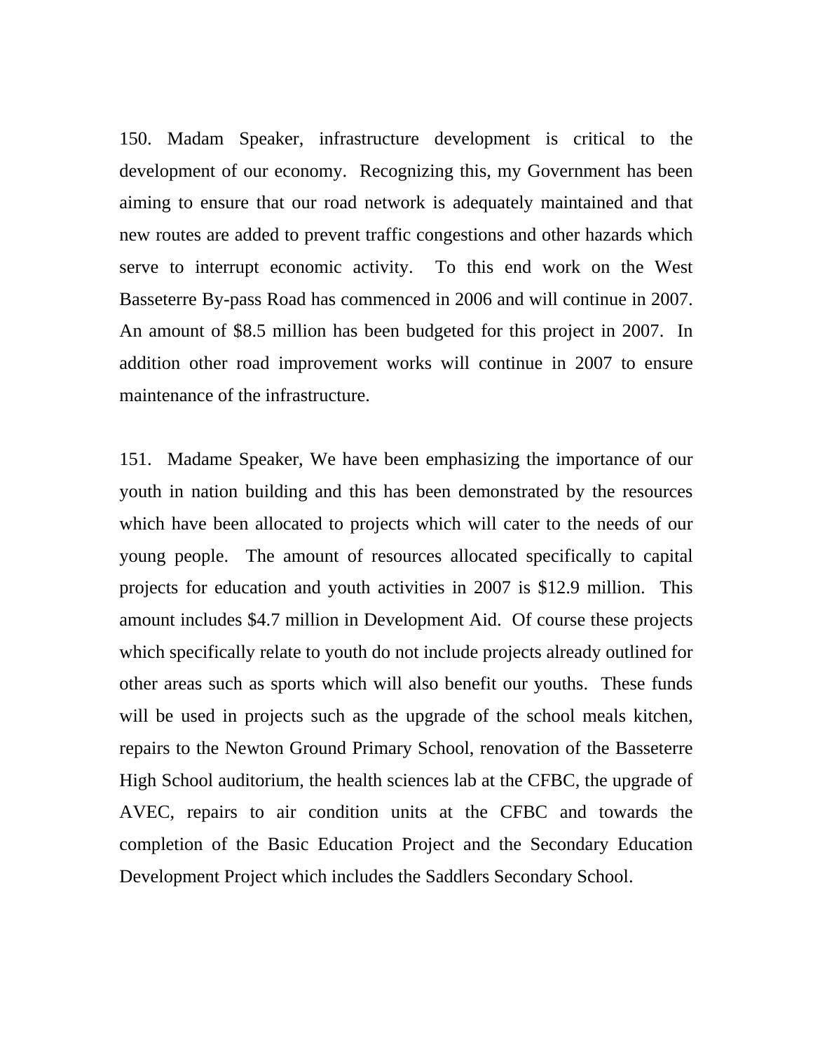150. Madam Speaker, infrastructure development is critical to the development of our economy. Recognizing this, my Government has been aiming to ensure that our road network is adequately maintained and that new routes are added to prevent traffic congestions and other hazards which serve to interrupt economic activity. To this end work on the West Basseterre By-pass Road has commenced in 2006 and will continue in 2007. An amount of $8.5 million has been budgeted for this project in 2007. In addition other road improvement works will continue in 2007 to ensure maintenance of the infrastructure.

151. Madame Speaker, We have been emphasizing the importance of our youth in nation building and this has been demonstrated by the resources which have been allocated to projects which will cater to the needs of our young people. The amount of resources allocated specifically to capital projects for education and youth activities in 2007 is $12.9 million. This amount includes $4.7 million in Development Aid. Of course these projects which specifically relate to youth do not include projects already outlined for other areas such as sports which will also benefit our youths. These funds will be used in projects such as the upgrade of the school meals kitchen, repairs to the Newton Ground Primary School, renovation of the Basseterre High School auditorium, the health sciences lab at the CFBC, the upgrade of AVEC, repairs to air condition units at the CFBC and towards the completion of the Basic Education Project and the Secondary Education Development Project which includes the Saddlers Secondary School.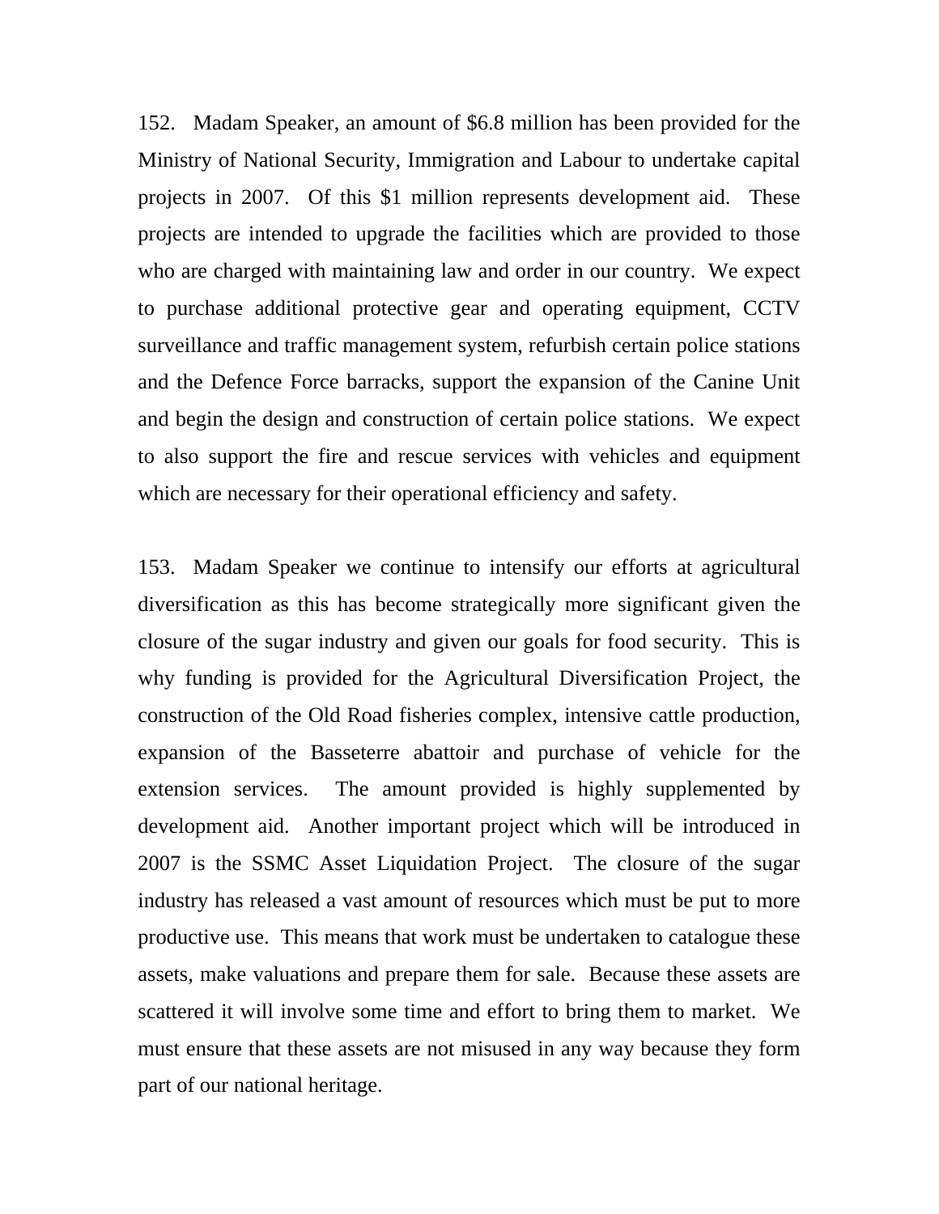152. Madam Speaker, an amount of $6.8 million has been provided for the Ministry of National Security, Immigration and Labour to undertake capital projects in 2007. Of this $1 million represents development aid. These projects are intended to upgrade the facilities which are provided to those who are charged with maintaining law and order in our country. We expect to purchase additional protective gear and operating equipment, CCTV surveillance and traffic management system, refurbish certain police stations and the Defence Force barracks, support the expansion of the Canine Unit and begin the design and construction of certain police stations. We expect to also support the fire and rescue services with vehicles and equipment which are necessary for their operational efficiency and safety.

153. Madam Speaker we continue to intensify our efforts at agricultural diversification as this has become strategically more significant given the closure of the sugar industry and given our goals for food security. This is why funding is provided for the Agricultural Diversification Project, the construction of the Old Road fisheries complex, intensive cattle production, expansion of the Basseterre abattoir and purchase of vehicle for the extension services. The amount provided is highly supplemented by development aid. Another important project which will be introduced in 2007 is the SSMC Asset Liquidation Project. The closure of the sugar industry has released a vast amount of resources which must be put to more productive use. This means that work must be undertaken to catalogue these assets, make valuations and prepare them for sale. Because these assets are scattered it will involve some time and effort to bring them to market. We must ensure that these assets are not misused in any way because they form part of our national heritage.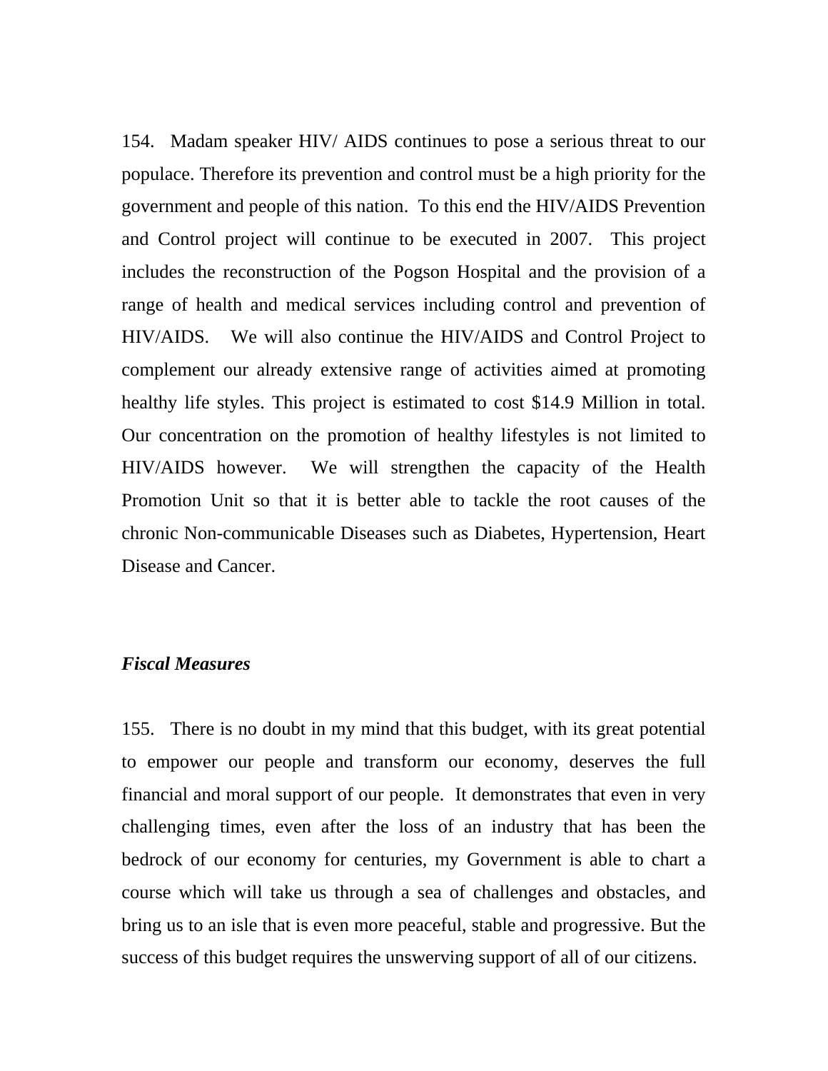154. Madam speaker HIV/ AIDS continues to pose a serious threat to our populace. Therefore its prevention and control must be a high priority for the government and people of this nation. To this end the HIV/AIDS Prevention and Control project will continue to be executed in 2007. This project includes the reconstruction of the Pogson Hospital and the provision of a range of health and medical services including control and prevention of HIV/AIDS. We will also continue the HIV/AIDS and Control Project to complement our already extensive range of activities aimed at promoting healthy life styles. This project is estimated to cost $14.9 Million in total. Our concentration on the promotion of healthy lifestyles is not limited to HIV/AIDS however. We will strengthen the capacity of the Health Promotion Unit so that it is better able to tackle the root causes of the chronic Non-communicable Diseases such as Diabetes, Hypertension, Heart Disease and Cancer.

***Fiscal Measures***

155. There is no doubt in my mind that this budget, with its great potential to empower our people and transform our economy, deserves the full financial and moral support of our people. It demonstrates that even in very challenging times, even after the loss of an industry that has been the bedrock of our economy for centuries, my Government is able to chart a course which will take us through a sea of challenges and obstacles, and bring us to an isle that is even more peaceful, stable and progressive. But the success of this budget requires the unswerving support of all of our citizens.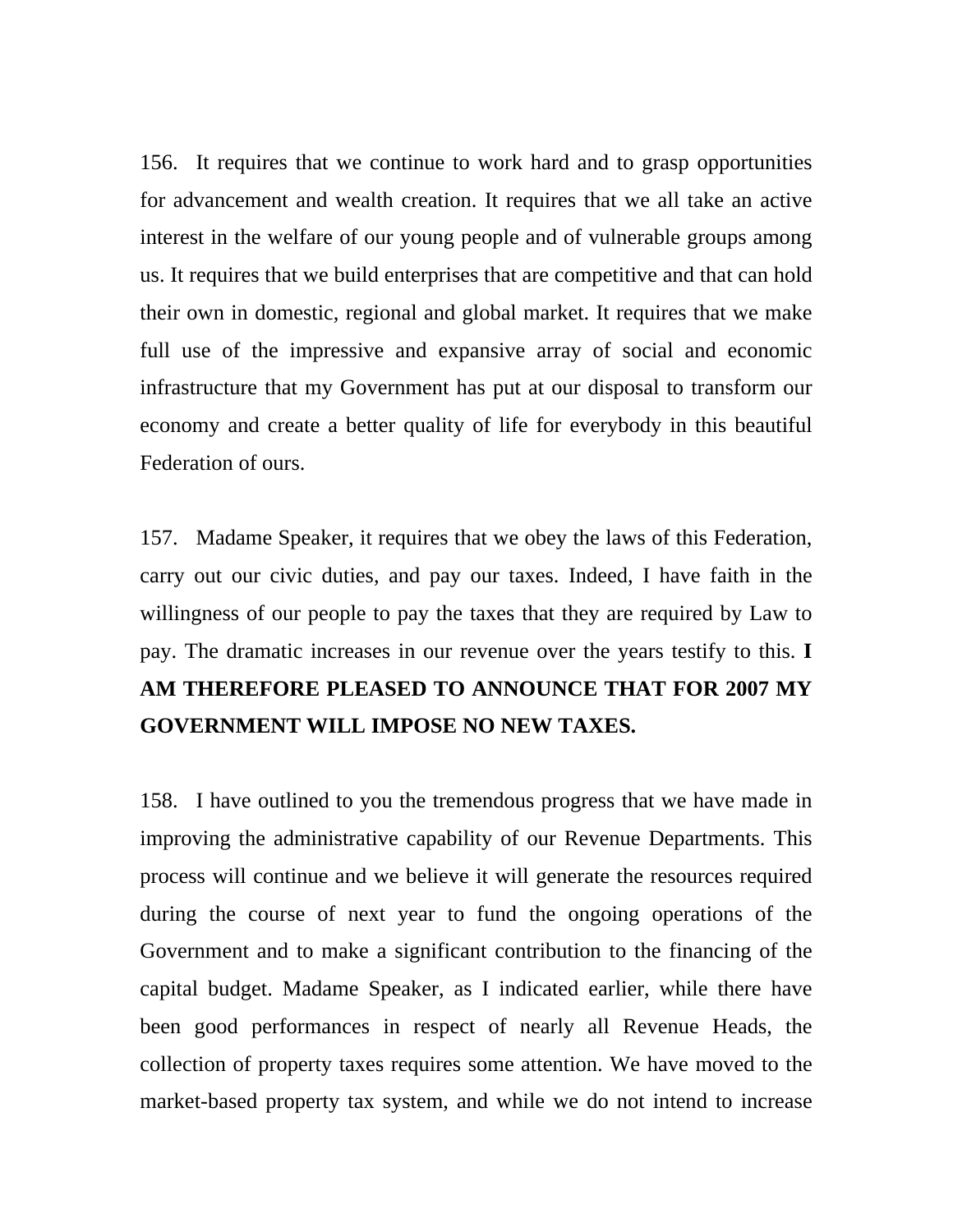156. It requires that we continue to work hard and to grasp opportunities for advancement and wealth creation. It requires that we all take an active interest in the welfare of our young people and of vulnerable groups among us. It requires that we build enterprises that are competitive and that can hold their own in domestic, regional and global market. It requires that we make full use of the impressive and expansive array of social and economic infrastructure that my Government has put at our disposal to transform our economy and create a better quality of life for everybody in this beautiful Federation of ours.

157. Madame Speaker, it requires that we obey the laws of this Federation, carry out our civic duties, and pay our taxes. Indeed, I have faith in the willingness of our people to pay the taxes that they are required by Law to pay. The dramatic increases in our revenue over the years testify to this. **I AM THEREFORE PLEASED TO ANNOUNCE THAT FOR 2007 MY GOVERNMENT WILL IMPOSE NO NEW TAXES.**

158. I have outlined to you the tremendous progress that we have made in improving the administrative capability of our Revenue Departments. This process will continue and we believe it will generate the resources required during the course of next year to fund the ongoing operations of the Government and to make a significant contribution to the financing of the capital budget. Madame Speaker, as I indicated earlier, while there have been good performances in respect of nearly all Revenue Heads, the collection of property taxes requires some attention. We have moved to the market-based property tax system, and while we do not intend to increase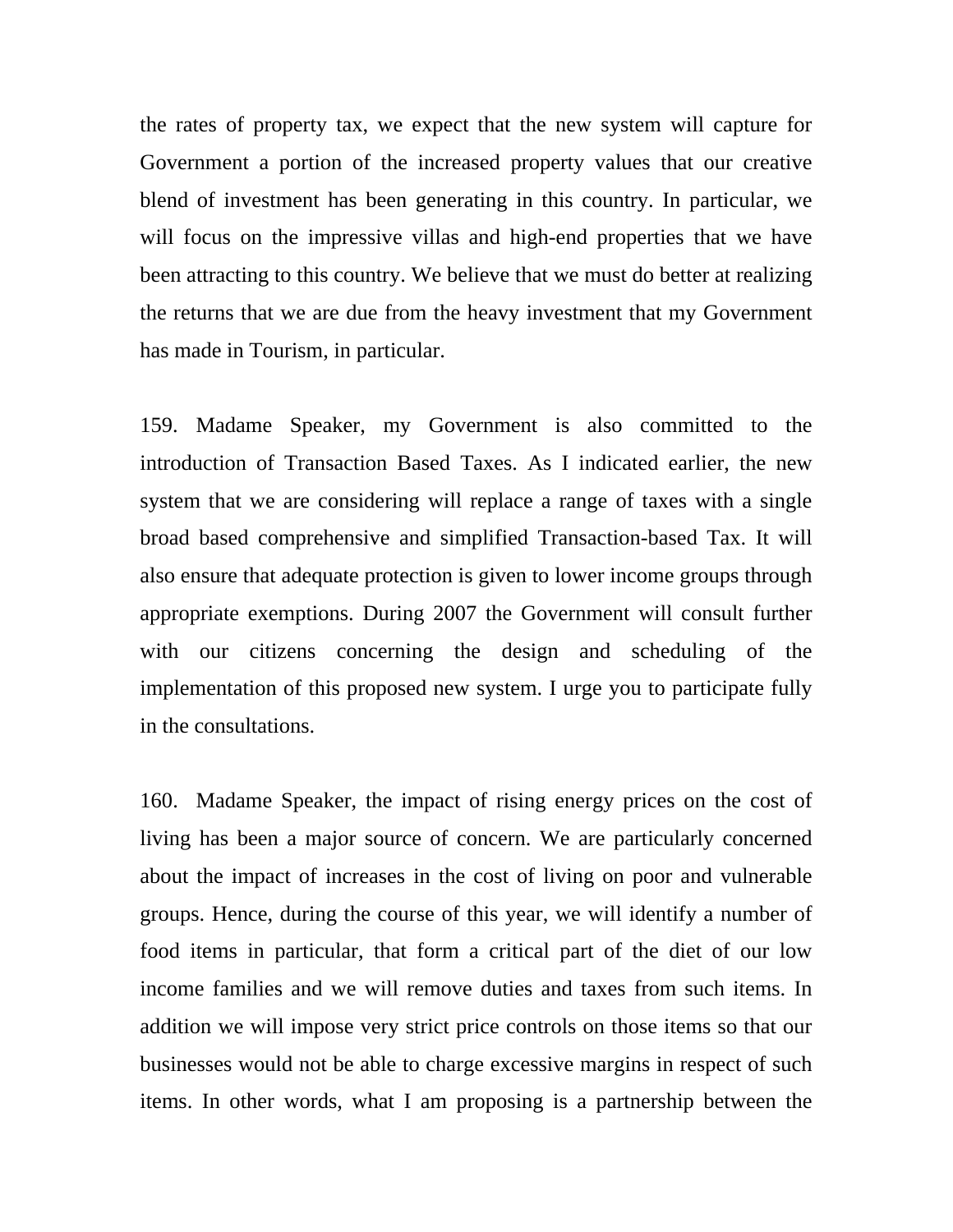the rates of property tax, we expect that the new system will capture for Government a portion of the increased property values that our creative blend of investment has been generating in this country. In particular, we will focus on the impressive villas and high-end properties that we have been attracting to this country. We believe that we must do better at realizing the returns that we are due from the heavy investment that my Government has made in Tourism, in particular.

159. Madame Speaker, my Government is also committed to the introduction of Transaction Based Taxes. As I indicated earlier, the new system that we are considering will replace a range of taxes with a single broad based comprehensive and simplified Transaction-based Tax. It will also ensure that adequate protection is given to lower income groups through appropriate exemptions. During 2007 the Government will consult further with our citizens concerning the design and scheduling of the implementation of this proposed new system. I urge you to participate fully in the consultations.

160. Madame Speaker, the impact of rising energy prices on the cost of living has been a major source of concern. We are particularly concerned about the impact of increases in the cost of living on poor and vulnerable groups. Hence, during the course of this year, we will identify a number of food items in particular, that form a critical part of the diet of our low income families and we will remove duties and taxes from such items. In addition we will impose very strict price controls on those items so that our businesses would not be able to charge excessive margins in respect of such items. In other words, what I am proposing is a partnership between the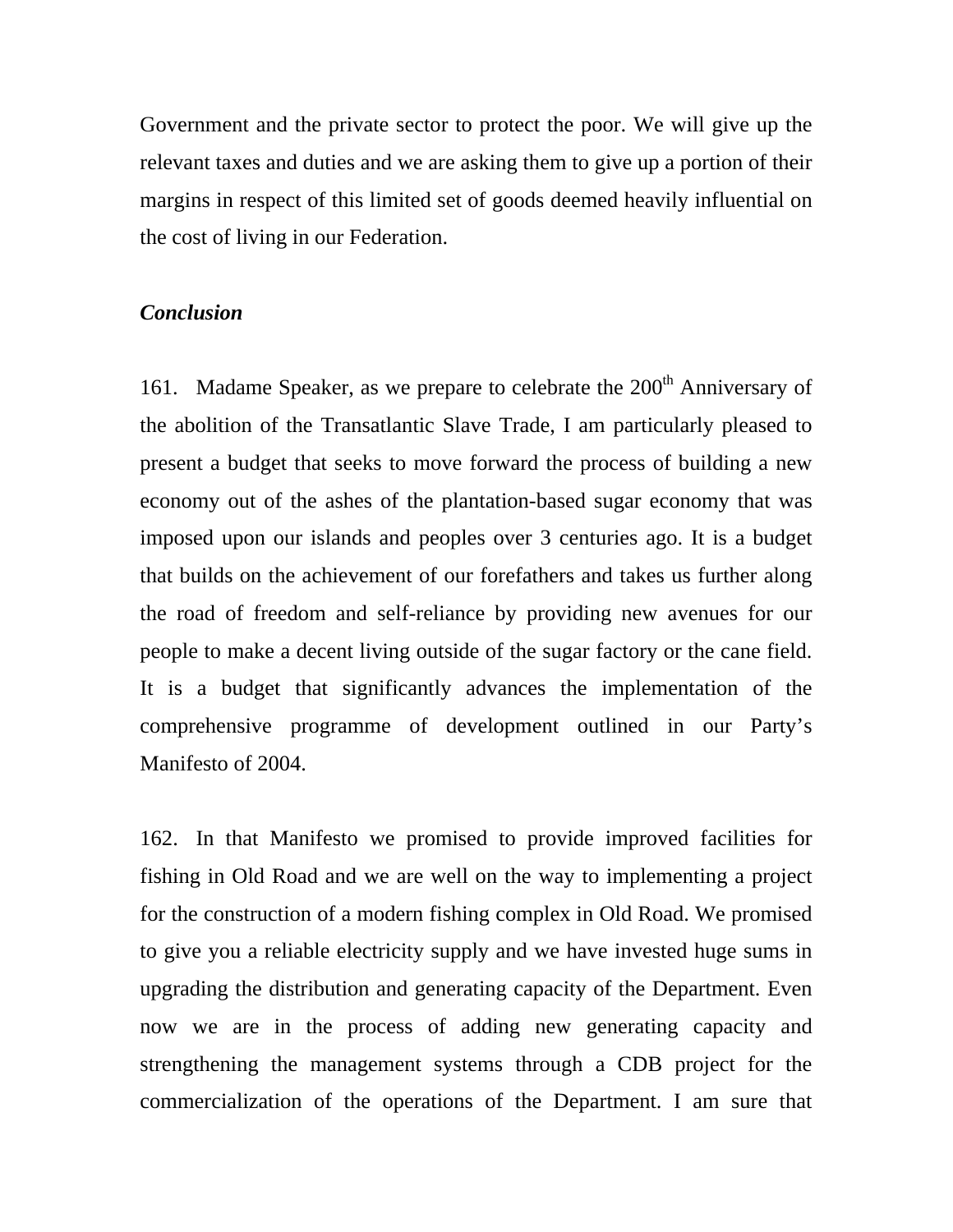Government and the private sector to protect the poor. We will give up the relevant taxes and duties and we are asking them to give up a portion of their margins in respect of this limited set of goods deemed heavily influential on the cost of living in our Federation.

***Conclusion***

161. Madame Speaker, as we prepare to celebrate the 200th Anniversary of the abolition of the Transatlantic Slave Trade, I am particularly pleased to present a budget that seeks to move forward the process of building a new economy out of the ashes of the plantation-based sugar economy that was imposed upon our islands and peoples over 3 centuries ago. It is a budget that builds on the achievement of our forefathers and takes us further along the road of freedom and self-reliance by providing new avenues for our people to make a decent living outside of the sugar factory or the cane field. It is a budget that significantly advances the implementation of the comprehensive programme of development outlined in our Party's Manifesto of 2004.

162. In that Manifesto we promised to provide improved facilities for fishing in Old Road and we are well on the way to implementing a project for the construction of a modern fishing complex in Old Road. We promised to give you a reliable electricity supply and we have invested huge sums in upgrading the distribution and generating capacity of the Department. Even now we are in the process of adding new generating capacity and strengthening the management systems through a CDB project for the commercialization of the operations of the Department. I am sure that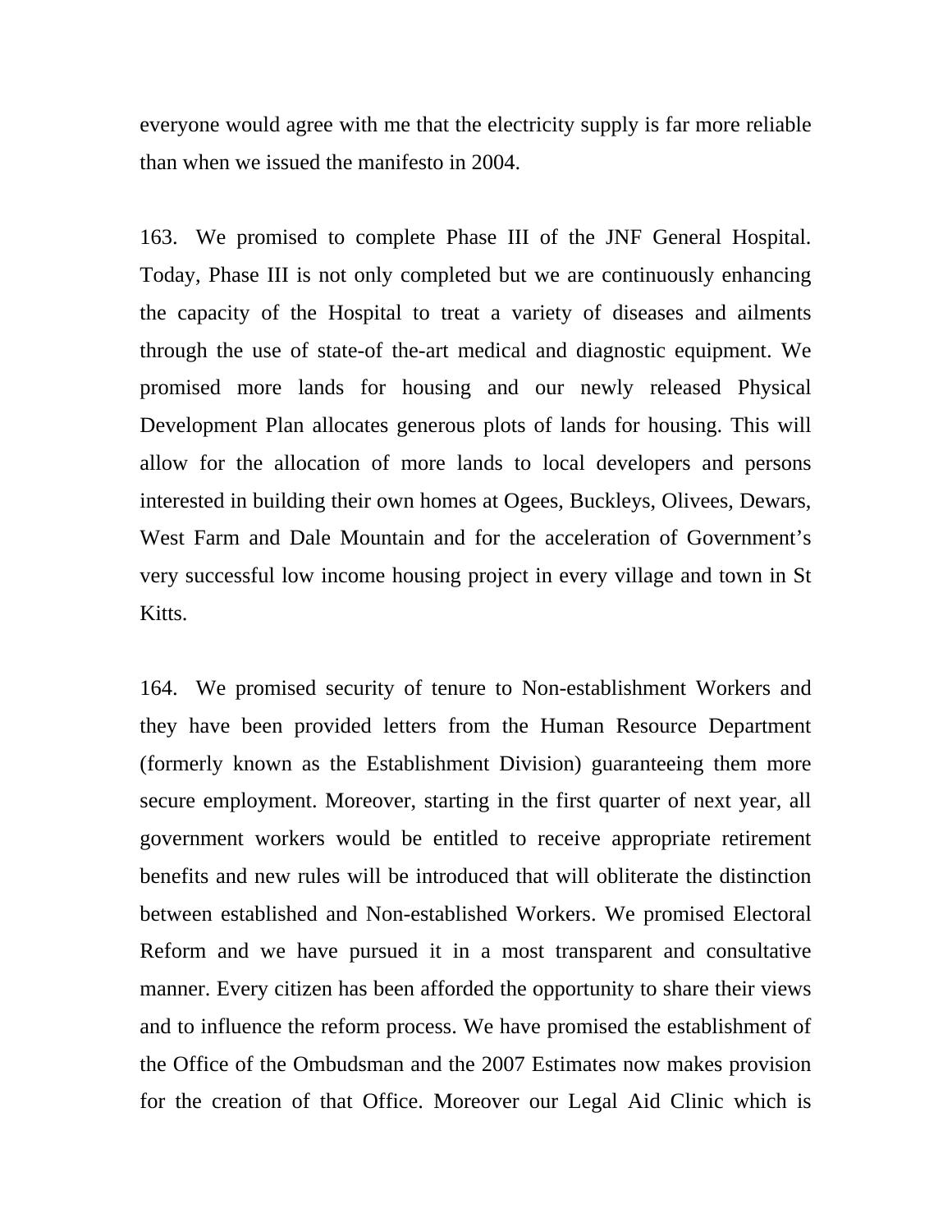everyone would agree with me that the electricity supply is far more reliable than when we issued the manifesto in 2004.

163. We promised to complete Phase III of the JNF General Hospital. Today, Phase III is not only completed but we are continuously enhancing the capacity of the Hospital to treat a variety of diseases and ailments through the use of state-of the-art medical and diagnostic equipment. We promised more lands for housing and our newly released Physical Development Plan allocates generous plots of lands for housing. This will allow for the allocation of more lands to local developers and persons interested in building their own homes at Ogees, Buckleys, Olivees, Dewars, West Farm and Dale Mountain and for the acceleration of Government's very successful low income housing project in every village and town in St Kitts.

164. We promised security of tenure to Non-establishment Workers and they have been provided letters from the Human Resource Department (formerly known as the Establishment Division) guaranteeing them more secure employment. Moreover, starting in the first quarter of next year, all government workers would be entitled to receive appropriate retirement benefits and new rules will be introduced that will obliterate the distinction between established and Non-established Workers. We promised Electoral Reform and we have pursued it in a most transparent and consultative manner. Every citizen has been afforded the opportunity to share their views and to influence the reform process. We have promised the establishment of the Office of the Ombudsman and the 2007 Estimates now makes provision for the creation of that Office. Moreover our Legal Aid Clinic which is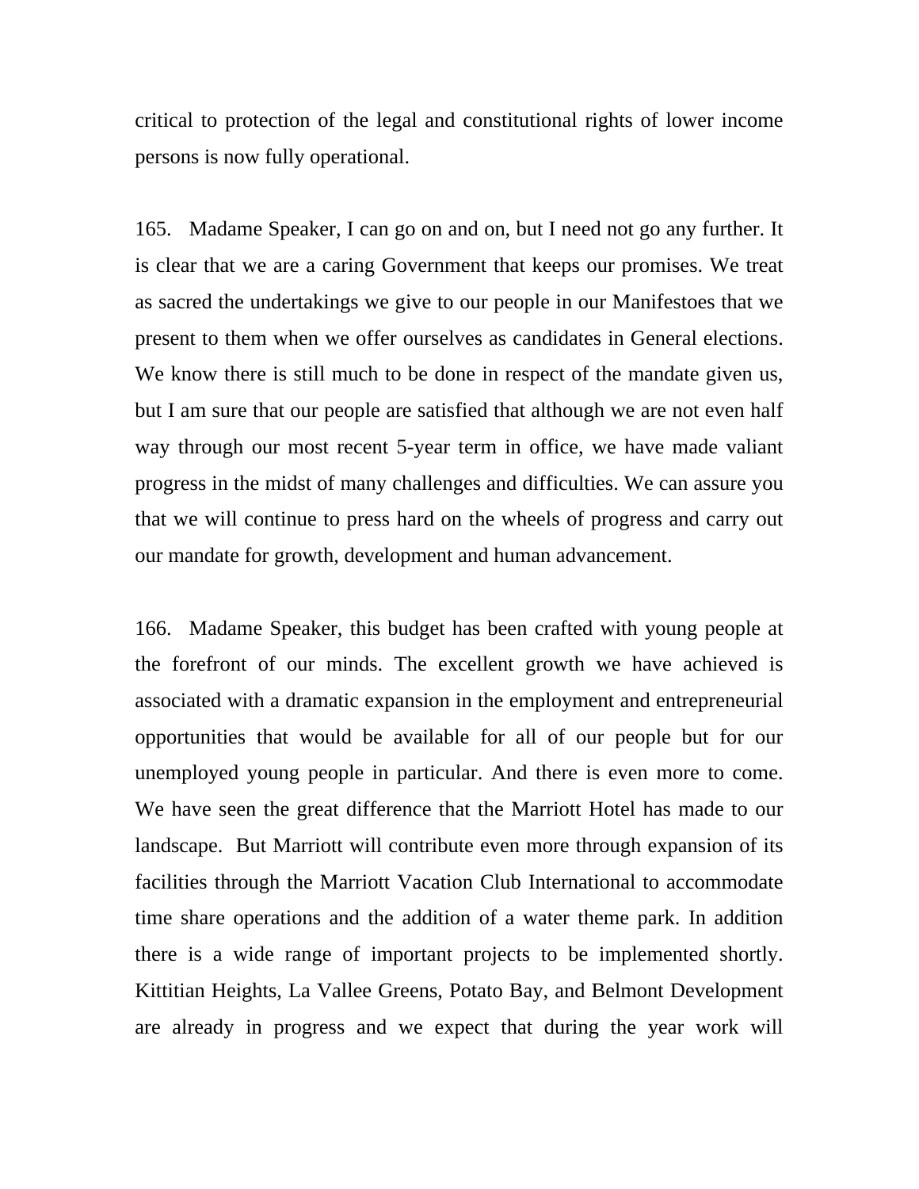critical to protection of the legal and constitutional rights of lower income persons is now fully operational.

165. Madame Speaker, I can go on and on, but I need not go any further. It is clear that we are a caring Government that keeps our promises. We treat as sacred the undertakings we give to our people in our Manifestoes that we present to them when we offer ourselves as candidates in General elections. We know there is still much to be done in respect of the mandate given us, but I am sure that our people are satisfied that although we are not even half way through our most recent 5-year term in office, we have made valiant progress in the midst of many challenges and difficulties. We can assure you that we will continue to press hard on the wheels of progress and carry out our mandate for growth, development and human advancement.

166. Madame Speaker, this budget has been crafted with young people at the forefront of our minds. The excellent growth we have achieved is associated with a dramatic expansion in the employment and entrepreneurial opportunities that would be available for all of our people but for our unemployed young people in particular. And there is even more to come. We have seen the great difference that the Marriott Hotel has made to our landscape. But Marriott will contribute even more through expansion of its facilities through the Marriott Vacation Club International to accommodate time share operations and the addition of a water theme park. In addition there is a wide range of important projects to be implemented shortly. Kittitian Heights, La Vallee Greens, Potato Bay, and Belmont Development are already in progress and we expect that during the year work will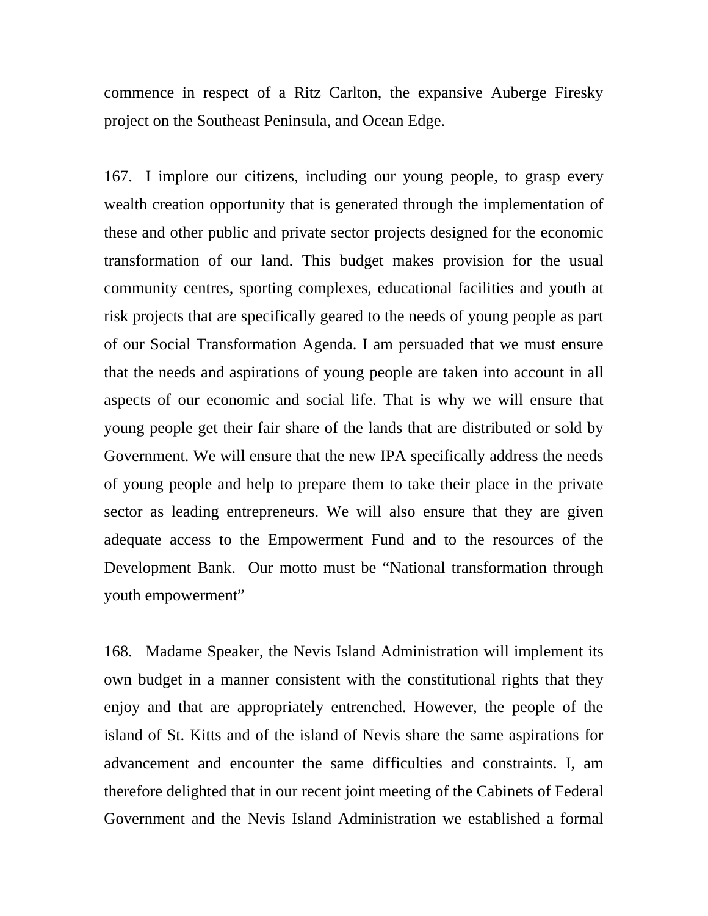commence in respect of a Ritz Carlton, the expansive Auberge Firesky project on the Southeast Peninsula, and Ocean Edge.

167. I implore our citizens, including our young people, to grasp every wealth creation opportunity that is generated through the implementation of these and other public and private sector projects designed for the economic transformation of our land. This budget makes provision for the usual community centres, sporting complexes, educational facilities and youth at risk projects that are specifically geared to the needs of young people as part of our Social Transformation Agenda. I am persuaded that we must ensure that the needs and aspirations of young people are taken into account in all aspects of our economic and social life. That is why we will ensure that young people get their fair share of the lands that are distributed or sold by Government. We will ensure that the new IPA specifically address the needs of young people and help to prepare them to take their place in the private sector as leading entrepreneurs. We will also ensure that they are given adequate access to the Empowerment Fund and to the resources of the Development Bank. Our motto must be "National transformation through youth empowerment"

168. Madame Speaker, the Nevis Island Administration will implement its own budget in a manner consistent with the constitutional rights that they enjoy and that are appropriately entrenched. However, the people of the island of St. Kitts and of the island of Nevis share the same aspirations for advancement and encounter the same difficulties and constraints. I, am therefore delighted that in our recent joint meeting of the Cabinets of Federal Government and the Nevis Island Administration we established a formal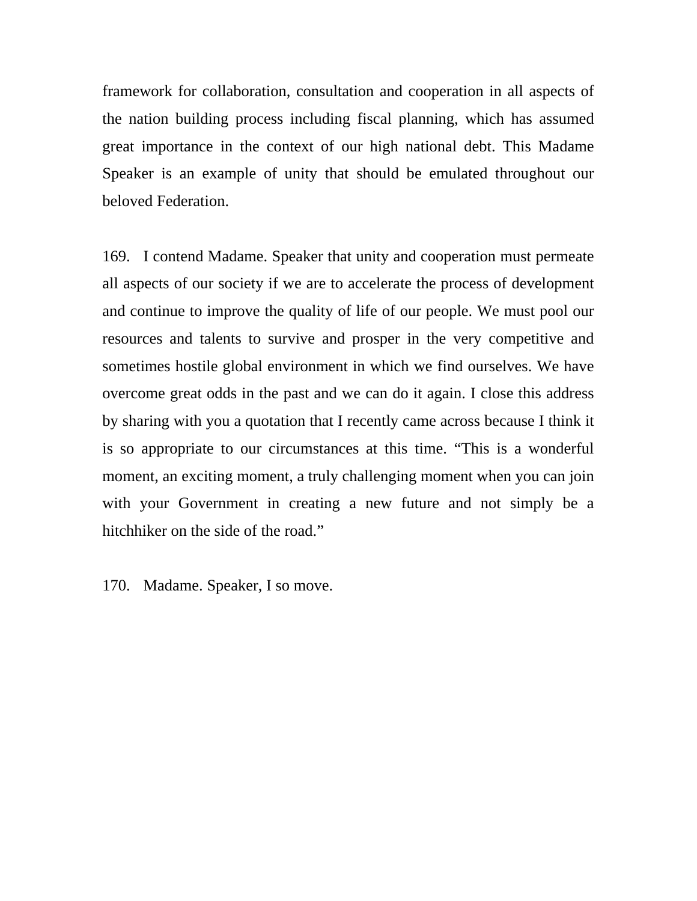framework for collaboration, consultation and cooperation in all aspects of the nation building process including fiscal planning, which has assumed great importance in the context of our high national debt. This Madame Speaker is an example of unity that should be emulated throughout our beloved Federation.

169. I contend Madame. Speaker that unity and cooperation must permeate all aspects of our society if we are to accelerate the process of development and continue to improve the quality of life of our people. We must pool our resources and talents to survive and prosper in the very competitive and sometimes hostile global environment in which we find ourselves. We have overcome great odds in the past and we can do it again. I close this address by sharing with you a quotation that I recently came across because I think it is so appropriate to our circumstances at this time. "This is a wonderful moment, an exciting moment, a truly challenging moment when you can join with your Government in creating a new future and not simply be a hitchhiker on the side of the road."

170. Madame. Speaker, I so move.